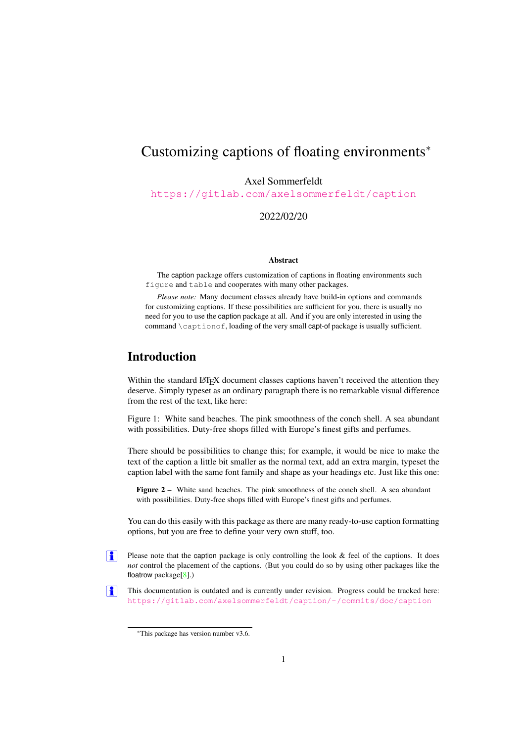# Customizing captions of floating environments*

Axel Sommerfeldt

https://gitlab.com/axelsommerfeldt/caption

2022/02/20

**Abstract**

The caption package offers customization of captions in floating environments such `figure` and `table` and cooperates with many other packages.

*Please note:* Many document classes already have build-in options and commands for customizing captions. If these possibilities are sufficient for you, there is usually no need for you to use the caption package at all. And if you are only interested in using the command `\captionof`, loading of the very small capt-of package is usually sufficient.

## Introduction

Within the standard LaTeX document classes captions haven't received the attention they deserve. Simply typeset as an ordinary paragraph there is no remarkable visual difference from the rest of the text, like here:

Figure 1: White sand beaches. The pink smoothness of the conch shell. A sea abundant with possibilities. Duty-free shops filled with Europe's finest gifts and perfumes.

There should be possibilities to change this; for example, it would be nice to make the text of the caption a little bit smaller as the normal text, add an extra margin, typeset the caption label with the same font family and shape as your headings etc. Just like this one:

> **Figure 2** – White sand beaches. The pink smoothness of the conch shell. A sea abundant with possibilities. Duty-free shops filled with Europe's finest gifts and perfumes.

You can do this easily with this package as there are many ready-to-use caption formatting options, but you are free to define your very own stuff, too.

Please note that the caption package is only controlling the look & feel of the captions. It does *not* control the placement of the captions. (But you could do so by using other packages like the floatrow package[8].)

This documentation is outdated and is currently under revision. Progress could be tracked here: https://gitlab.com/axelsommerfeldt/caption/-/commits/doc/caption

*This package has version number v3.6.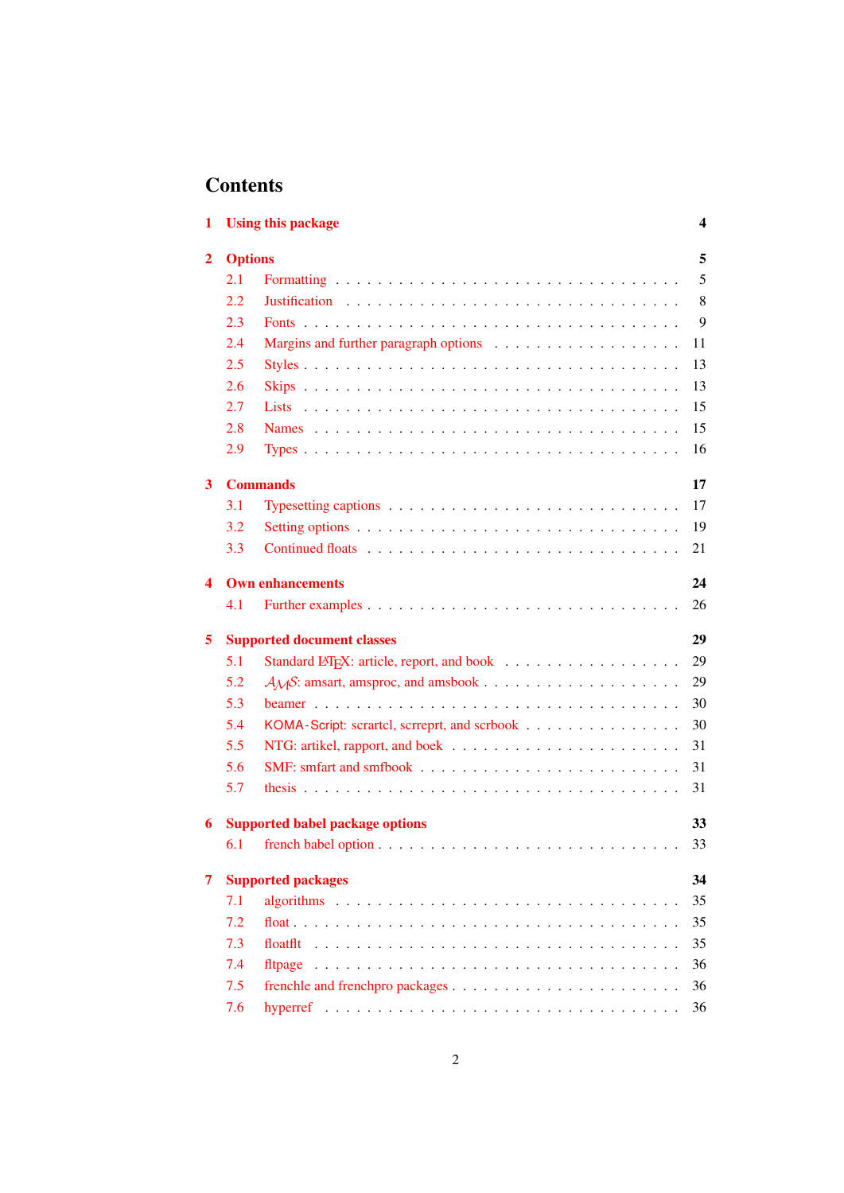# Contents

**1 Using this package** 4

**2 Options** 5

- 2.1 Formatting . . . 5
- 2.2 Justification . . . 8
- 2.3 Fonts . . . 9
- 2.4 Margins and further paragraph options . . . 11
- 2.5 Styles . . . 13
- 2.6 Skips . . . 13
- 2.7 Lists . . . 15
- 2.8 Names . . . 15
- 2.9 Types . . . 16

**3 Commands** 17

- 3.1 Typesetting captions . . . 17
- 3.2 Setting options . . . 19
- 3.3 Continued floats . . . 21

**4 Own enhancements** 24

- 4.1 Further examples . . . 26

**5 Supported document classes** 29

- 5.1 Standard LaTeX: article, report, and book . . . 29
- 5.2 AMS: amsart, amsproc, and amsbook . . . 29
- 5.3 beamer . . . 30
- 5.4 KOMA-Script: scrartcl, scrreprt, and scrbook . . . 30
- 5.5 NTG: artikel, rapport, and boek . . . 31
- 5.6 SMF: smfart and smfbook . . . 31
- 5.7 thesis . . . 31

**6 Supported babel package options** 33

- 6.1 french babel option . . . 33

**7 Supported packages** 34

- 7.1 algorithms . . . 35
- 7.2 float . . . 35
- 7.3 floatflt . . . 35
- 7.4 fltpage . . . 36
- 7.5 frenchle and frenchpro packages . . . 36
- 7.6 hyperref . . . 36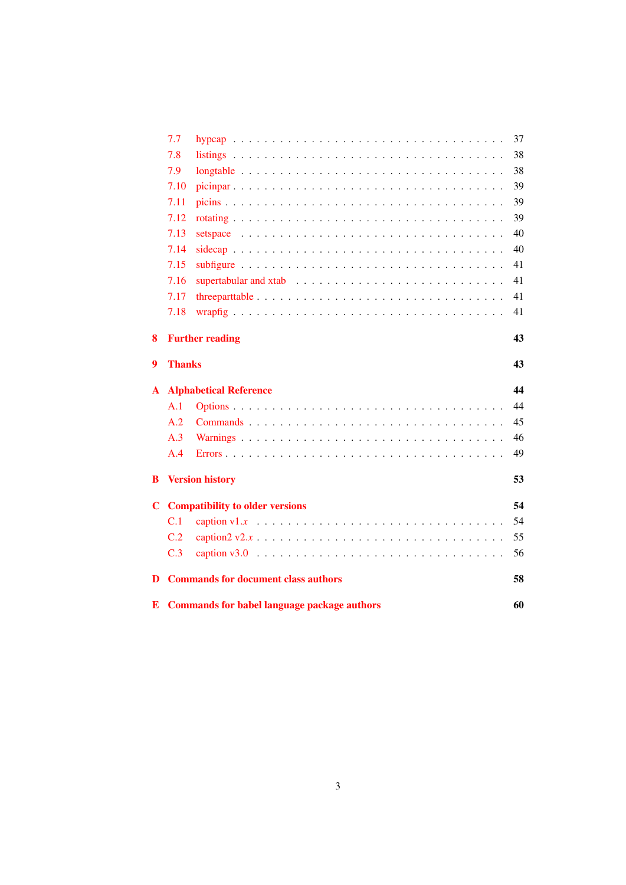- 7.7 hypcap . . . . . . . . . . . . . . . . . . . . . . . . . . . . . . . . 37
- 7.8 listings . . . . . . . . . . . . . . . . . . . . . . . . . . . . . . . . 38
- 7.9 longtable . . . . . . . . . . . . . . . . . . . . . . . . . . . . . . . 38
- 7.10 picinpar . . . . . . . . . . . . . . . . . . . . . . . . . . . . . . . 39
- 7.11 picins . . . . . . . . . . . . . . . . . . . . . . . . . . . . . . . . 39
- 7.12 rotating . . . . . . . . . . . . . . . . . . . . . . . . . . . . . . . 39
- 7.13 setspace . . . . . . . . . . . . . . . . . . . . . . . . . . . . . . . 40
- 7.14 sidecap . . . . . . . . . . . . . . . . . . . . . . . . . . . . . . . . 40
- 7.15 subfigure . . . . . . . . . . . . . . . . . . . . . . . . . . . . . . . 41
- 7.16 supertabular and xtab . . . . . . . . . . . . . . . . . . . . . . . . . 41
- 7.17 threeparttable . . . . . . . . . . . . . . . . . . . . . . . . . . . . . 41
- 7.18 wrapfig . . . . . . . . . . . . . . . . . . . . . . . . . . . . . . . . 41

**8 Further reading** **43**

**9 Thanks** **43**

**A Alphabetical Reference** **44**

- A.1 Options . . . . . . . . . . . . . . . . . . . . . . . . . . . . . . . . 44
- A.2 Commands . . . . . . . . . . . . . . . . . . . . . . . . . . . . . . . 45
- A.3 Warnings . . . . . . . . . . . . . . . . . . . . . . . . . . . . . . . . 46
- A.4 Errors . . . . . . . . . . . . . . . . . . . . . . . . . . . . . . . . . 49

**B Version history** **53**

**C Compatibility to older versions** **54**

- C.1 caption v1.*x* . . . . . . . . . . . . . . . . . . . . . . . . . . . . . 54
- C.2 caption2 v2.*x* . . . . . . . . . . . . . . . . . . . . . . . . . . . . . 55
- C.3 caption v3.0 . . . . . . . . . . . . . . . . . . . . . . . . . . . . . . 56

**D Commands for document class authors** **58**

**E Commands for babel language package authors** **60**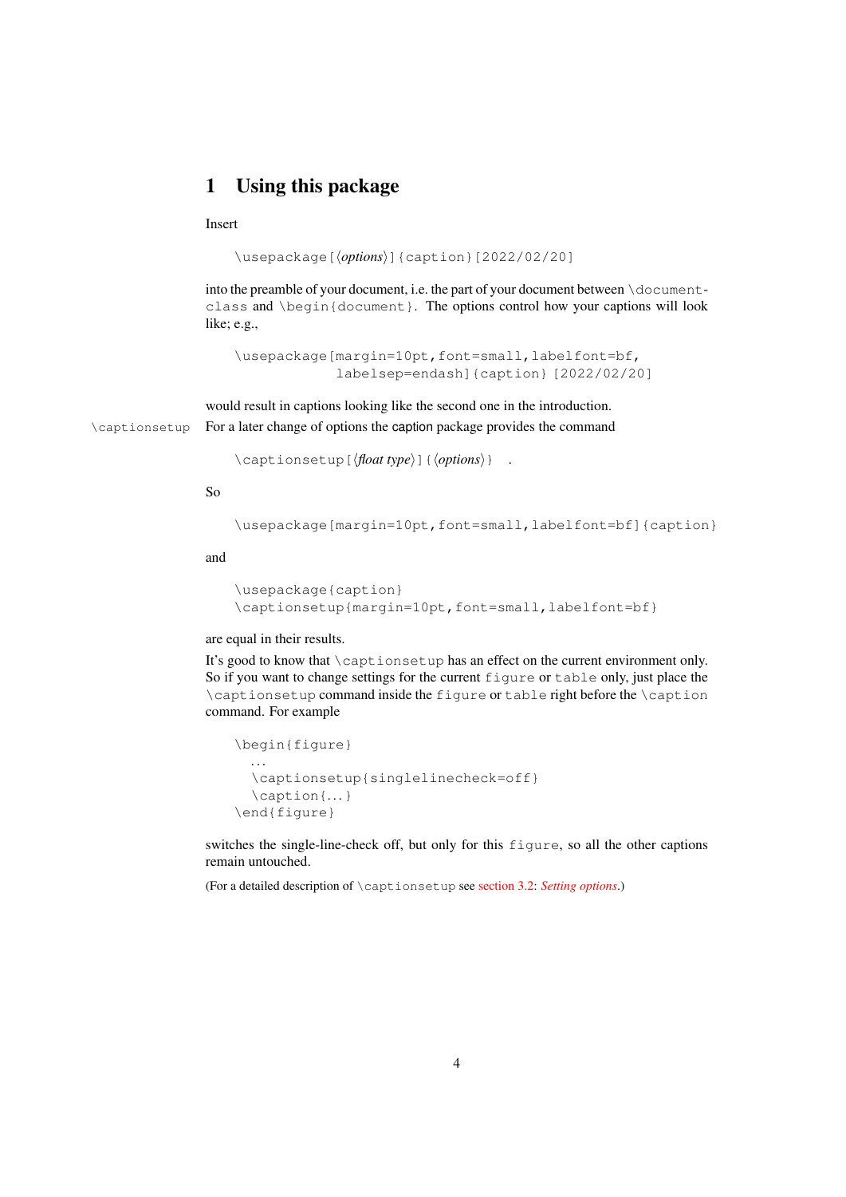# 1 Using this package

Insert

```
\usepackage[⟨options⟩]{caption}[2022/02/20]
```

into the preamble of your document, i.e. the part of your document between `\documentclass` and `\begin{document}`. The options control how your captions will look like; e.g.,

```
\usepackage[margin=10pt,font=small,labelfont=bf,
            labelsep=endash]{caption} [2022/02/20]
```

would result in captions looking like the second one in the introduction.

`\captionsetup` For a later change of options the caption package provides the command

```
\captionsetup[⟨float type⟩]{⟨options⟩}  .
```

So

```
\usepackage[margin=10pt,font=small,labelfont=bf]{caption}
```

and

```
\usepackage{caption}
\captionsetup{margin=10pt,font=small,labelfont=bf}
```

are equal in their results.

It's good to know that `\captionsetup` has an effect on the current environment only. So if you want to change settings for the current `figure` or `table` only, just place the `\captionsetup` command inside the `figure` or `table` right before the `\caption` command. For example

```
\begin{figure}
  ...
  \captionsetup{singlelinecheck=off}
  \caption{...}
\end{figure}
```

switches the single-line-check off, but only for this `figure`, so all the other captions remain untouched.

(For a detailed description of `\captionsetup` see section 3.2: *Setting options*.)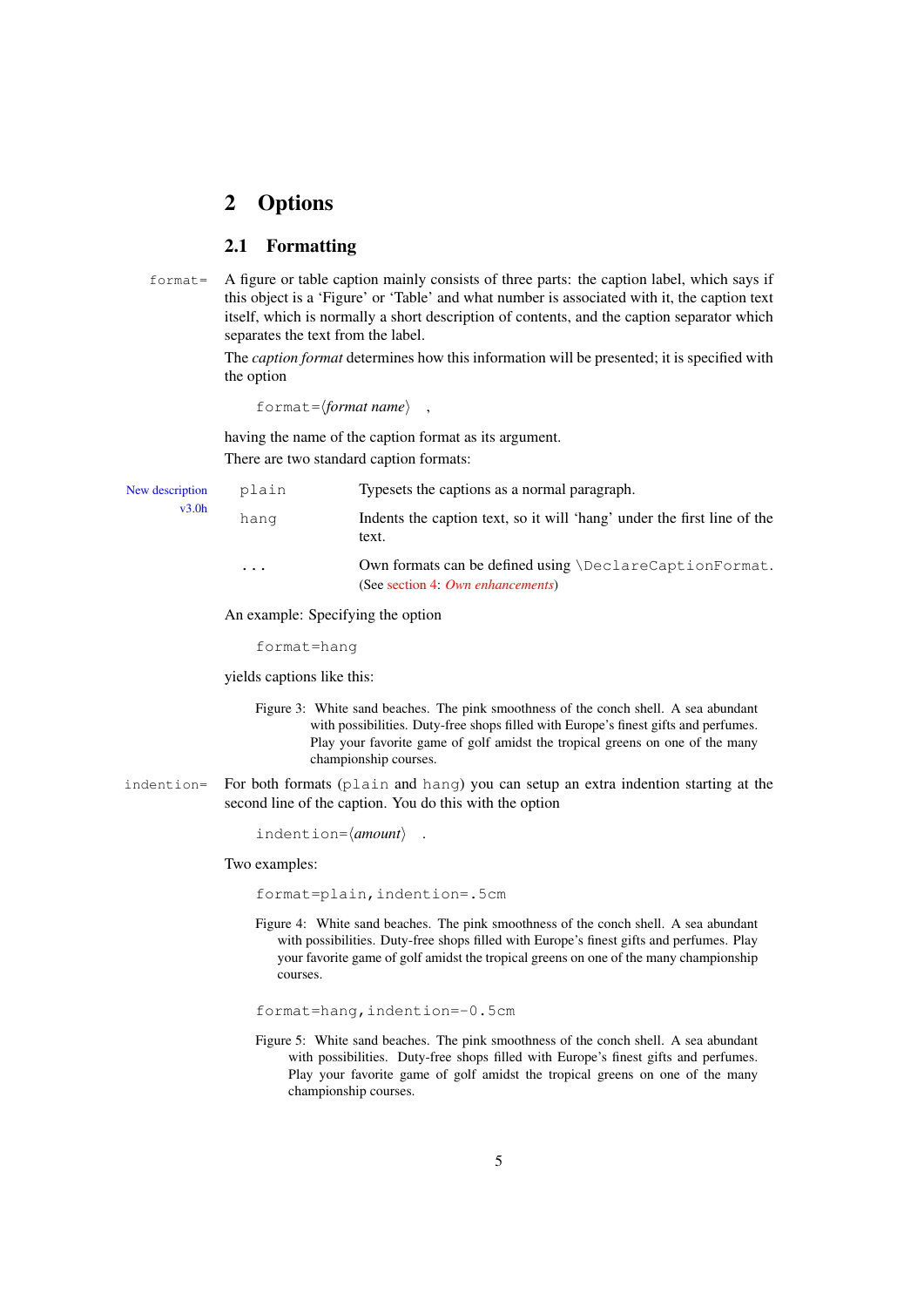## 2 Options

### 2.1 Formatting

format= A figure or table caption mainly consists of three parts: the caption label, which says if this object is a 'Figure' or 'Table' and what number is associated with it, the caption text itself, which is normally a short description of contents, and the caption separator which separates the text from the label.

The *caption format* determines how this information will be presented; it is specified with the option

```
format=⟨format name⟩ ,
```

having the name of the caption format as its argument.

There are two standard caption formats:

New description v3.0h

| | |
|---|---|
| `plain` | Typesets the captions as a normal paragraph. |
| `hang` | Indents the caption text, so it will 'hang' under the first line of the text. |
| `...` | Own formats can be defined using `\DeclareCaptionFormat`. (See section 4: *Own enhancements*) |

An example: Specifying the option

```
format=hang
```

yields captions like this:

Figure 3: White sand beaches. The pink smoothness of the conch shell. A sea abundant with possibilities. Duty-free shops filled with Europe's finest gifts and perfumes. Play your favorite game of golf amidst the tropical greens on one of the many championship courses.

indention= For both formats (`plain` and `hang`) you can setup an extra indention starting at the second line of the caption. You do this with the option

```
indention=⟨amount⟩ .
```

Two examples:

```
format=plain,indention=.5cm
```

Figure 4: White sand beaches. The pink smoothness of the conch shell. A sea abundant with possibilities. Duty-free shops filled with Europe's finest gifts and perfumes. Play your favorite game of golf amidst the tropical greens on one of the many championship courses.

```
format=hang,indention=-0.5cm
```

Figure 5: White sand beaches. The pink smoothness of the conch shell. A sea abundant with possibilities. Duty-free shops filled with Europe's finest gifts and perfumes. Play your favorite game of golf amidst the tropical greens on one of the many championship courses.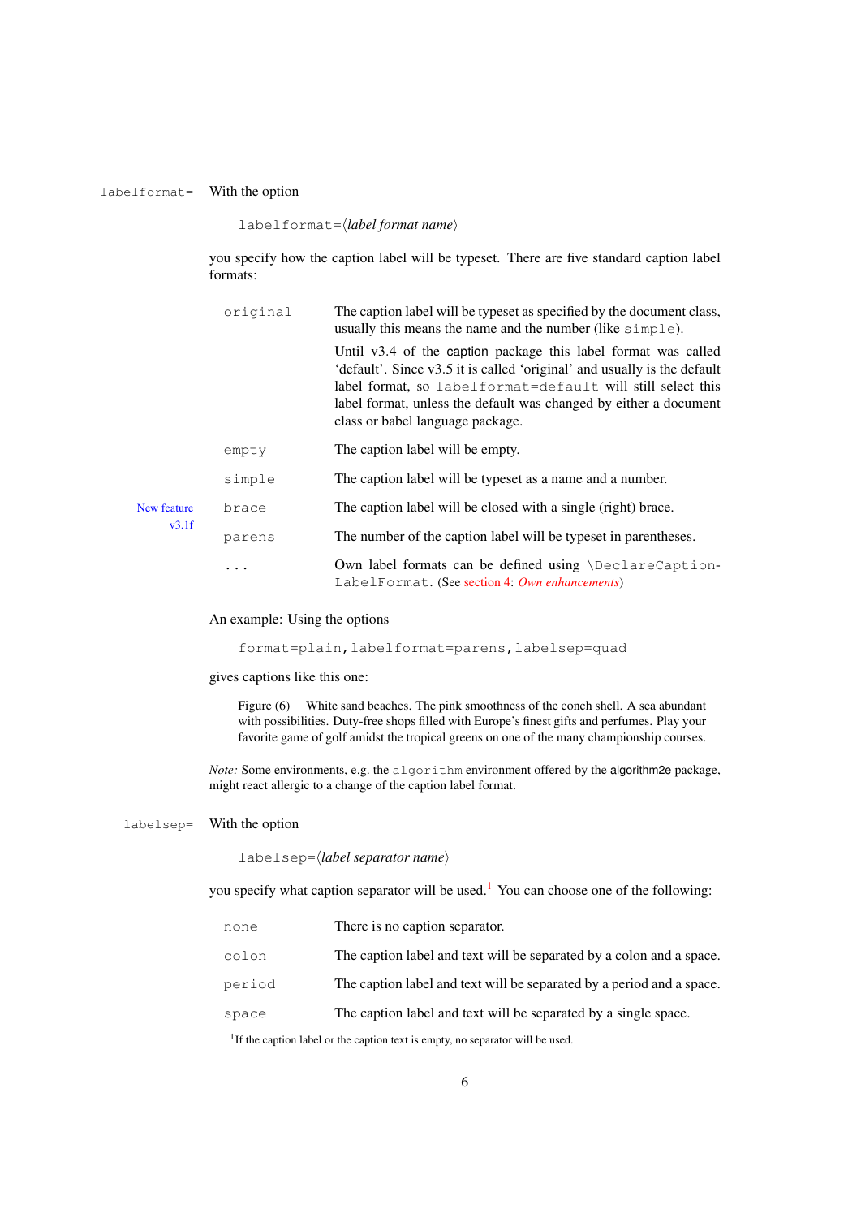`labelformat=` With the option

    labelformat=⟨*label format name*⟩

you specify how the caption label will be typeset. There are five standard caption label formats:

| | |
|---|---|
| `original` | The caption label will be typeset as specified by the document class, usually this means the name and the number (like `simple`).<br><br>Until v3.4 of the caption package this label format was called 'default'. Since v3.5 it is called 'original' and usually is the default label format, so `labelformat=default` will still select this label format, unless the default was changed by either a document class or babel language package. |
| `empty` | The caption label will be empty. |
| `simple` | The caption label will be typeset as a name and a number. |
| `brace` | The caption label will be closed with a single (right) brace. |
| `parens` | The number of the caption label will be typeset in parentheses. |
| `...` | Own label formats can be defined using `\DeclareCaptionLabelFormat`. (See section 4: *Own enhancements*) |

New feature v3.1f

An example: Using the options

    format=plain,labelformat=parens,labelsep=quad

gives captions like this one:

> Figure (6)     White sand beaches. The pink smoothness of the conch shell. A sea abundant with possibilities. Duty-free shops filled with Europe's finest gifts and perfumes. Play your favorite game of golf amidst the tropical greens on one of the many championship courses.

*Note:* Some environments, e.g. the `algorithm` environment offered by the algorithm2e package, might react allergic to a change of the caption label format.

`labelsep=` With the option

    labelsep=⟨*label separator name*⟩

you specify what caption separator will be used.[1] You can choose one of the following:

| | |
|---|---|
| `none` | There is no caption separator. |
| `colon` | The caption label and text will be separated by a colon and a space. |
| `period` | The caption label and text will be separated by a period and a space. |
| `space` | The caption label and text will be separated by a single space. |

[1] If the caption label or the caption text is empty, no separator will be used.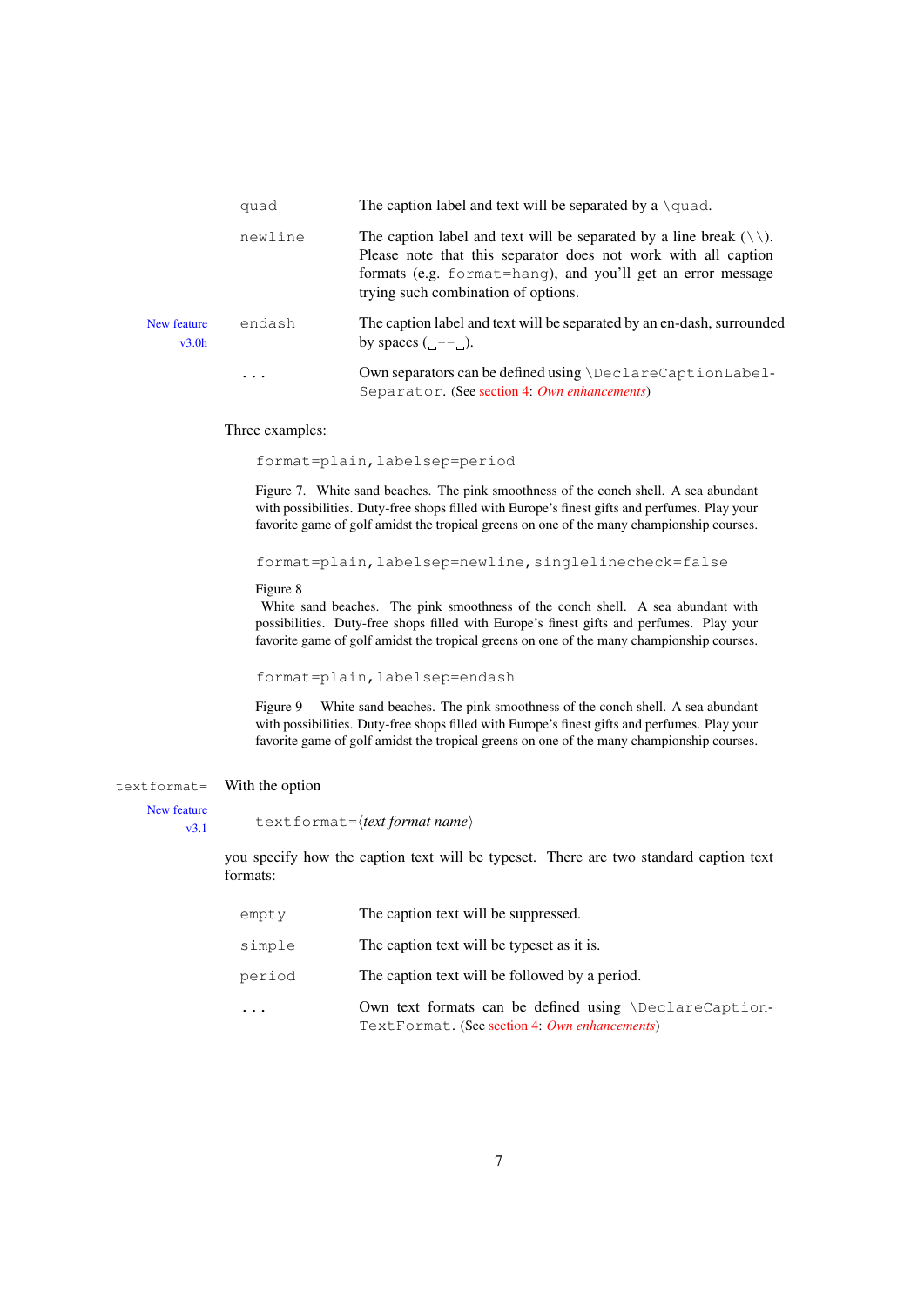| | |
|---|---|
| `quad` | The caption label and text will be separated by a `\quad`. |
| `newline` | The caption label and text will be separated by a line break (`\\`). Please note that this separator does not work with all caption formats (e.g. `format=hang`), and you'll get an error message trying such combination of options. |
| `endash` | The caption label and text will be separated by an en-dash, surrounded by spaces (`␣--␣`). |
| `...` | Own separators can be defined using `\DeclareCaptionLabelSeparator`. (See section 4: *Own enhancements*) |

New feature v3.0h

Three examples:

```
format=plain,labelsep=period
```

Figure 7. White sand beaches. The pink smoothness of the conch shell. A sea abundant with possibilities. Duty-free shops filled with Europe's finest gifts and perfumes. Play your favorite game of golf amidst the tropical greens on one of the many championship courses.

```
format=plain,labelsep=newline,singlelinecheck=false
```

Figure 8
White sand beaches. The pink smoothness of the conch shell. A sea abundant with possibilities. Duty-free shops filled with Europe's finest gifts and perfumes. Play your favorite game of golf amidst the tropical greens on one of the many championship courses.

```
format=plain,labelsep=endash
```

Figure 9 – White sand beaches. The pink smoothness of the conch shell. A sea abundant with possibilities. Duty-free shops filled with Europe's finest gifts and perfumes. Play your favorite game of golf amidst the tropical greens on one of the many championship courses.

`textformat=` New feature v3.1

With the option

`textformat=`⟨*text format name*⟩

you specify how the caption text will be typeset. There are two standard caption text formats:

| | |
|---|---|
| `empty` | The caption text will be suppressed. |
| `simple` | The caption text will be typeset as it is. |
| `period` | The caption text will be followed by a period. |
| `...` | Own text formats can be defined using `\DeclareCaptionTextFormat`. (See section 4: *Own enhancements*) |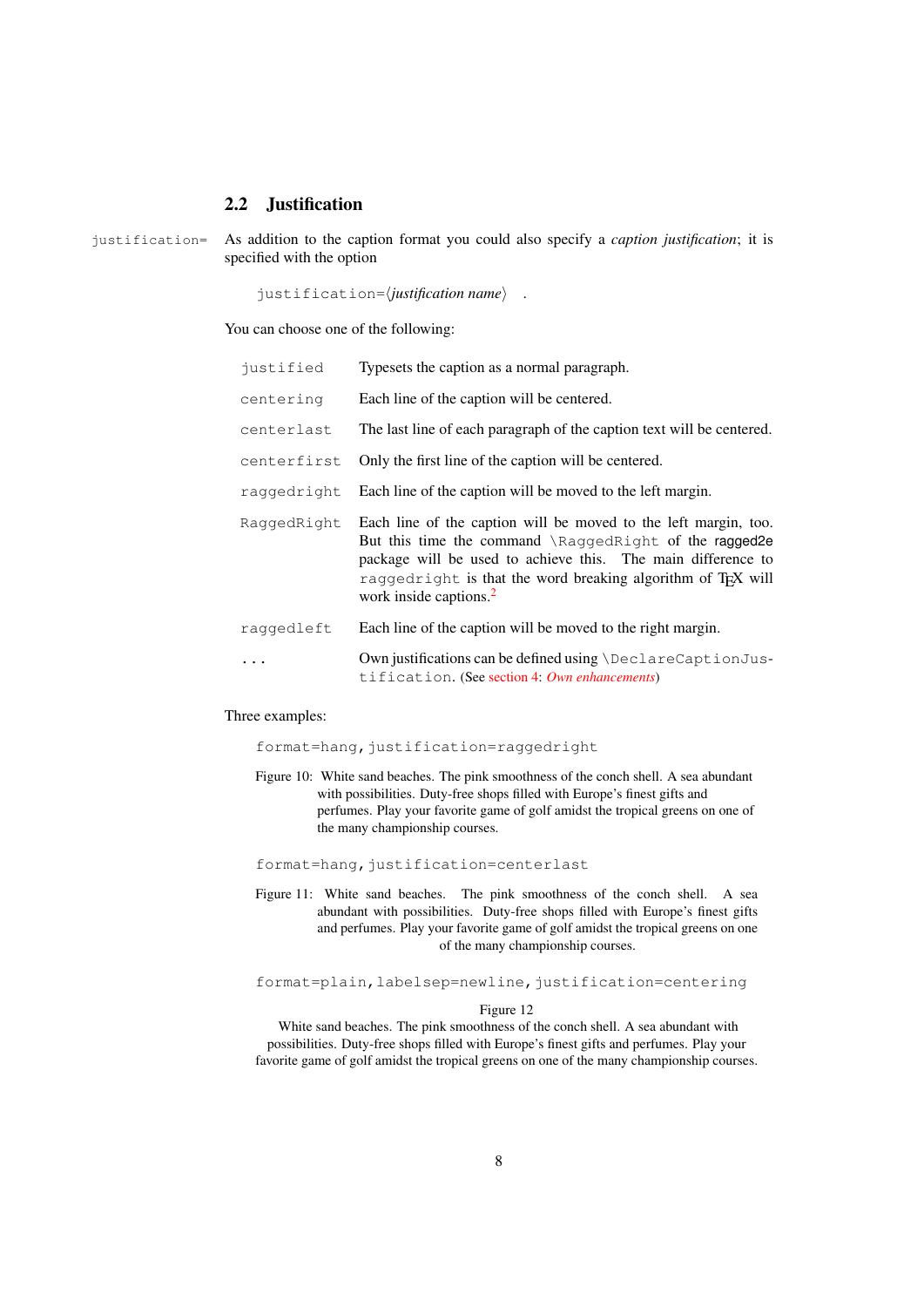## 2.2 Justification

justification=

As addition to the caption format you could also specify a *caption justification*; it is specified with the option

justification=⟨*justification name*⟩ .

You can choose one of the following:

| | |
|---|---|
| `justified` | Typesets the caption as a normal paragraph. |
| `centering` | Each line of the caption will be centered. |
| `centerlast` | The last line of each paragraph of the caption text will be centered. |
| `centerfirst` | Only the first line of the caption will be centered. |
| `raggedright` | Each line of the caption will be moved to the left margin. |
| `RaggedRight` | Each line of the caption will be moved to the left margin, too. But this time the command `\RaggedRight` of the ragged2e package will be used to achieve this. The main difference to `raggedright` is that the word breaking algorithm of TEX will work inside captions.[2] |
| `raggedleft` | Each line of the caption will be moved to the right margin. |
| `...` | Own justifications can be defined using `\DeclareCaptionJustification`. (See section 4: *Own enhancements*) |

Three examples:

`format=hang,justification=raggedright`

Figure 10: White sand beaches. The pink smoothness of the conch shell. A sea abundant with possibilities. Duty-free shops filled with Europe's finest gifts and perfumes. Play your favorite game of golf amidst the tropical greens on one of the many championship courses.

`format=hang,justification=centerlast`

Figure 11: White sand beaches. The pink smoothness of the conch shell. A sea abundant with possibilities. Duty-free shops filled with Europe's finest gifts and perfumes. Play your favorite game of golf amidst the tropical greens on one of the many championship courses.

`format=plain,labelsep=newline,justification=centering`

Figure 12
White sand beaches. The pink smoothness of the conch shell. A sea abundant with possibilities. Duty-free shops filled with Europe's finest gifts and perfumes. Play your favorite game of golf amidst the tropical greens on one of the many championship courses.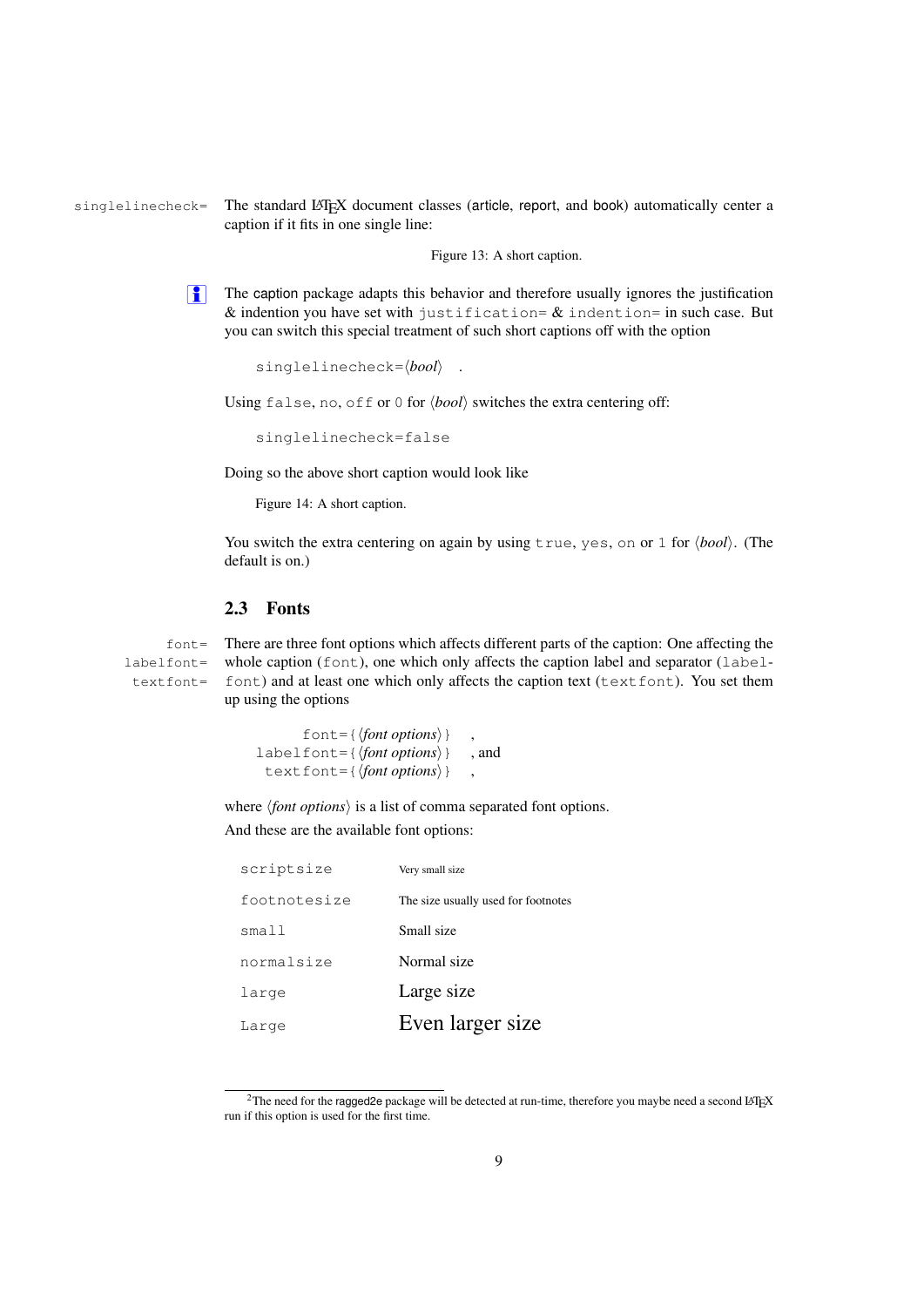`singlelinecheck=` The standard LaTeX document classes (article, report, and book) automatically center a caption if it fits in one single line:

Figure 13: A short caption.

The caption package adapts this behavior and therefore usually ignores the justification & indention you have set with `justification=` & `indention=` in such case. But you can switch this special treatment of such short captions off with the option

`singlelinecheck=`⟨*bool*⟩ .

Using `false`, `no`, `off` or `0` for ⟨*bool*⟩ switches the extra centering off:

```
singlelinecheck=false
```

Doing so the above short caption would look like

Figure 14: A short caption.

You switch the extra centering on again by using `true`, `yes`, `on` or `1` for ⟨*bool*⟩. (The default is on.)

## 2.3 Fonts

`font=` `labelfont=` `textfont=` There are three font options which affects different parts of the caption: One affecting the whole caption (`font`), one which only affects the caption label and separator (`labelfont`) and at least one which only affects the caption text (`textfont`). You set them up using the options

`font={`⟨*font options*⟩`}` ,
`labelfont={`⟨*font options*⟩`}` , and
`textfont={`⟨*font options*⟩`}` ,

where ⟨*font options*⟩ is a list of comma separated font options.

And these are the available font options:

| | |
|---|---|
| `scriptsize` | Very small size |
| `footnotesize` | The size usually used for footnotes |
| `small` | Small size |
| `normalsize` | Normal size |
| `large` | Large size |
| `Large` | Even larger size |

[2]The need for the ragged2e package will be detected at run-time, therefore you maybe need a second LaTeX run if this option is used for the first time.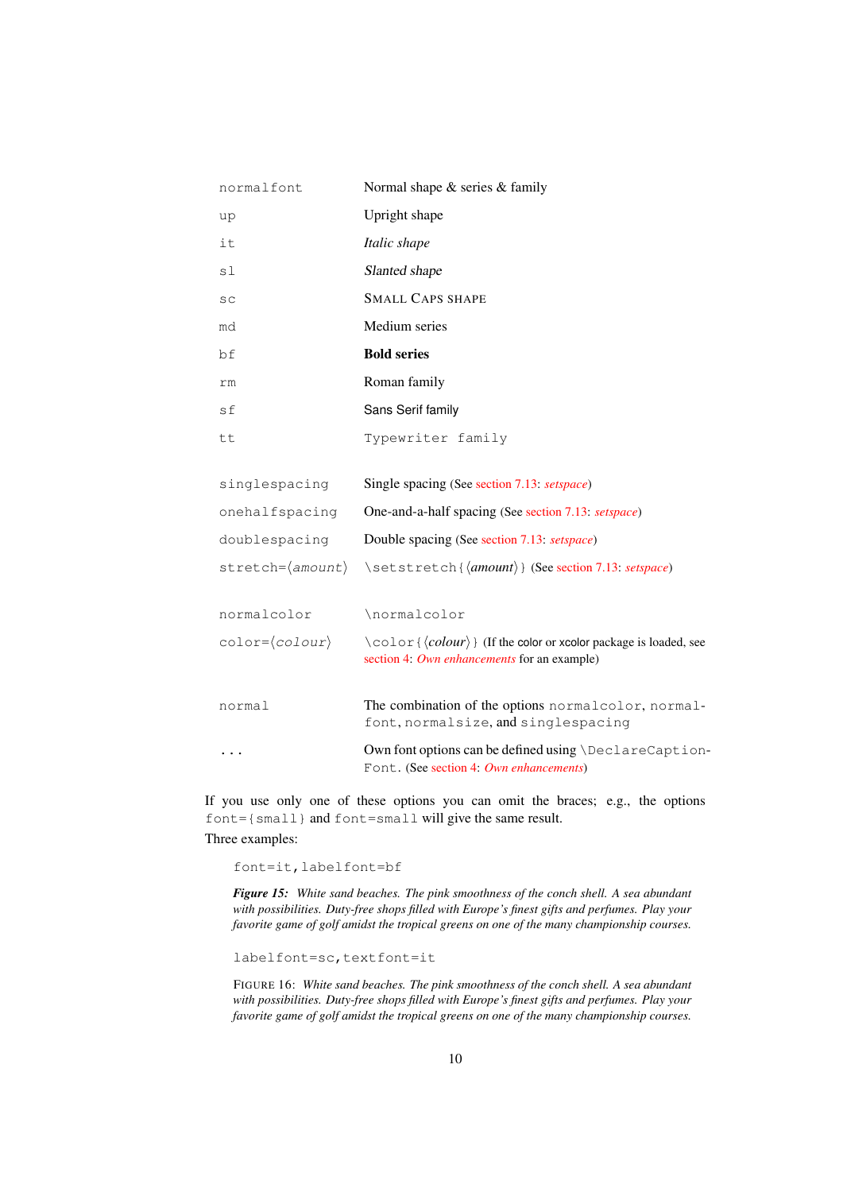| | |
|---|---|
| `normalfont` | Normal shape & series & family |
| `up` | Upright shape |
| `it` | *Italic shape* |
| `sl` | *Slanted shape* |
| `sc` | SMALL CAPS SHAPE |
| `md` | Medium series |
| `bf` | **Bold series** |
| `rm` | Roman family |
| `sf` | Sans Serif family |
| `tt` | `Typewriter family` |
| | |
| `singlespacing` | Single spacing (See section 7.13: *setspace*) |
| `onehalfspacing` | One-and-a-half spacing (See section 7.13: *setspace*) |
| `doublespacing` | Double spacing (See section 7.13: *setspace*) |
| `stretch=`⟨*amount*⟩ | `\setstretch{`⟨*amount*⟩`}` (See section 7.13: *setspace*) |
| | |
| `normalcolor` | `\normalcolor` |
| `color=`⟨*colour*⟩ | `\color{`⟨*colour*⟩`}` (If the color or xcolor package is loaded, see section 4: *Own enhancements* for an example) |
| | |
| `normal` | The combination of the options `normalcolor`, `normalfont`, `normalsize`, and `singlespacing` |
| `...` | Own font options can be defined using `\DeclareCaptionFont`. (See section 4: *Own enhancements*) |

If you use only one of these options you can omit the braces; e.g., the options `font={small}` and `font=small` will give the same result.

Three examples:

```
font=it,labelfont=bf
```

***Figure 15:*** *White sand beaches. The pink smoothness of the conch shell. A sea abundant with possibilities. Duty-free shops filled with Europe's finest gifts and perfumes. Play your favorite game of golf amidst the tropical greens on one of the many championship courses.*

```
labelfont=sc,textfont=it
```

FIGURE 16: *White sand beaches. The pink smoothness of the conch shell. A sea abundant with possibilities. Duty-free shops filled with Europe's finest gifts and perfumes. Play your favorite game of golf amidst the tropical greens on one of the many championship courses.*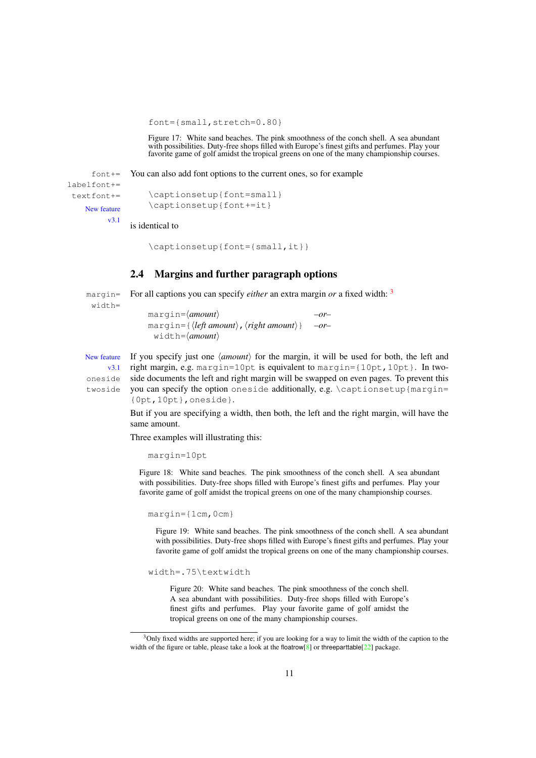```
font={small,stretch=0.80}
```

Figure 17: White sand beaches. The pink smoothness of the conch shell. A sea abundant with possibilities. Duty-free shops filled with Europe's finest gifts and perfumes. Play your favorite game of golf amidst the tropical greens on one of the many championship courses.

font+= labelfont+= textfont+= New feature v3.1

You can also add font options to the current ones, so for example

```
\captionsetup{font=small}
\captionsetup{font+=it}
```

is identical to

```
\captionsetup{font={small,it}}
```

## 2.4 Margins and further paragraph options

margin= width=

For all captions you can specify *either* an extra margin *or* a fixed width: [3]

```
margin=⟨amount⟩                          –or–
margin={⟨left amount⟩,⟨right amount⟩}    –or–
 width=⟨amount⟩
```

New feature v3.1 oneside twoside

If you specify just one ⟨*amount*⟩ for the margin, it will be used for both, the left and right margin, e.g. `margin=10pt` is equivalent to `margin={10pt,10pt}`. In two-side documents the left and right margin will be swapped on even pages. To prevent this you can specify the option `oneside` additionally, e.g. `\captionsetup{margin={0pt,10pt},oneside}`.

But if you are specifying a width, then both, the left and the right margin, will have the same amount.

Three examples will illustrating this:

```
margin=10pt
```

Figure 18: White sand beaches. The pink smoothness of the conch shell. A sea abundant with possibilities. Duty-free shops filled with Europe's finest gifts and perfumes. Play your favorite game of golf amidst the tropical greens on one of the many championship courses.

```
margin={1cm,0cm}
```

Figure 19: White sand beaches. The pink smoothness of the conch shell. A sea abundant with possibilities. Duty-free shops filled with Europe's finest gifts and perfumes. Play your favorite game of golf amidst the tropical greens on one of the many championship courses.

```
width=.75\textwidth
```

Figure 20: White sand beaches. The pink smoothness of the conch shell. A sea abundant with possibilities. Duty-free shops filled with Europe's finest gifts and perfumes. Play your favorite game of golf amidst the tropical greens on one of the many championship courses.

---

[3] Only fixed widths are supported here; if you are looking for a way to limit the width of the caption to the width of the figure or table, please take a look at the floatrow[8] or threeparttable[22] package.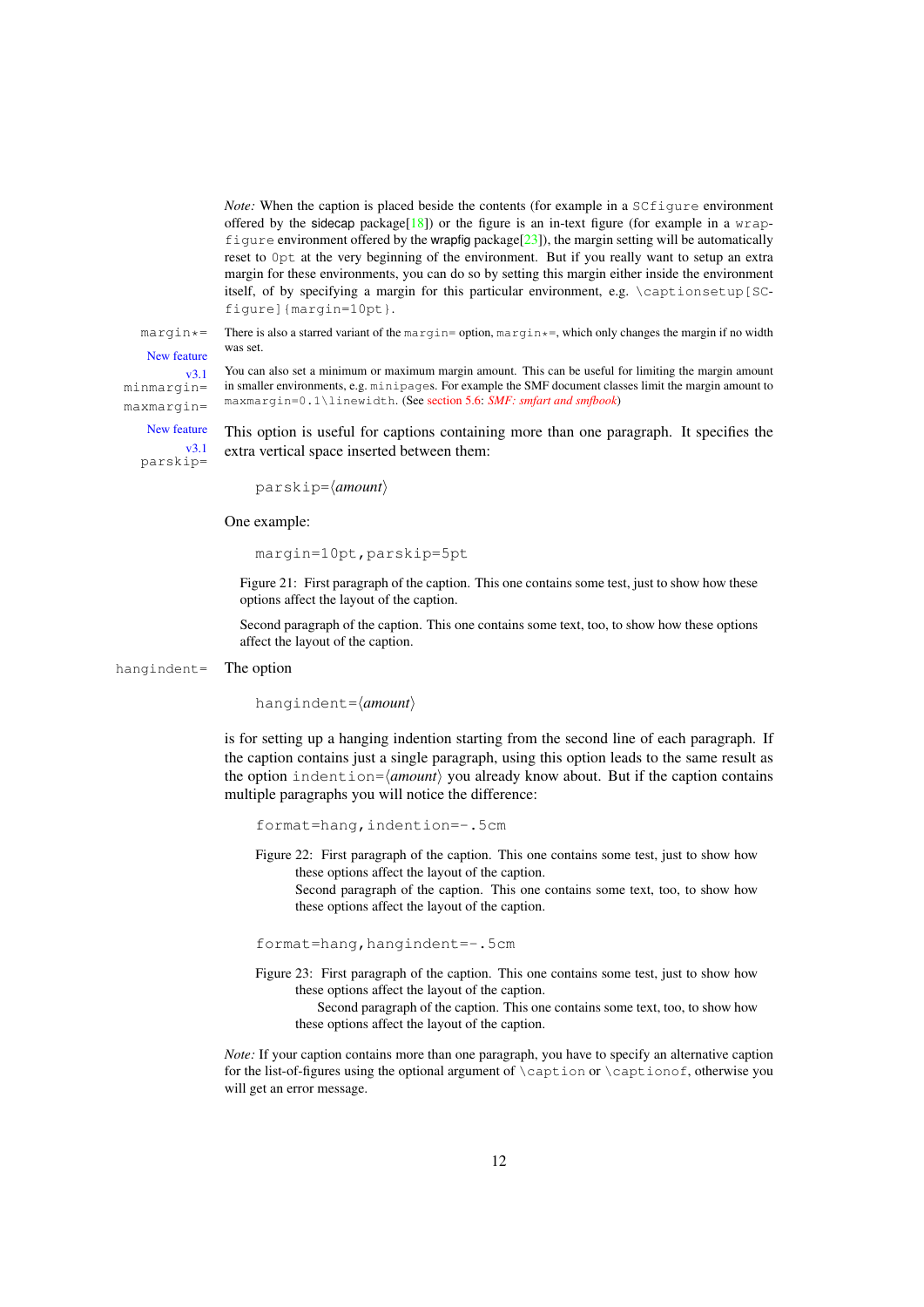*Note:* When the caption is placed beside the contents (for example in a `SCfigure` environment offered by the sidecap package[18]) or the figure is an in-text figure (for example in a `wrapfigure` environment offered by the wrapfig package[23]), the margin setting will be automatically reset to `0pt` at the very beginning of the environment. But if you really want to setup an extra margin for these environments, you can do so by setting this margin either inside the environment itself, of by specifying a margin for this particular environment, e.g. `\captionsetup[SCfigure]{margin=10pt}`.

`margin*=` There is also a starred variant of the `margin=` option, `margin*=`, which only changes the margin if no width was set.

New feature v3.1 `minmargin=` `maxmargin=` You can also set a minimum or maximum margin amount. This can be useful for limiting the margin amount in smaller environments, e.g. `minipage`s. For example the SMF document classes limit the margin amount to `maxmargin=0.1\linewidth`. (See section 5.6: *SMF: smfart and smfbook*)

New feature v3.1 `parskip=` This option is useful for captions containing more than one paragraph. It specifies the extra vertical space inserted between them:

```
parskip=⟨amount⟩
```

One example:

```
margin=10pt,parskip=5pt
```

Figure 21: First paragraph of the caption. This one contains some test, just to show how these options affect the layout of the caption.

Second paragraph of the caption. This one contains some text, too, to show how these options affect the layout of the caption.

`hangindent=` The option

```
hangindent=⟨amount⟩
```

is for setting up a hanging indention starting from the second line of each paragraph. If the caption contains just a single paragraph, using this option leads to the same result as the option `indention=⟨amount⟩` you already know about. But if the caption contains multiple paragraphs you will notice the difference:

```
format=hang,indention=-.5cm
```

Figure 22: First paragraph of the caption. This one contains some test, just to show how these options affect the layout of the caption.
Second paragraph of the caption. This one contains some text, too, to show how these options affect the layout of the caption.

```
format=hang,hangindent=-.5cm
```

Figure 23: First paragraph of the caption. This one contains some test, just to show how these options affect the layout of the caption.
Second paragraph of the caption. This one contains some text, too, to show how these options affect the layout of the caption.

*Note:* If your caption contains more than one paragraph, you have to specify an alternative caption for the list-of-figures using the optional argument of `\caption` or `\captionof`, otherwise you will get an error message.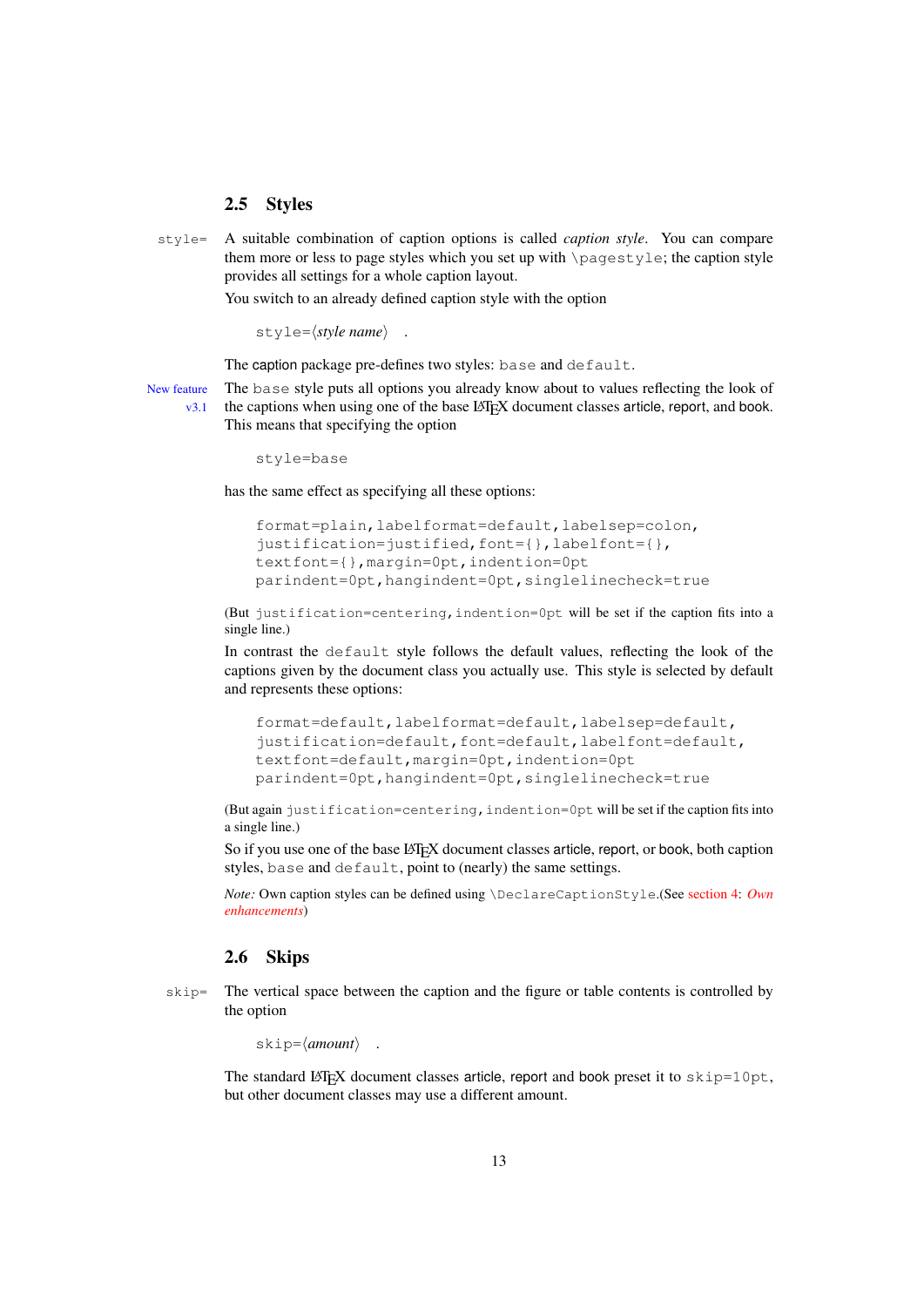## 2.5 Styles

style= A suitable combination of caption options is called *caption style*. You can compare them more or less to page styles which you set up with `\pagestyle`; the caption style provides all settings for a whole caption layout.

You switch to an already defined caption style with the option

```
style=⟨style name⟩ .
```

The caption package pre-defines two styles: `base` and `default`.

New feature v3.1 The `base` style puts all options you already know about to values reflecting the look of the captions when using one of the base LaTeX document classes article, report, and book. This means that specifying the option

```
style=base
```

has the same effect as specifying all these options:

```
format=plain,labelformat=default,labelsep=colon,
justification=justified,font={},labelfont={},
textfont={},margin=0pt,indention=0pt
parindent=0pt,hangindent=0pt,singlelinecheck=true
```

(But `justification=centering,indention=0pt` will be set if the caption fits into a single line.)

In contrast the `default` style follows the default values, reflecting the look of the captions given by the document class you actually use. This style is selected by default and represents these options:

```
format=default,labelformat=default,labelsep=default,
justification=default,font=default,labelfont=default,
textfont=default,margin=0pt,indention=0pt
parindent=0pt,hangindent=0pt,singlelinecheck=true
```

(But again `justification=centering,indention=0pt` will be set if the caption fits into a single line.)

So if you use one of the base LaTeX document classes article, report, or book, both caption styles, `base` and `default`, point to (nearly) the same settings.

*Note:* Own caption styles can be defined using `\DeclareCaptionStyle`.(See section 4: *Own enhancements*)

## 2.6 Skips

skip= The vertical space between the caption and the figure or table contents is controlled by the option

```
skip=⟨amount⟩ .
```

The standard LaTeX document classes article, report and book preset it to `skip=10pt`, but other document classes may use a different amount.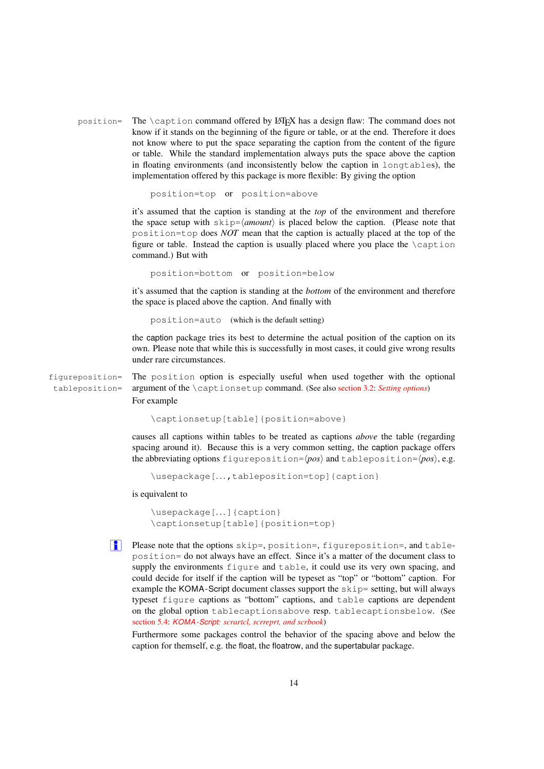`position=` The `\caption` command offered by LaTeX has a design flaw: The command does not know if it stands on the beginning of the figure or table, or at the end. Therefore it does not know where to put the space separating the caption from the content of the figure or table. While the standard implementation always puts the space above the caption in floating environments (and inconsistently below the caption in `longtable`s), the implementation offered by this package is more flexible: By giving the option

`position=top` or `position=above`

it's assumed that the caption is standing at the *top* of the environment and therefore the space setup with `skip=`⟨*amount*⟩ is placed below the caption. (Please note that `position=top` does *NOT* mean that the caption is actually placed at the top of the figure or table. Instead the caption is usually placed where you place the `\caption` command.) But with

`position=bottom` or `position=below`

it's assumed that the caption is standing at the *bottom* of the environment and therefore the space is placed above the caption. And finally with

`position=auto` (which is the default setting)

the caption package tries its best to determine the actual position of the caption on its own. Please note that while this is successfully in most cases, it could give wrong results under rare circumstances.

`figureposition=`
`tableposition=` The `position` option is especially useful when used together with the optional argument of the `\captionsetup` command. (See also section 3.2: *Setting options*)

For example

```
\captionsetup[table]{position=above}
```

causes all captions within tables to be treated as captions *above* the table (regarding spacing around it). Because this is a very common setting, the caption package offers the abbreviating options `figureposition=`⟨*pos*⟩ and `tableposition=`⟨*pos*⟩, e.g.

```
\usepackage[...,tableposition=top]{caption}
```

is equivalent to

```
\usepackage[...]{caption}
\captionsetup[table]{position=top}
```

Please note that the options `skip=`, `position=`, `figureposition=`, and `tableposition=` do not always have an effect. Since it's a matter of the document class to supply the environments `figure` and `table`, it could use its very own spacing, and could decide for itself if the caption will be typeset as "top" or "bottom" caption. For example the KOMA-Script document classes support the `skip=` setting, but will always typeset `figure` captions as "bottom" captions, and `table` captions are dependent on the global option `tablecaptionsabove` resp. `tablecaptionsbelow`. (See section 5.4: *KOMA-Script: scrartcl, scrreprt, and scrbook*)

Furthermore some packages control the behavior of the spacing above and below the caption for themself, e.g. the float, the floatrow, and the supertabular package.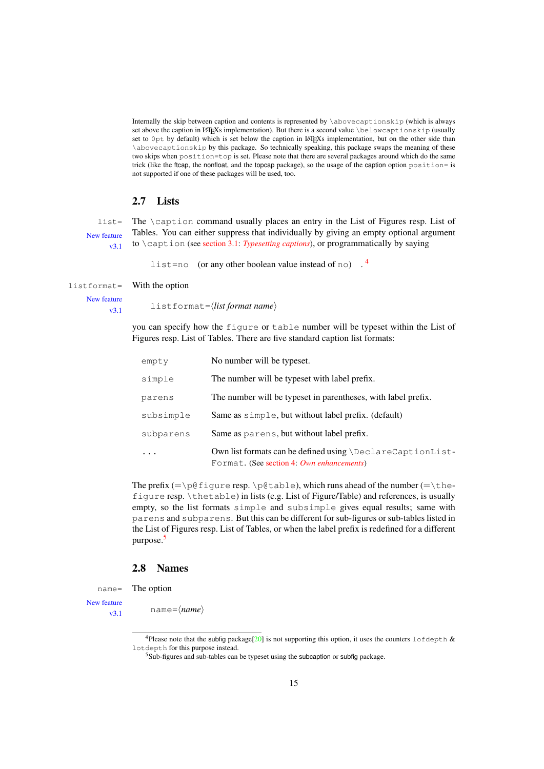Internally the skip between caption and contents is represented by `\abovecaptionskip` (which is always set above the caption in LaTeXs implementation). But there is a second value `\belowcaptionskip` (usually set to `0pt` by default) which is set below the caption in LaTeXs implementation, but on the other side than `\abovecaptionskip` by this package. So technically speaking, this package swaps the meaning of these two skips when `position=top` is set. Please note that there are several packages around which do the same trick (like the ftcap, the nonfloat, and the topcap package), so the usage of the caption option `position=` is not supported if one of these packages will be used, too.

## 2.7 Lists

`list=` *New feature v3.1*

The `\caption` command usually places an entry in the List of Figures resp. List of Tables. You can either suppress that individually by giving an empty optional argument to `\caption` (see section 3.1: *Typesetting captions*), or programmatically by saying

`list=no` (or any other boolean value instead of `no`) .[4]

`listformat=` *New feature v3.1*

With the option

`listformat=`⟨*list format name*⟩

you can specify how the `figure` or `table` number will be typeset within the List of Figures resp. List of Tables. There are five standard caption list formats:

| | |
|---|---|
| `empty` | No number will be typeset. |
| `simple` | The number will be typeset with label prefix. |
| `parens` | The number will be typeset in parentheses, with label prefix. |
| `subsimple` | Same as `simple`, but without label prefix. (default) |
| `subparens` | Same as `parens`, but without label prefix. |
| `...` | Own list formats can be defined using `\DeclareCaptionListFormat`. (See section 4: *Own enhancements*) |

The prefix (=`\p@figure` resp. `\p@table`), which runs ahead of the number (=`\thefigure` resp. `\thetable`) in lists (e.g. List of Figure/Table) and references, is usually empty, so the list formats `simple` and `subsimple` gives equal results; same with `parens` and `subparens`. But this can be different for sub-figures or sub-tables listed in the List of Figures resp. List of Tables, or when the label prefix is redefined for a different purpose.[5]

## 2.8 Names

`name=` *New feature v3.1*

The option

`name=`⟨*name*⟩

[4] Please note that the subfig package[20] is not supporting this option, it uses the counters `lofdepth` & `lotdepth` for this purpose instead.

[5] Sub-figures and sub-tables can be typeset using the subcaption or subfig package.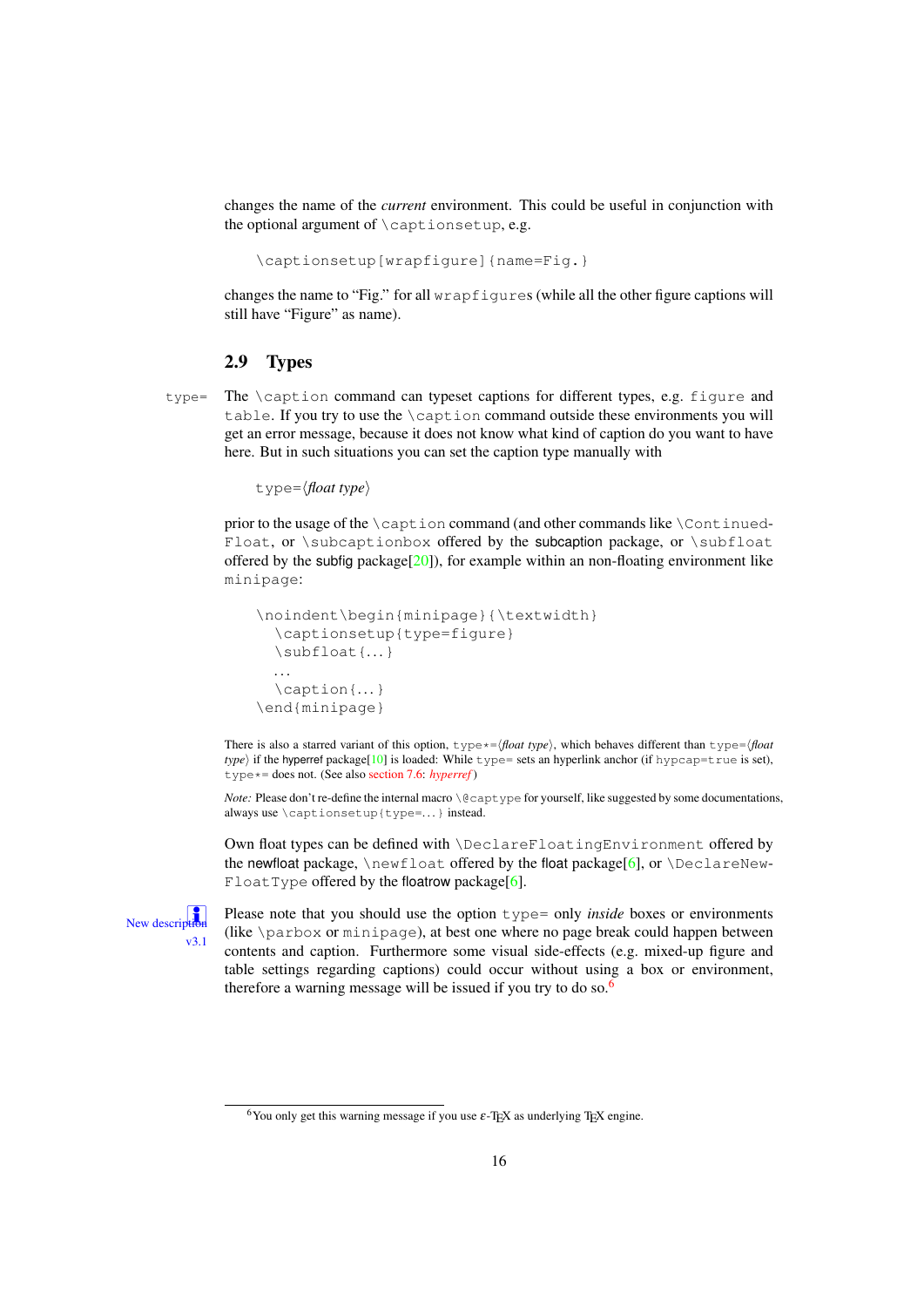changes the name of the *current* environment. This could be useful in conjunction with the optional argument of `\captionsetup`, e.g.

```
\captionsetup[wrapfigure]{name=Fig.}
```

changes the name to "Fig." for all `wrapfigure`s (while all the other figure captions will still have "Figure" as name).

## 2.9 Types

`type=` The `\caption` command can typeset captions for different types, e.g. `figure` and `table`. If you try to use the `\caption` command outside these environments you will get an error message, because it does not know what kind of caption do you want to have here. But in such situations you can set the caption type manually with

`type=`⟨*float type*⟩

prior to the usage of the `\caption` command (and other commands like `\ContinuedFloat`, or `\subcaptionbox` offered by the subcaption package, or `\subfloat` offered by the subfig package[20]), for example within an non-floating environment like `minipage`:

```
\noindent\begin{minipage}{\textwidth}
  \captionsetup{type=figure}
  \subfloat{...}
  ...
  \caption{...}
\end{minipage}
```

There is also a starred variant of this option, `type*=`⟨*float type*⟩, which behaves different than `type=`⟨*float type*⟩ if the hyperref package[10] is loaded: While `type=` sets an hyperlink anchor (if `hypcap=true` is set), `type*=` does not. (See also section 7.6: *hyperref*)

*Note:* Please don't re-define the internal macro `\@captype` for yourself, like suggested by some documentations, always use `\captionsetup{type=...}` instead.

Own float types can be defined with `\DeclareFloatingEnvironment` offered by the newfloat package, `\newfloat` offered by the float package[6], or `\DeclareNewFloatType` offered by the floatrow package[6].

New description v3.1

Please note that you should use the option `type=` only *inside* boxes or environments (like `\parbox` or `minipage`), at best one where no page break could happen between contents and caption. Furthermore some visual side-effects (e.g. mixed-up figure and table settings regarding captions) could occur without using a box or environment, therefore a warning message will be issued if you try to do so.[6]

[6] You only get this warning message if you use ε-TeX as underlying TeX engine.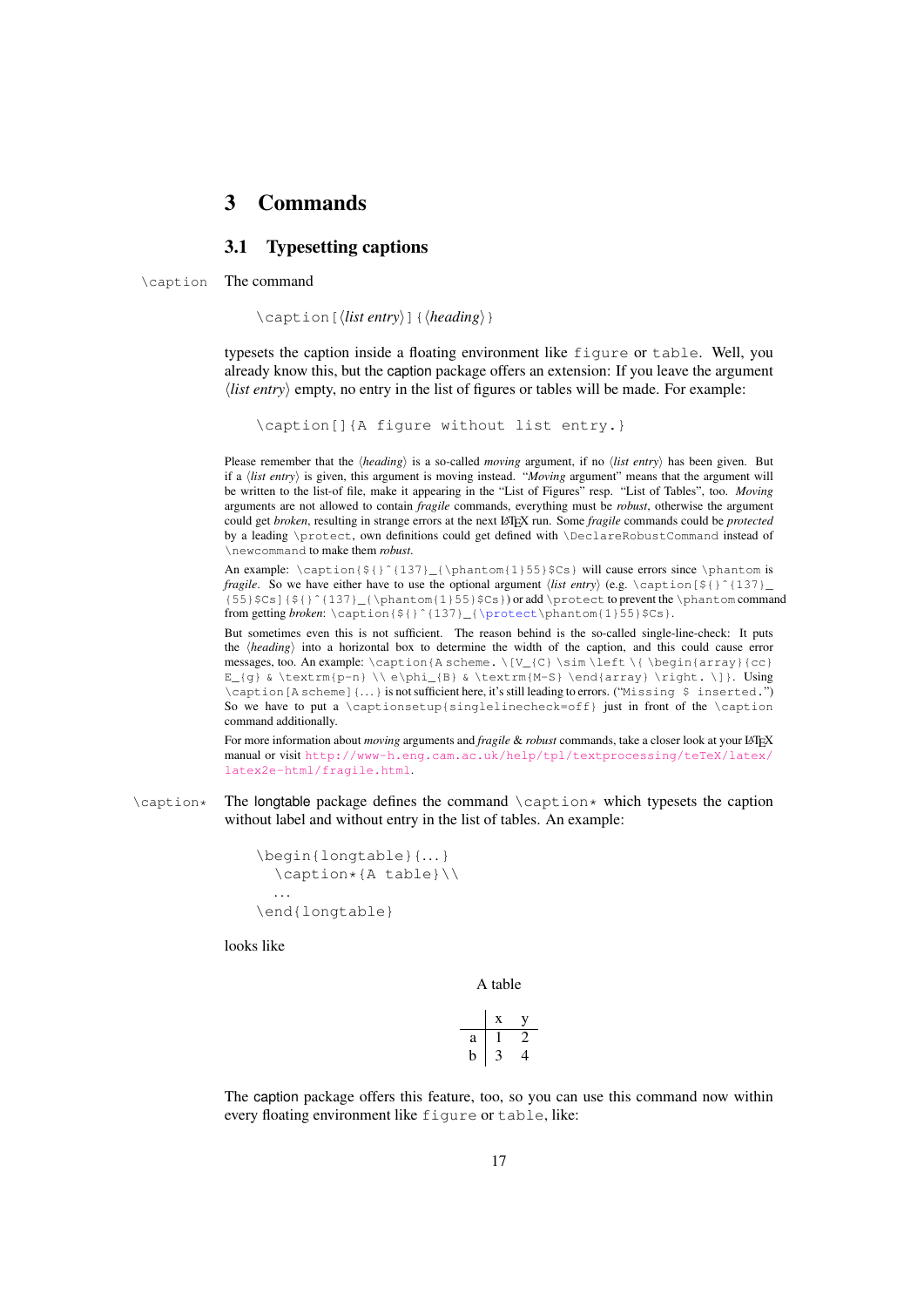# 3 Commands

## 3.1 Typesetting captions

\caption The command

```
\caption[⟨list entry⟩]{⟨heading⟩}
```

typesets the caption inside a floating environment like `figure` or `table`. Well, you already know this, but the caption package offers an extension: If you leave the argument ⟨*list entry*⟩ empty, no entry in the list of figures or tables will be made. For example:

```
\caption[]{A figure without list entry.}
```

Please remember that the ⟨*heading*⟩ is a so-called *moving* argument, if no ⟨*list entry*⟩ has been given. But if a ⟨*list entry*⟩ is given, this argument is moving instead. "*Moving* argument" means that the argument will be written to the list-of file, make it appearing in the "List of Figures" resp. "List of Tables", too. *Moving* arguments are not allowed to contain *fragile* commands, everything must be *robust*, otherwise the argument could get *broken*, resulting in strange errors at the next LaTeX run. Some *fragile* commands could be *protected* by a leading `\protect`, own definitions could get defined with `\DeclareRobustCommand` instead of `\newcommand` to make them *robust*.

An example: `\caption{${}^{137}_{\phantom{1}55}$Cs}` will cause errors since `\phantom` is *fragile*. So we have either have to use the optional argument ⟨*list entry*⟩ (e.g. `\caption[${}^{137}_{55}$Cs]{${}^{137}_{\phantom{1}55}$Cs}`) or add `\protect` to prevent the `\phantom` command from getting *broken*: `\caption{${}^{137}_{\protect\phantom{1}55}$Cs}`.

But sometimes even this is not sufficient. The reason behind is the so-called single-line-check: It puts the ⟨*heading*⟩ into a horizontal box to determine the width of the caption, and this could cause error messages, too. An example: `\caption{A scheme. \[V_{C} \sim \left \{ \begin{array}{cc} E_{g} & \textrm{p-n} \\ e\phi_{B} & \textrm{M-S} \end{array} \right. \]}`. Using `\caption[A scheme]{...}` is not sufficient here, it's still leading to errors. ("`Missing $ inserted.`") So we have to put a `\captionsetup{singlelinecheck=off}` just in front of the `\caption` command additionally.

For more information about *moving* arguments and *fragile* & *robust* commands, take a closer look at your LaTeX manual or visit http://www-h.eng.cam.ac.uk/help/tpl/textprocessing/teTeX/latex/latex2e-html/fragile.html.

\caption* The longtable package defines the command `\caption*` which typesets the caption without label and without entry in the list of tables. An example:

```
\begin{longtable}{...}
  \caption*{A table}\\
  ...
\end{longtable}
```

looks like

A table

| | x | y |
|---|---|---|
| a | 1 | 2 |
| b | 3 | 4 |

The caption package offers this feature, too, so you can use this command now within every floating environment like `figure` or `table`, like: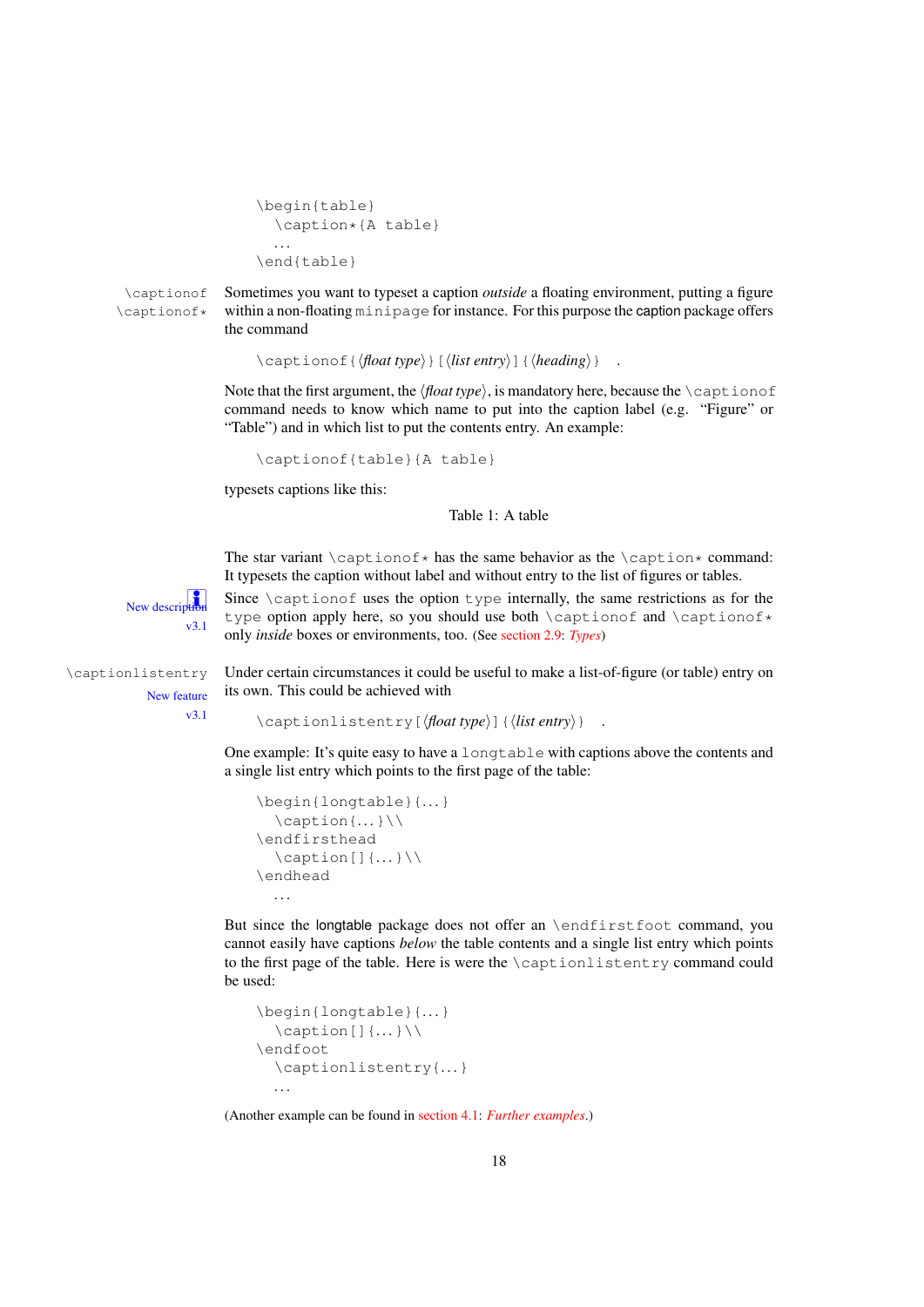```
\begin{table}
  \caption*{A table}
  ...
\end{table}
```

`\captionof`
`\captionof*`

Sometimes you want to typeset a caption *outside* a floating environment, putting a figure within a non-floating `minipage` for instance. For this purpose the caption package offers the command

```
\captionof{⟨float type⟩}[⟨list entry⟩]{⟨heading⟩}   .
```

Note that the first argument, the ⟨*float type*⟩, is mandatory here, because the `\captionof` command needs to know which name to put into the caption label (e.g. "Figure" or "Table") and in which list to put the contents entry. An example:

```
\captionof{table}{A table}
```

typesets captions like this:

Table 1: A table

The star variant `\captionof*` has the same behavior as the `\caption*` command: It typesets the caption without label and without entry to the list of figures or tables.

New description v3.1

Since `\captionof` uses the option `type` internally, the same restrictions as for the `type` option apply here, so you should use both `\captionof` and `\captionof*` only *inside* boxes or environments, too. (See section 2.9: *Types*)

`\captionlistentry`

New feature v3.1

Under certain circumstances it could be useful to make a list-of-figure (or table) entry on its own. This could be achieved with

```
\captionlistentry[⟨float type⟩]{⟨list entry⟩}   .
```

One example: It's quite easy to have a `longtable` with captions above the contents and a single list entry which points to the first page of the table:

```
\begin{longtable}{...}
  \caption{...}\\
\endfirsthead
  \caption[]{...}\\
\endhead
  ...
```

But since the longtable package does not offer an `\endfirstfoot` command, you cannot easily have captions *below* the table contents and a single list entry which points to the first page of the table. Here is were the `\captionlistentry` command could be used:

```
\begin{longtable}{...}
  \caption[]{...}\\
\endfoot
  \captionlistentry{...}
  ...
```

(Another example can be found in section 4.1: *Further examples*.)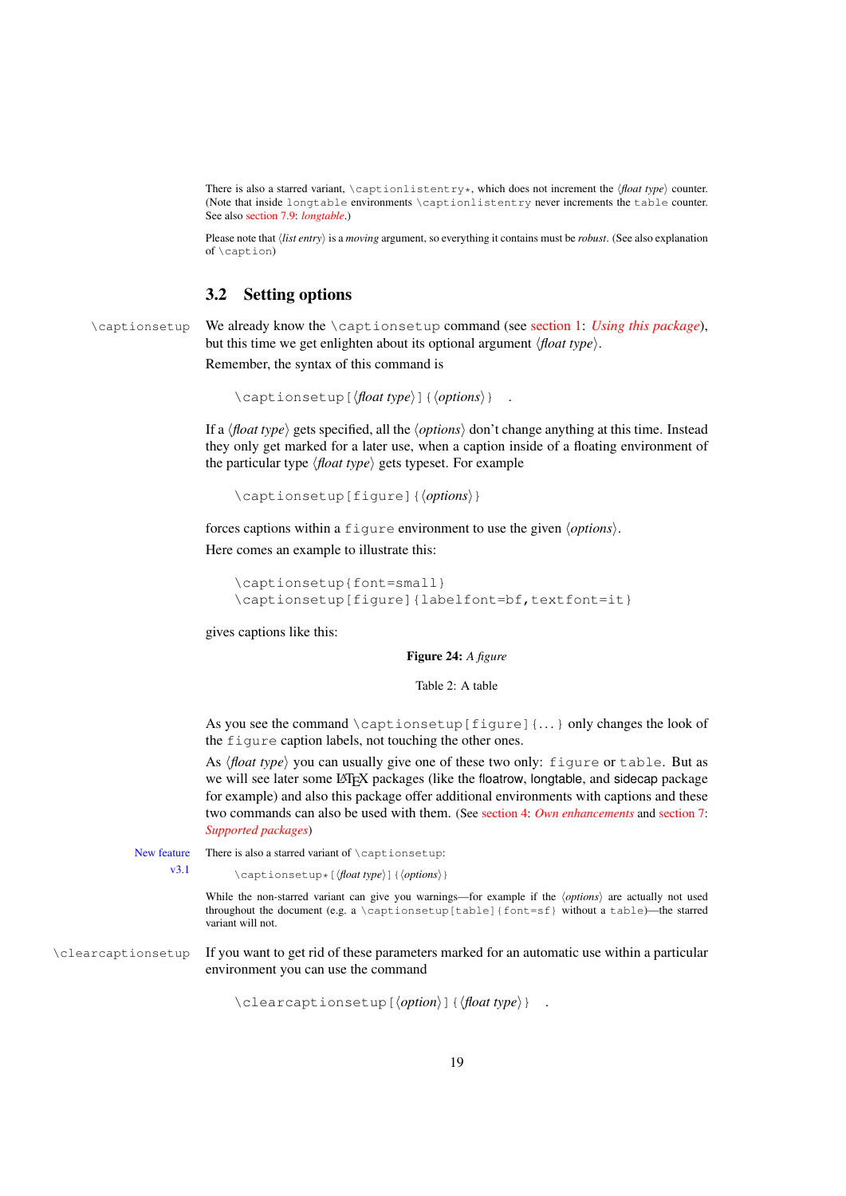There is also a starred variant, `\captionlistentry*`, which does not increment the ⟨*float type*⟩ counter. (Note that inside `longtable` environments `\captionlistentry` never increments the `table` counter. See also section 7.9: *longtable*.)

Please note that ⟨*list entry*⟩ is a *moving* argument, so everything it contains must be *robust*. (See also explanation of `\caption`)

## 3.2 Setting options

`\captionsetup`

We already know the `\captionsetup` command (see section 1: *Using this package*), but this time we get enlighten about its optional argument ⟨*float type*⟩.

Remember, the syntax of this command is

```
\captionsetup[⟨float type⟩]{⟨options⟩} .
```

If a ⟨*float type*⟩ gets specified, all the ⟨*options*⟩ don't change anything at this time. Instead they only get marked for a later use, when a caption inside of a floating environment of the particular type ⟨*float type*⟩ gets typeset. For example

```
\captionsetup[figure]{⟨options⟩}
```

forces captions within a `figure` environment to use the given ⟨*options*⟩.

Here comes an example to illustrate this:

```
\captionsetup{font=small}
\captionsetup[figure]{labelfont=bf,textfont=it}
```

gives captions like this:

**Figure 24:** *A figure*

Table 2: A table

As you see the command `\captionsetup[figure]{...}` only changes the look of the `figure` caption labels, not touching the other ones.

As ⟨*float type*⟩ you can usually give one of these two only: `figure` or `table`. But as we will see later some LaTeX packages (like the floatrow, longtable, and sidecap package for example) and also this package offer additional environments with captions and these two commands can also be used with them. (See section 4: *Own enhancements* and section 7: *Supported packages*)

New feature v3.1

There is also a starred variant of `\captionsetup`:

```
\captionsetup*[⟨float type⟩]{⟨options⟩}
```

While the non-starred variant can give you warnings—for example if the ⟨*options*⟩ are actually not used throughout the document (e.g. a `\captionsetup[table]{font=sf}` without a `table`)—the starred variant will not.

`\clearcaptionsetup`

If you want to get rid of these parameters marked for an automatic use within a particular environment you can use the command

```
\clearcaptionsetup[⟨option⟩]{⟨float type⟩} .
```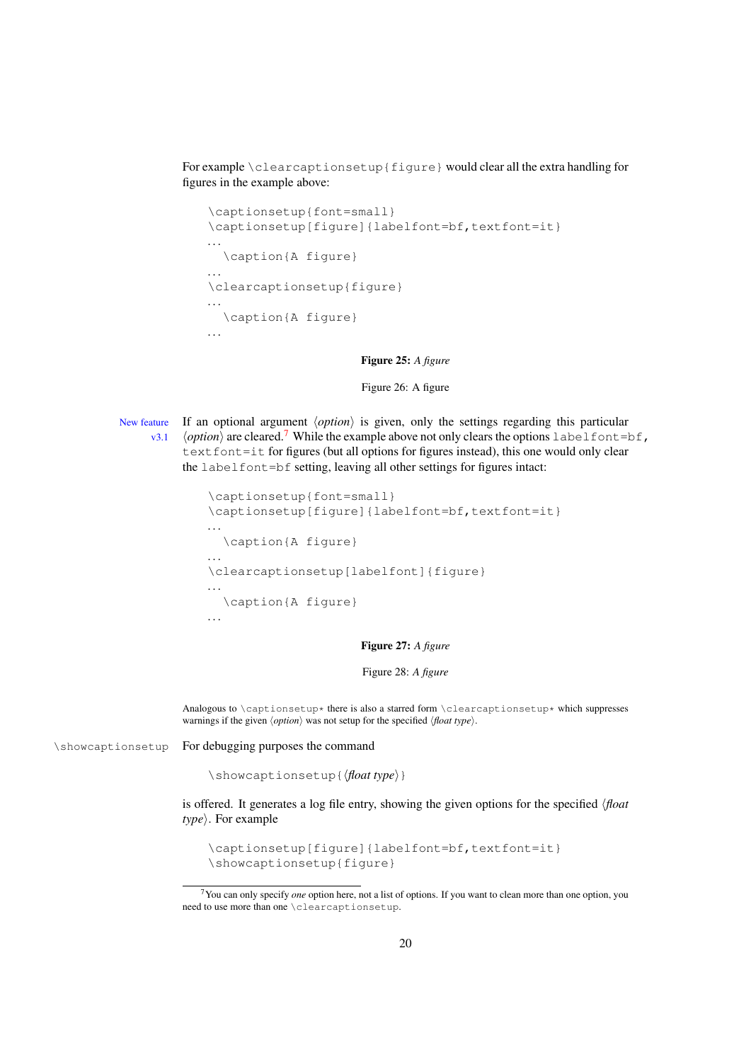For example `\clearcaptionsetup{figure}` would clear all the extra handling for figures in the example above:

```
\captionsetup{font=small}
\captionsetup[figure]{labelfont=bf,textfont=it}
...
  \caption{A figure}
...
\clearcaptionsetup{figure}
...
  \caption{A figure}
...
```

**Figure 25:** *A figure*

Figure 26: A figure

New feature v3.1

If an optional argument ⟨*option*⟩ is given, only the settings regarding this particular ⟨*option*⟩ are cleared.[7] While the example above not only clears the options `labelfont=bf`, `textfont=it` for figures (but all options for figures instead), this one would only clear the `labelfont=bf` setting, leaving all other settings for figures intact:

```
\captionsetup{font=small}
\captionsetup[figure]{labelfont=bf,textfont=it}
...
  \caption{A figure}
...
\clearcaptionsetup[labelfont]{figure}
...
  \caption{A figure}
...
```

**Figure 27:** *A figure*

Figure 28: *A figure*

Analogous to `\captionsetup*` there is also a starred form `\clearcaptionsetup*` which suppresses warnings if the given ⟨*option*⟩ was not setup for the specified ⟨*float type*⟩.

`\showcaptionsetup`

For debugging purposes the command

```
\showcaptionsetup{⟨float type⟩}
```

is offered. It generates a log file entry, showing the given options for the specified ⟨*float type*⟩. For example

```
\captionsetup[figure]{labelfont=bf,textfont=it}
\showcaptionsetup{figure}
```

[7] You can only specify *one* option here, not a list of options. If you want to clean more than one option, you need to use more than one `\clearcaptionsetup`.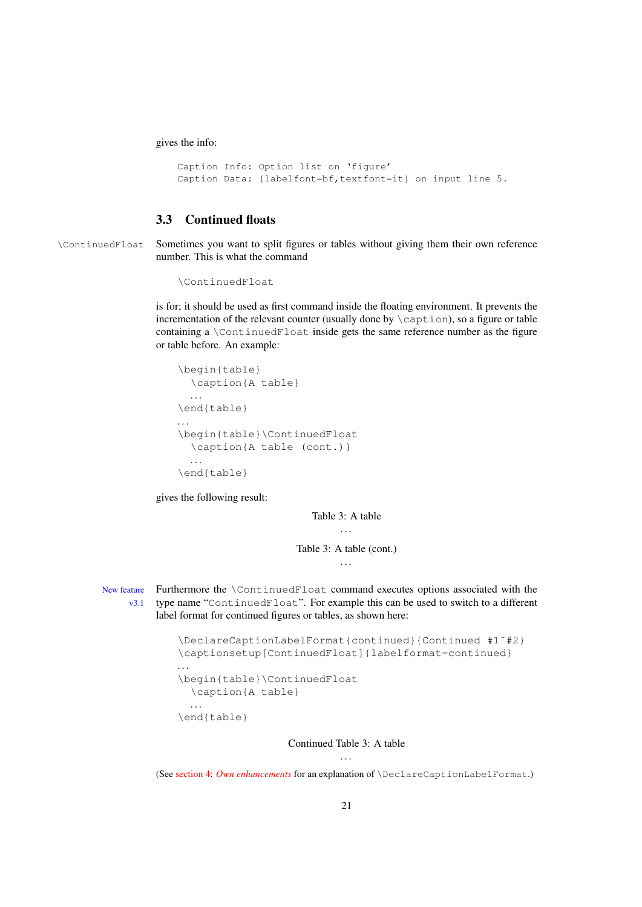gives the info:

```
Caption Info: Option list on ‘figure’
Caption Data: {labelfont=bf,textfont=it} on input line 5.
```

### 3.3 Continued floats

\ContinuedFloat

Sometimes you want to split figures or tables without giving them their own reference number. This is what the command

```
\ContinuedFloat
```

is for; it should be used as first command inside the floating environment. It prevents the incrementation of the relevant counter (usually done by \caption), so a figure or table containing a \ContinuedFloat inside gets the same reference number as the figure or table before. An example:

```
\begin{table}
  \caption{A table}
  ...
\end{table}
...
\begin{table}\ContinuedFloat
  \caption{A table (cont.)}
  ...
\end{table}
```

gives the following result:

Table 3: A table

...

Table 3: A table (cont.)

...

New feature v3.1

Furthermore the \ContinuedFloat command executes options associated with the type name “ContinuedFloat”. For example this can be used to switch to a different label format for continued figures or tables, as shown here:

```
\DeclareCaptionLabelFormat{continued}{Continued #1~#2}
\captionsetup[ContinuedFloat]{labelformat=continued}
...
\begin{table}\ContinuedFloat
  \caption{A table}
  ...
\end{table}
```

Continued Table 3: A table

...

(See section 4: *Own enhancements* for an explanation of \DeclareCaptionLabelFormat.)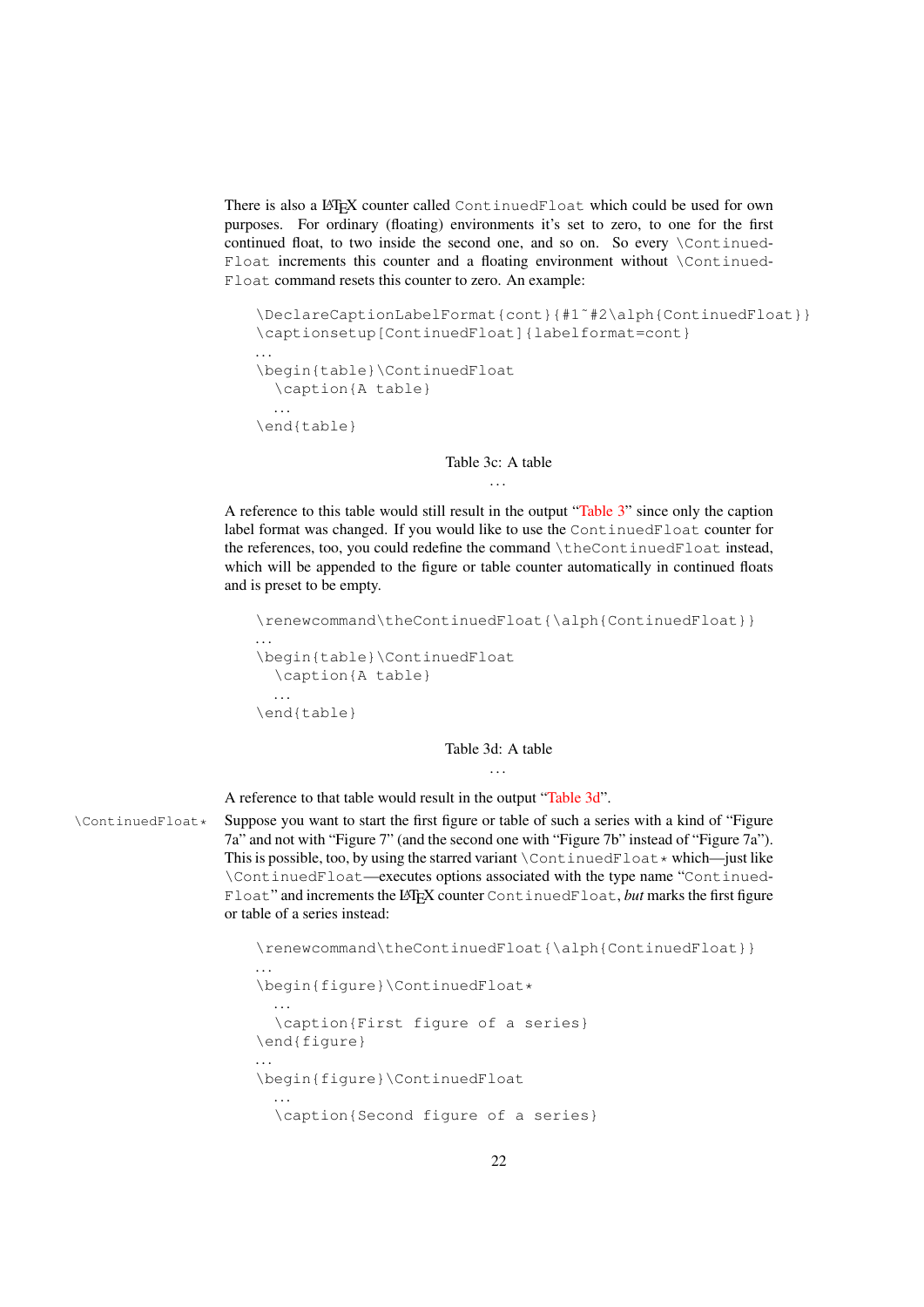There is also a LaTeX counter called `ContinuedFloat` which could be used for own purposes. For ordinary (floating) environments it's set to zero, to one for the first continued float, to two inside the second one, and so on. So every `\ContinuedFloat` increments this counter and a floating environment without `\ContinuedFloat` command resets this counter to zero. An example:

```
\DeclareCaptionLabelFormat{cont}{#1~#2\alph{ContinuedFloat}}
\captionsetup[ContinuedFloat]{labelformat=cont}
...
\begin{table}\ContinuedFloat
  \caption{A table}
  ...
\end{table}
```

Table 3c: A table

...

A reference to this table would still result in the output "Table 3" since only the caption label format was changed. If you would like to use the `ContinuedFloat` counter for the references, too, you could redefine the command `\theContinuedFloat` instead, which will be appended to the figure or table counter automatically in continued floats and is preset to be empty.

```
\renewcommand\theContinuedFloat{\alph{ContinuedFloat}}
...
\begin{table}\ContinuedFloat
  \caption{A table}
  ...
\end{table}
```

Table 3d: A table

...

A reference to that table would result in the output "Table 3d".

`\ContinuedFloat*` Suppose you want to start the first figure or table of such a series with a kind of "Figure 7a" and not with "Figure 7" (and the second one with "Figure 7b" instead of "Figure 7a"). This is possible, too, by using the starred variant `\ContinuedFloat*` which—just like `\ContinuedFloat`—executes options associated with the type name "`ContinuedFloat`" and increments the LaTeX counter `ContinuedFloat`, *but* marks the first figure or table of a series instead:

```
\renewcommand\theContinuedFloat{\alph{ContinuedFloat}}
...
\begin{figure}\ContinuedFloat*
  ...
  \caption{First figure of a series}
\end{figure}
...
\begin{figure}\ContinuedFloat
  ...
  \caption{Second figure of a series}
```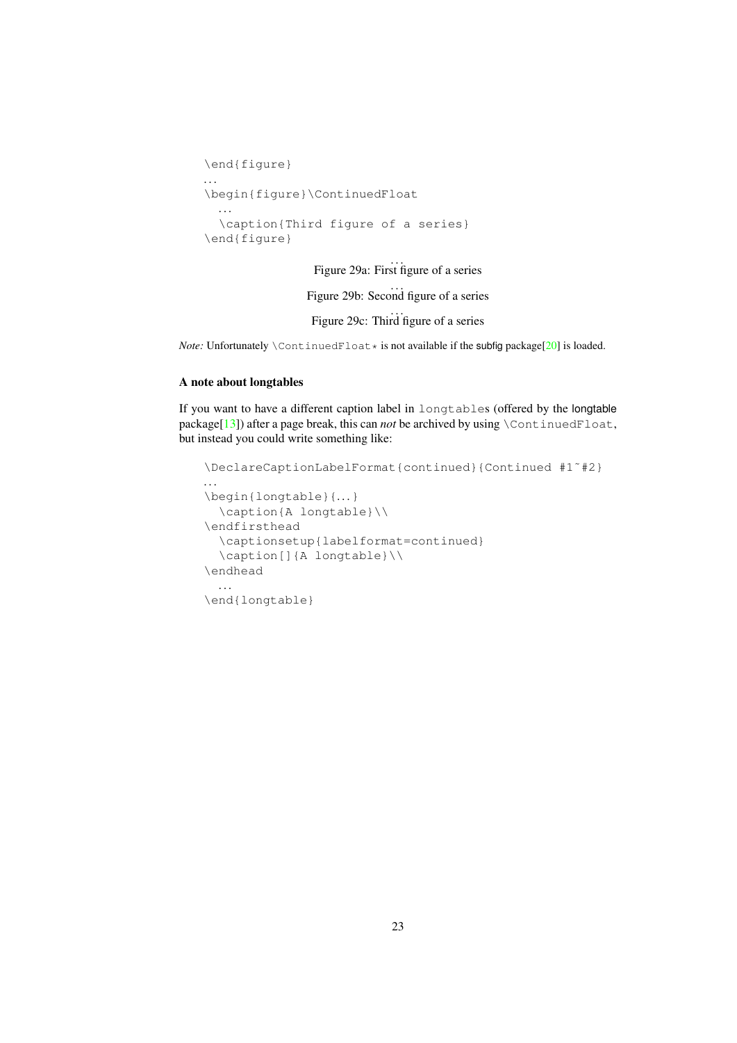```
\end{figure}
...
\begin{figure}\ContinuedFloat
  ...
  \caption{Third figure of a series}
\end{figure}
```

...
Figure 29a: First figure of a series

...
Figure 29b: Second figure of a series

...
Figure 29c: Third figure of a series

*Note:* Unfortunately `\ContinuedFloat*` is not available if the subfig package[20] is loaded.

### A note about longtables

If you want to have a different caption label in `longtable`s (offered by the longtable package[13]) after a page break, this can *not* be archived by using `\ContinuedFloat`, but instead you could write something like:

```
\DeclareCaptionLabelFormat{continued}{Continued #1~#2}
...
\begin{longtable}{...}
  \caption{A longtable}\\
\endfirsthead
  \captionsetup{labelformat=continued}
  \caption[]{A longtable}\\
\endhead
  ...
\end{longtable}
```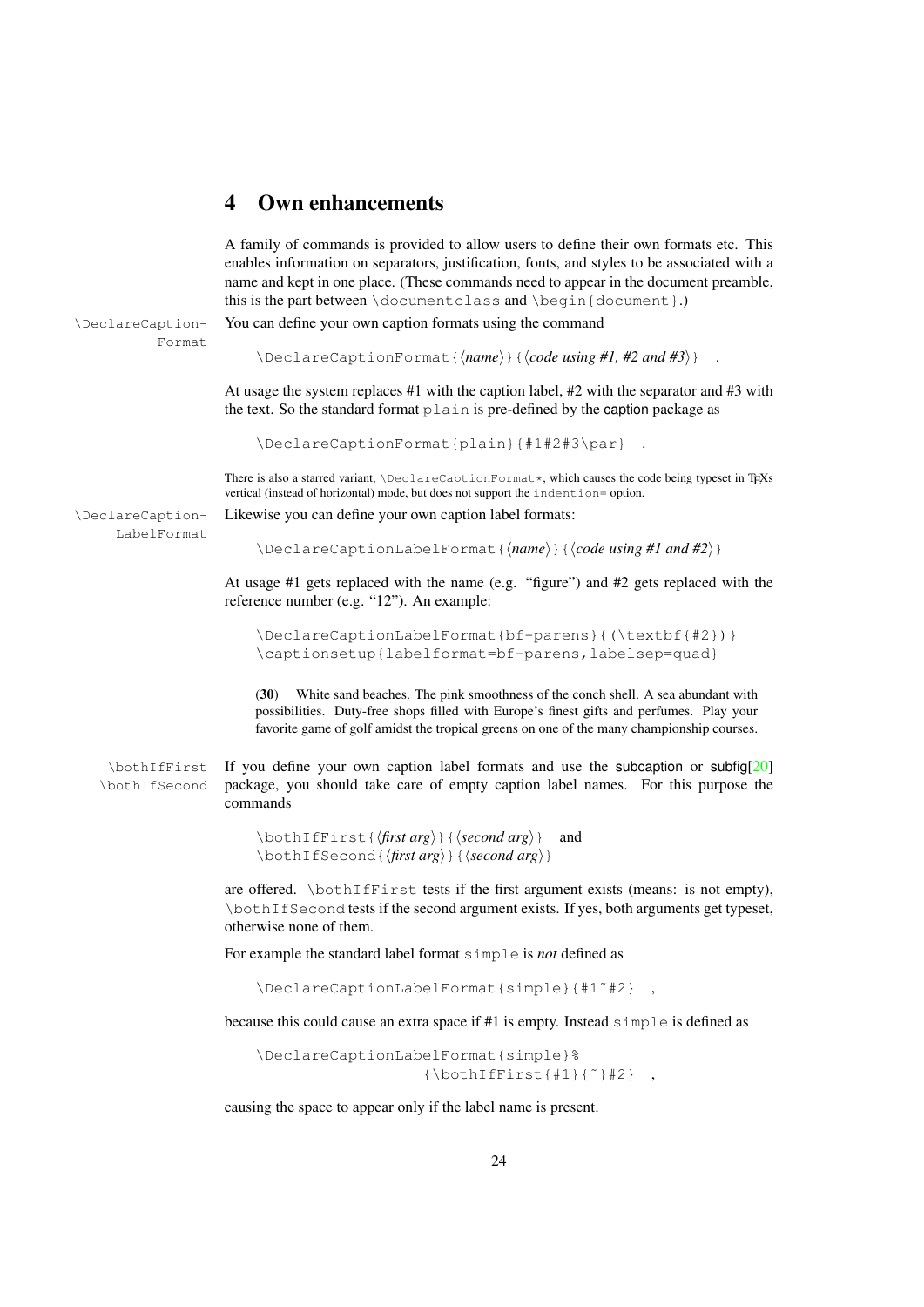# 4 Own enhancements

A family of commands is provided to allow users to define their own formats etc. This enables information on separators, justification, fonts, and styles to be associated with a name and kept in one place. (These commands need to appear in the document preamble, this is the part between `\documentclass` and `\begin{document}`.)

`\DeclareCaptionFormat`

You can define your own caption formats using the command

```
\DeclareCaptionFormat{⟨name⟩}{⟨code using #1, #2 and #3⟩} .
```

At usage the system replaces #1 with the caption label, #2 with the separator and #3 with the text. So the standard format `plain` is pre-defined by the caption package as

```
\DeclareCaptionFormat{plain}{#1#2#3\par} .
```

There is also a starred variant, `\DeclareCaptionFormat*`, which causes the code being typeset in TEXs vertical (instead of horizontal) mode, but does not support the `indention=` option.

`\DeclareCaptionLabelFormat`

Likewise you can define your own caption label formats:

```
\DeclareCaptionLabelFormat{⟨name⟩}{⟨code using #1 and #2⟩}
```

At usage #1 gets replaced with the name (e.g. "figure") and #2 gets replaced with the reference number (e.g. "12"). An example:

```
\DeclareCaptionLabelFormat{bf-parens}{(\textbf{#2})}
\captionsetup{labelformat=bf-parens,labelsep=quad}
```

(**30**) White sand beaches. The pink smoothness of the conch shell. A sea abundant with possibilities. Duty-free shops filled with Europe's finest gifts and perfumes. Play your favorite game of golf amidst the tropical greens on one of the many championship courses.

`\bothIfFirst`
`\bothIfSecond`

If you define your own caption label formats and use the subcaption or subfig[20] package, you should take care of empty caption label names. For this purpose the commands

```
\bothIfFirst{⟨first arg⟩}{⟨second arg⟩} and
\bothIfSecond{⟨first arg⟩}{⟨second arg⟩}
```

are offered. `\bothIfFirst` tests if the first argument exists (means: is not empty), `\bothIfSecond` tests if the second argument exists. If yes, both arguments get typeset, otherwise none of them.

For example the standard label format `simple` is *not* defined as

```
\DeclareCaptionLabelFormat{simple}{#1~#2} ,
```

because this could cause an extra space if #1 is empty. Instead `simple` is defined as

```
\DeclareCaptionLabelFormat{simple}%
                    {\bothIfFirst{#1}{~}#2} ,
```

causing the space to appear only if the label name is present.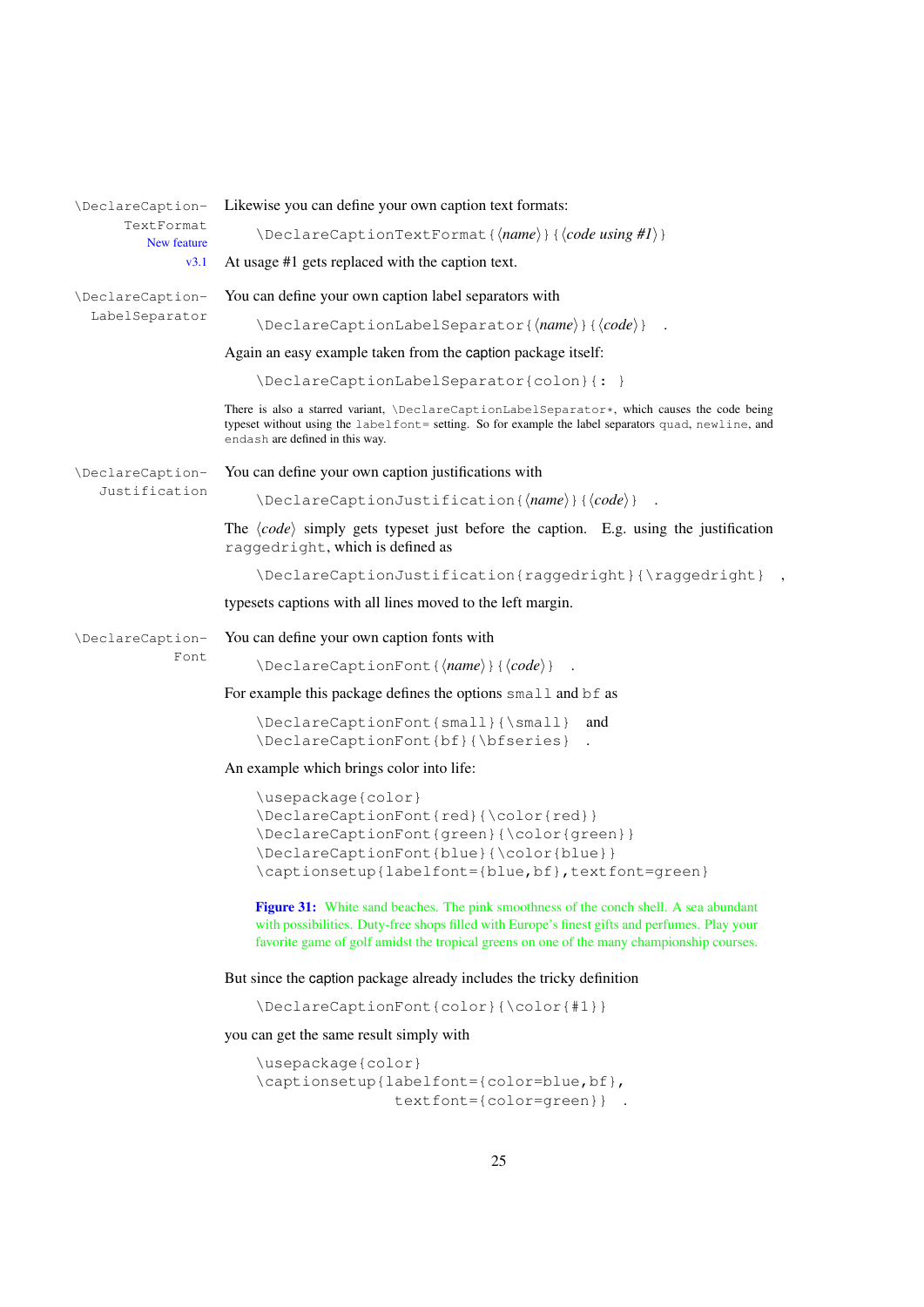`\DeclareCaptionTextFormat` — New feature v3.1

Likewise you can define your own caption text formats:

```
\DeclareCaptionTextFormat{⟨name⟩}{⟨code using #1⟩}
```

At usage #1 gets replaced with the caption text.

`\DeclareCaptionLabelSeparator`

You can define your own caption label separators with

```
\DeclareCaptionLabelSeparator{⟨name⟩}{⟨code⟩} .
```

Again an easy example taken from the caption package itself:

```
\DeclareCaptionLabelSeparator{colon}{: }
```

There is also a starred variant, `\DeclareCaptionLabelSeparator*`, which causes the code being typeset without using the `labelfont=` setting. So for example the label separators `quad`, `newline`, and `endash` are defined in this way.

`\DeclareCaptionJustification`

You can define your own caption justifications with

```
\DeclareCaptionJustification{⟨name⟩}{⟨code⟩} .
```

The ⟨*code*⟩ simply gets typeset just before the caption. E.g. using the justification `raggedright`, which is defined as

```
\DeclareCaptionJustification{raggedright}{\raggedright} ,
```

typesets captions with all lines moved to the left margin.

`\DeclareCaptionFont`

You can define your own caption fonts with

```
\DeclareCaptionFont{⟨name⟩}{⟨code⟩} .
```

For example this package defines the options `small` and `bf` as

```
\DeclareCaptionFont{small}{\small}  and
\DeclareCaptionFont{bf}{\bfseries} .
```

An example which brings color into life:

```
\usepackage{color}
\DeclareCaptionFont{red}{\color{red}}
\DeclareCaptionFont{green}{\color{green}}
\DeclareCaptionFont{blue}{\color{blue}}
\captionsetup{labelfont={blue,bf},textfont=green}
```

**Figure 31:** White sand beaches. The pink smoothness of the conch shell. A sea abundant with possibilities. Duty-free shops filled with Europe's finest gifts and perfumes. Play your favorite game of golf amidst the tropical greens on one of the many championship courses.

But since the caption package already includes the tricky definition

```
\DeclareCaptionFont{color}{\color{#1}}
```

you can get the same result simply with

```
\usepackage{color}
\captionsetup{labelfont={color=blue,bf},
              textfont={color=green}} .
```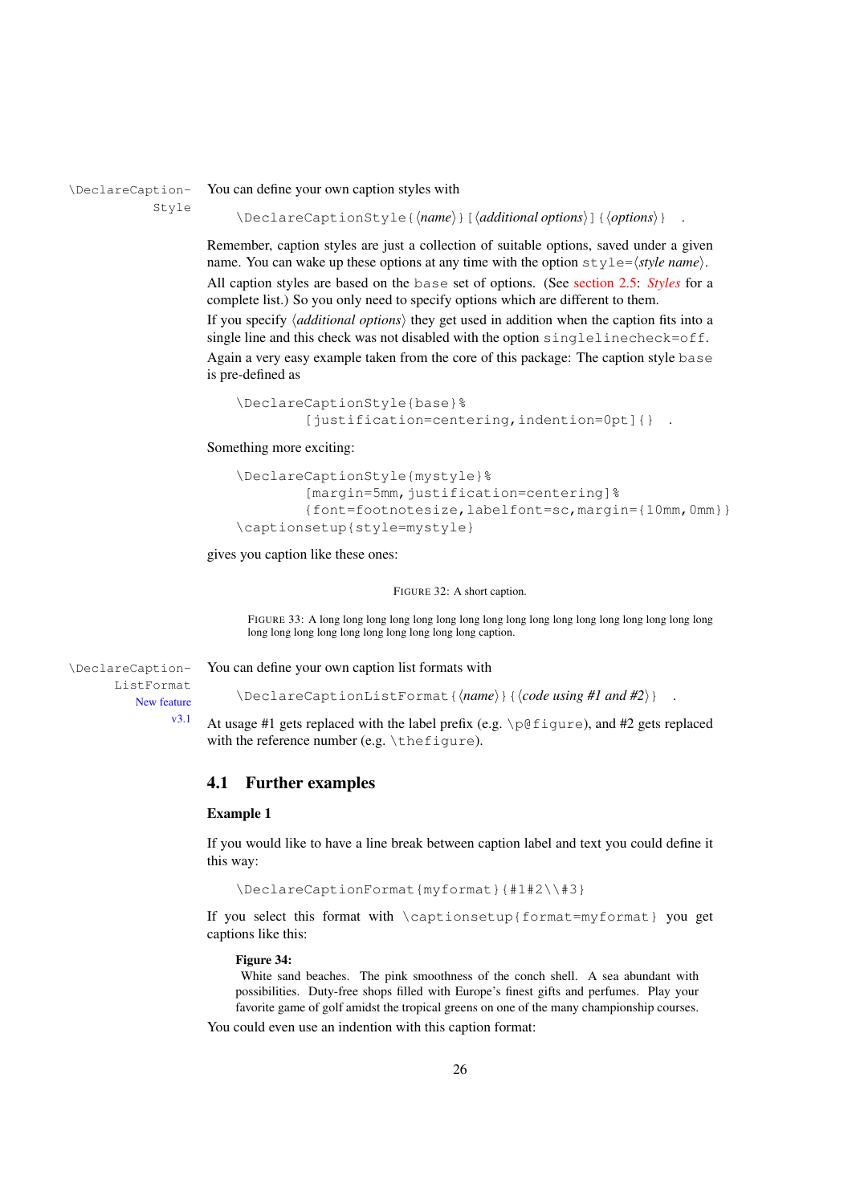`\DeclareCaptionStyle` You can define your own caption styles with

```
\DeclareCaptionStyle{⟨name⟩}[⟨additional options⟩]{⟨options⟩} .
```

Remember, caption styles are just a collection of suitable options, saved under a given name. You can wake up these options at any time with the option `style=`⟨*style name*⟩.

All caption styles are based on the `base` set of options. (See section 2.5: *Styles* for a complete list.) So you only need to specify options which are different to them.

If you specify ⟨*additional options*⟩ they get used in addition when the caption fits into a single line and this check was not disabled with the option `singlelinecheck=off`.

Again a very easy example taken from the core of this package: The caption style `base` is pre-defined as

```
\DeclareCaptionStyle{base}%
        [justification=centering,indention=0pt]{} .
```

Something more exciting:

```
\DeclareCaptionStyle{mystyle}%
        [margin=5mm,justification=centering]%
        {font=footnotesize,labelfont=sc,margin={10mm,0mm}}
\captionsetup{style=mystyle}
```

gives you caption like these ones:

FIGURE 32: A short caption.

FIGURE 33: A long long long long long long long long long long long long long long long long long long long long long long long long long long caption.

`\DeclareCaptionListFormat` (New feature v3.1) You can define your own caption list formats with

```
\DeclareCaptionListFormat{⟨name⟩}{⟨code using #1 and #2⟩} .
```

At usage #1 gets replaced with the label prefix (e.g. `\p@figure`), and #2 gets replaced with the reference number (e.g. `\thefigure`).

## 4.1 Further examples

### Example 1

If you would like to have a line break between caption label and text you could define it this way:

```
\DeclareCaptionFormat{myformat}{#1#2\\#3}
```

If you select this format with `\captionsetup{format=myformat}` you get captions like this:

**Figure 34:**
White sand beaches. The pink smoothness of the conch shell. A sea abundant with possibilities. Duty-free shops filled with Europe's finest gifts and perfumes. Play your favorite game of golf amidst the tropical greens on one of the many championship courses.

You could even use an indention with this caption format: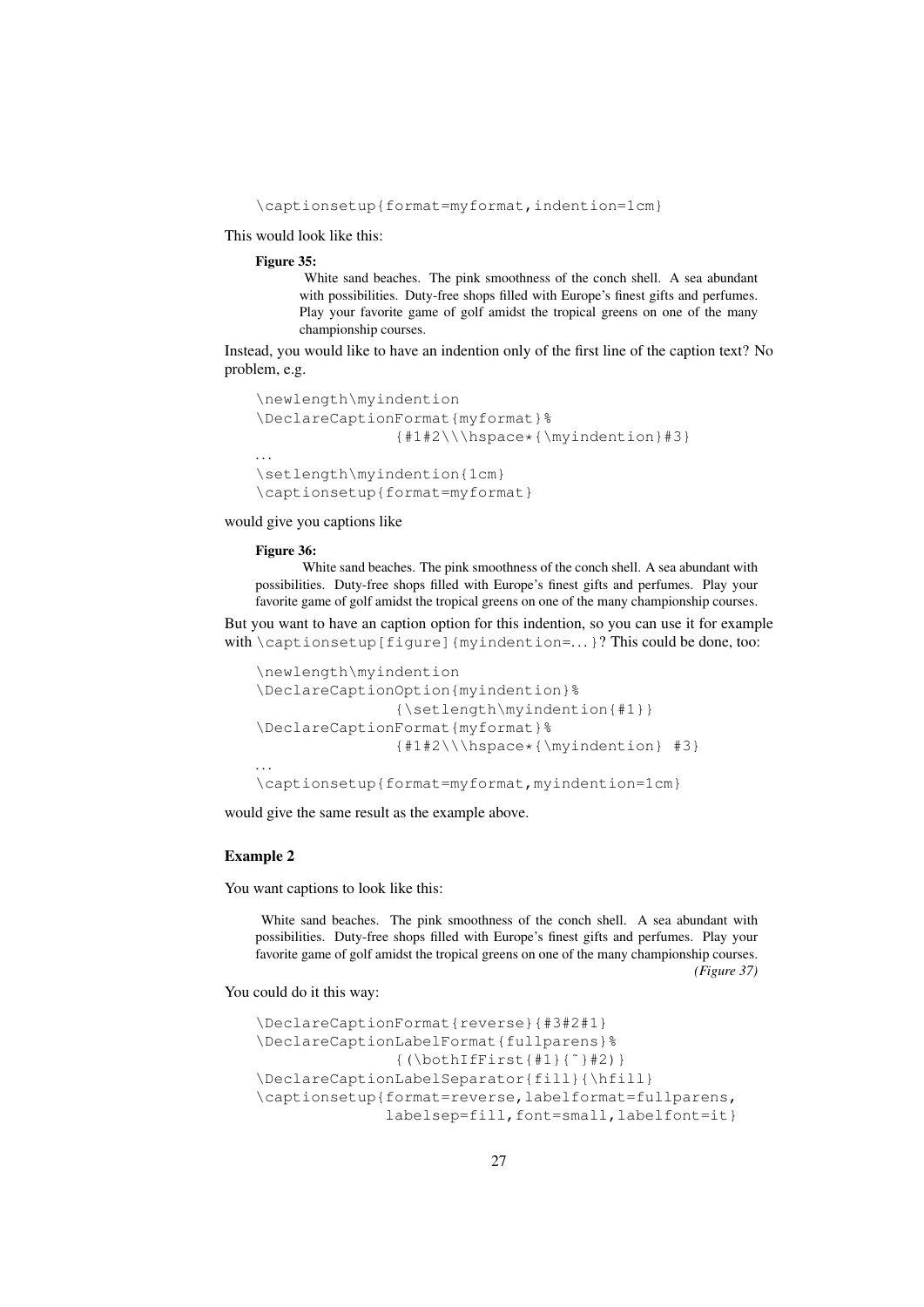```
\captionsetup{format=myformat,indention=1cm}
```

This would look like this:

> **Figure 35:**
>
> White sand beaches. The pink smoothness of the conch shell. A sea abundant with possibilities. Duty-free shops filled with Europe's finest gifts and perfumes. Play your favorite game of golf amidst the tropical greens on one of the many championship courses.

Instead, you would like to have an indention only of the first line of the caption text? No problem, e.g.

```
\newlength\myindention
\DeclareCaptionFormat{myformat}%
                {#1#2\\\hspace*{\myindention}#3}
...
\setlength\myindention{1cm}
\captionsetup{format=myformat}
```

would give you captions like

> **Figure 36:**
>
> White sand beaches. The pink smoothness of the conch shell. A sea abundant with possibilities. Duty-free shops filled with Europe's finest gifts and perfumes. Play your favorite game of golf amidst the tropical greens on one of the many championship courses.

But you want to have an caption option for this indention, so you can use it for example with `\captionsetup[figure]{myindention=...}`? This could be done, too:

```
\newlength\myindention
\DeclareCaptionOption{myindention}%
                {\setlength\myindention{#1}}
\DeclareCaptionFormat{myformat}%
                {#1#2\\\hspace*{\myindention} #3}
...
\captionsetup{format=myformat,myindention=1cm}
```

would give the same result as the example above.

### Example 2

You want captions to look like this:

> White sand beaches. The pink smoothness of the conch shell. A sea abundant with possibilities. Duty-free shops filled with Europe's finest gifts and perfumes. Play your favorite game of golf amidst the tropical greens on one of the many championship courses.
> *(Figure 37)*

You could do it this way:

```
\DeclareCaptionFormat{reverse}{#3#2#1}
\DeclareCaptionLabelFormat{fullparens}%
                {(\bothIfFirst{#1}{~}#2)}
\DeclareCaptionLabelSeparator{fill}{\hfill}
\captionsetup{format=reverse,labelformat=fullparens,
              labelsep=fill,font=small,labelfont=it}
```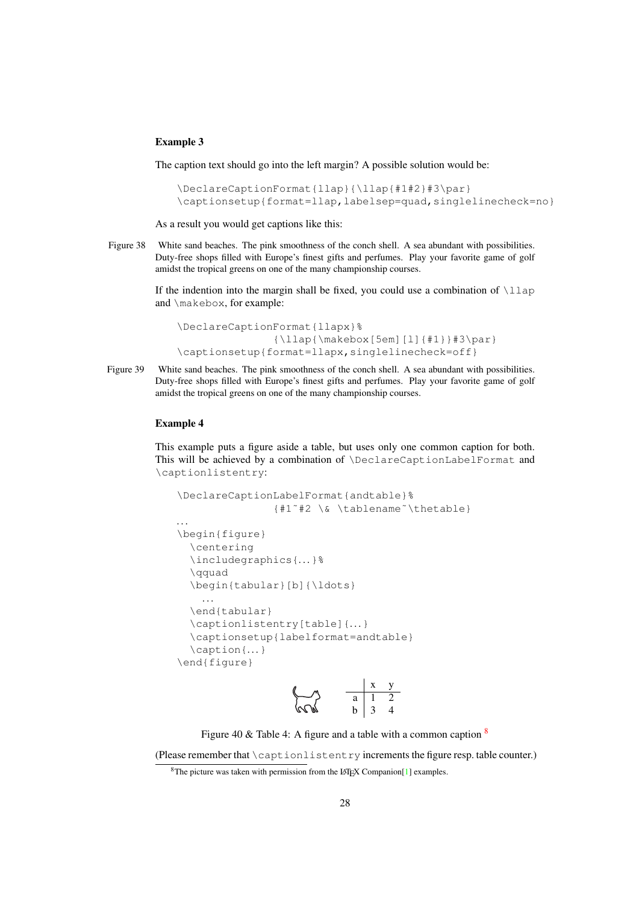**Example 3**

The caption text should go into the left margin? A possible solution would be:

```
\DeclareCaptionFormat{llap}{\llap{#1#2}#3\par}
\captionsetup{format=llap,labelsep=quad,singlelinecheck=no}
```

As a result you would get captions like this:

Figure 38  White sand beaches. The pink smoothness of the conch shell. A sea abundant with possibilities. Duty-free shops filled with Europe's finest gifts and perfumes. Play your favorite game of golf amidst the tropical greens on one of the many championship courses.

If the indention into the margin shall be fixed, you could use a combination of `\llap` and `\makebox`, for example:

```
\DeclareCaptionFormat{llapx}%
               {\llap{\makebox[5em][l]{#1}}#3\par}
\captionsetup{format=llapx,singlelinecheck=off}
```

Figure 39  White sand beaches. The pink smoothness of the conch shell. A sea abundant with possibilities. Duty-free shops filled with Europe's finest gifts and perfumes. Play your favorite game of golf amidst the tropical greens on one of the many championship courses.

**Example 4**

This example puts a figure aside a table, but uses only one common caption for both. This will be achieved by a combination of `\DeclareCaptionLabelFormat` and `\captionlistentry`:

```
\DeclareCaptionLabelFormat{andtable}%
               {#1~#2 \& \tablename~\thetable}
...
\begin{figure}
  \centering
  \includegraphics{...}%
  \qquad
  \begin{tabular}[b]{\ldots}
    ...
  \end{tabular}
  \captionlistentry[table]{...}
  \captionsetup{labelformat=andtable}
  \caption{...}
\end{figure}
```

|   | x | y |
|---|---|---|
| a | 1 | 2 |
| b | 3 | 4 |

Figure 40 & Table 4: A figure and a table with a common caption [8]

(Please remember that `\captionlistentry` increments the figure resp. table counter.)

[8] The picture was taken with permission from the LaTeX Companion[1] examples.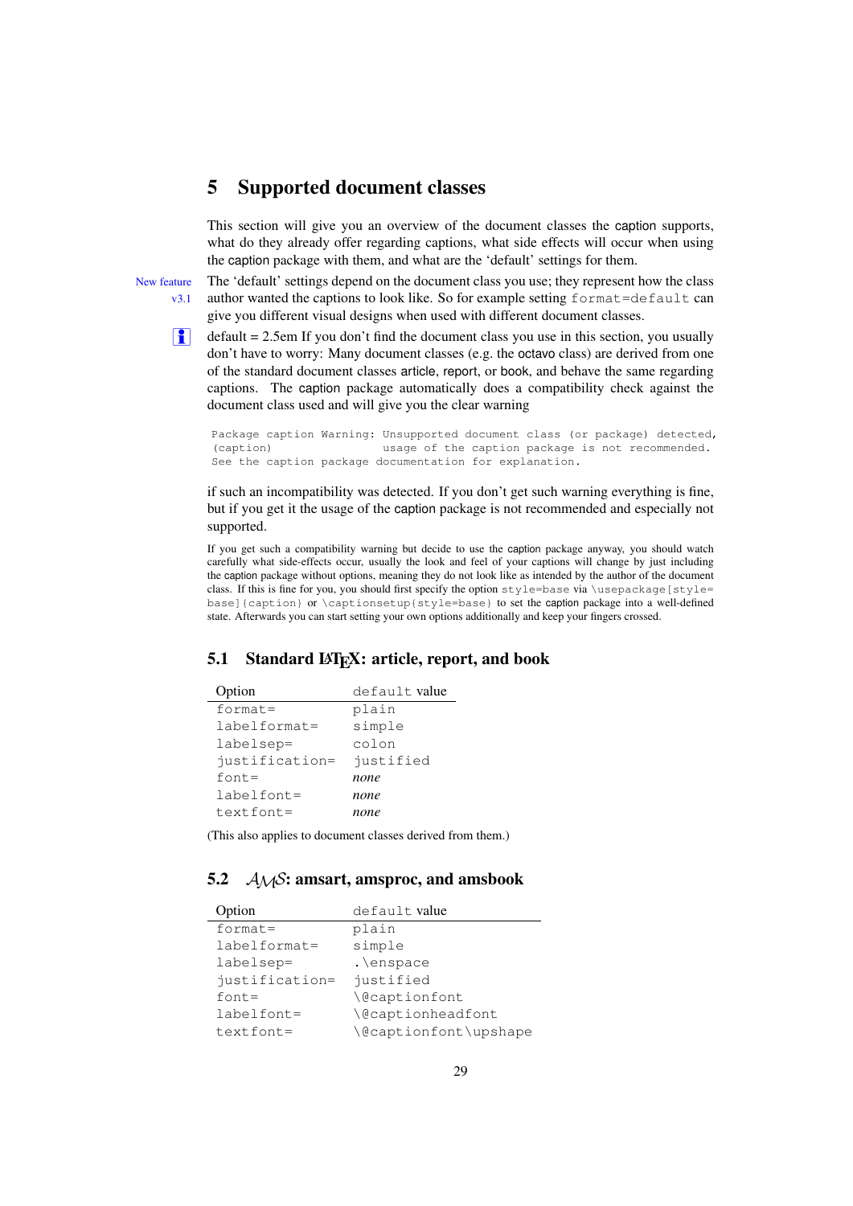# 5 Supported document classes

This section will give you an overview of the document classes the caption supports, what do they already offer regarding captions, what side effects will occur when using the caption package with them, and what are the 'default' settings for them.

New feature v3.1

The 'default' settings depend on the document class you use; they represent how the class author wanted the captions to look like. So for example setting `format=default` can give you different visual designs when used with different document classes.

default = 2.5em If you don't find the document class you use in this section, you usually don't have to worry: Many document classes (e.g. the octavo class) are derived from one of the standard document classes article, report, or book, and behave the same regarding captions. The caption package automatically does a compatibility check against the document class used and will give you the clear warning

```
Package caption Warning: Unsupported document class (or package) detected,
(caption)                usage of the caption package is not recommended.
See the caption package documentation for explanation.
```

if such an incompatibility was detected. If you don't get such warning everything is fine, but if you get it the usage of the caption package is not recommended and especially not supported.

If you get such a compatibility warning but decide to use the caption package anyway, you should watch carefully what side-effects occur, usually the look and feel of your captions will change by just including the caption package without options, meaning they do not look like as intended by the author of the document class. If this is fine for you, you should first specify the option `style=base` via `\usepackage[style=base]{caption}` or `\captionsetup{style=base}` to set the caption package into a well-defined state. Afterwards you can start setting your own options additionally and keep your fingers crossed.

## 5.1 Standard LaTeX: article, report, and book

| Option | `default` value |
|---|---|
| `format=` | `plain` |
| `labelformat=` | `simple` |
| `labelsep=` | `colon` |
| `justification=` | `justified` |
| `font=` | *none* |
| `labelfont=` | *none* |
| `textfont=` | *none* |

(This also applies to document classes derived from them.)

## 5.2 AMS: amsart, amsproc, and amsbook

| Option | `default` value |
|---|---|
| `format=` | `plain` |
| `labelformat=` | `simple` |
| `labelsep=` | `.\enspace` |
| `justification=` | `justified` |
| `font=` | `\@captionfont` |
| `labelfont=` | `\@captionheadfont` |
| `textfont=` | `\@captionfont\upshape` |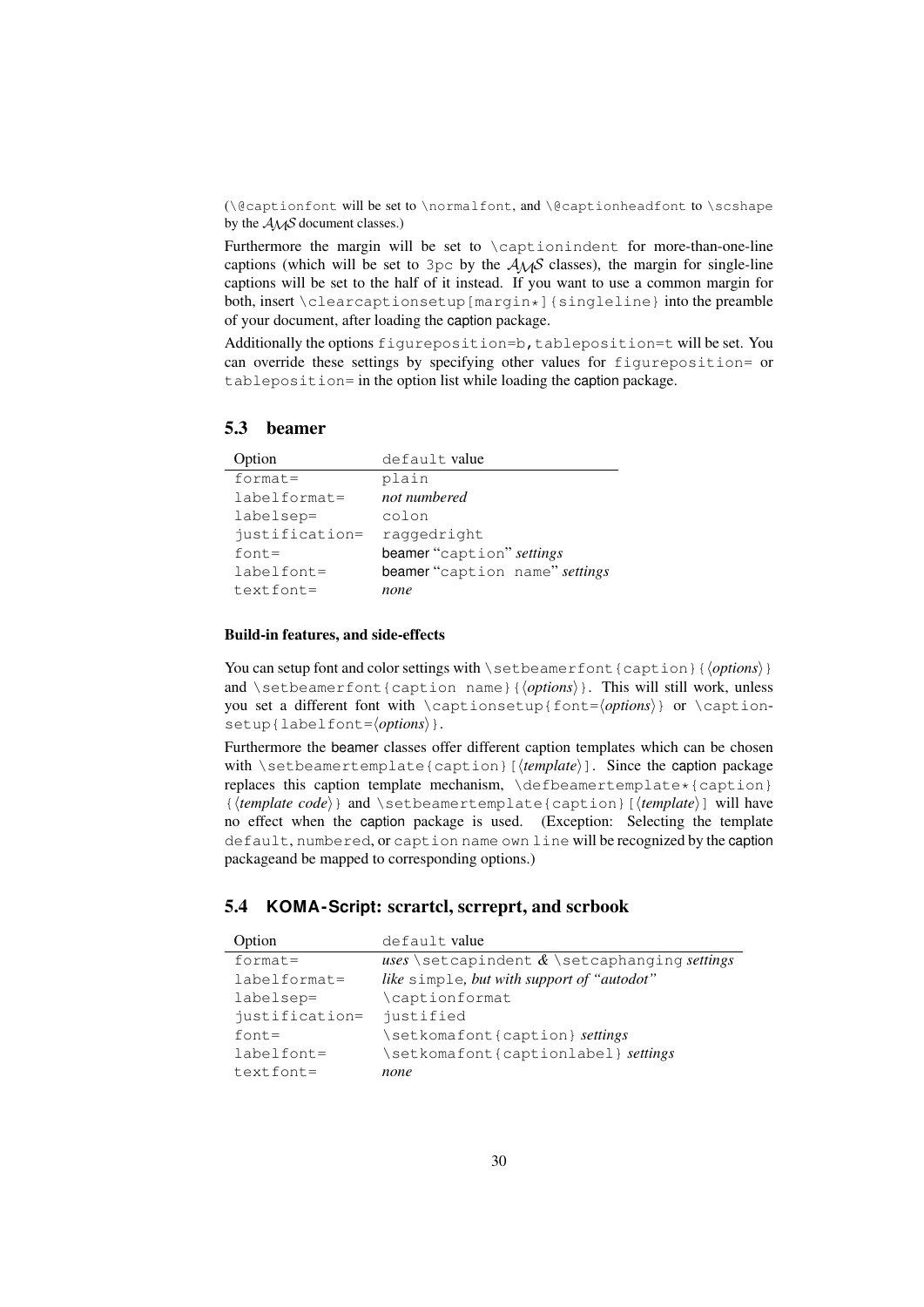(`\@captionfont` will be set to `\normalfont`, and `\@captionheadfont` to `\scshape` by the $\mathcal{AMS}$ document classes.)

Furthermore the margin will be set to `\captionindent` for more-than-one-line captions (which will be set to `3pc` by the $\mathcal{AMS}$ classes), the margin for single-line captions will be set to the half of it instead. If you want to use a common margin for both, insert `\clearcaptionsetup[margin*]{singleline}` into the preamble of your document, after loading the caption package.

Additionally the options `figureposition=b,tableposition=t` will be set. You can override these settings by specifying other values for `figureposition=` or `tableposition=` in the option list while loading the caption package.

## 5.3 beamer

| Option | `default` value |
|---|---|
| `format=` | `plain` |
| `labelformat=` | *not numbered* |
| `labelsep=` | `colon` |
| `justification=` | `raggedright` |
| `font=` | beamer "`caption`" *settings* |
| `labelfont=` | beamer "`caption name`" *settings* |
| `textfont=` | *none* |

#### Build-in features, and side-effects

You can setup font and color settings with `\setbeamerfont{caption}{`⟨*options*⟩`}` and `\setbeamerfont{caption name}{`⟨*options*⟩`}`. This will still work, unless you set a different font with `\captionsetup{font=`⟨*options*⟩`}` or `\captionsetup{labelfont=`⟨*options*⟩`}`.

Furthermore the beamer classes offer different caption templates which can be chosen with `\setbeamertemplate{caption}[`⟨*template*⟩`]`. Since the caption package replaces this caption template mechanism, `\defbeamertemplate*{caption}{`⟨*template code*⟩`}` and `\setbeamertemplate{caption}[`⟨*template*⟩`]` will have no effect when the caption package is used. (Exception: Selecting the template `default`, `numbered`, or `caption name own line` will be recognized by the caption packageand be mapped to corresponding options.)

## 5.4 KOMA-Script: scrartcl, scrreprt, and scrbook

| Option | `default` value |
|---|---|
| `format=` | *uses* `\setcapindent` *&* `\setcaphanging` *settings* |
| `labelformat=` | *like* `simple`*, but with support of "autodot"* |
| `labelsep=` | `\captionformat` |
| `justification=` | `justified` |
| `font=` | `\setkomafont{caption}` *settings* |
| `labelfont=` | `\setkomafont{captionlabel}` *settings* |
| `textfont=` | *none* |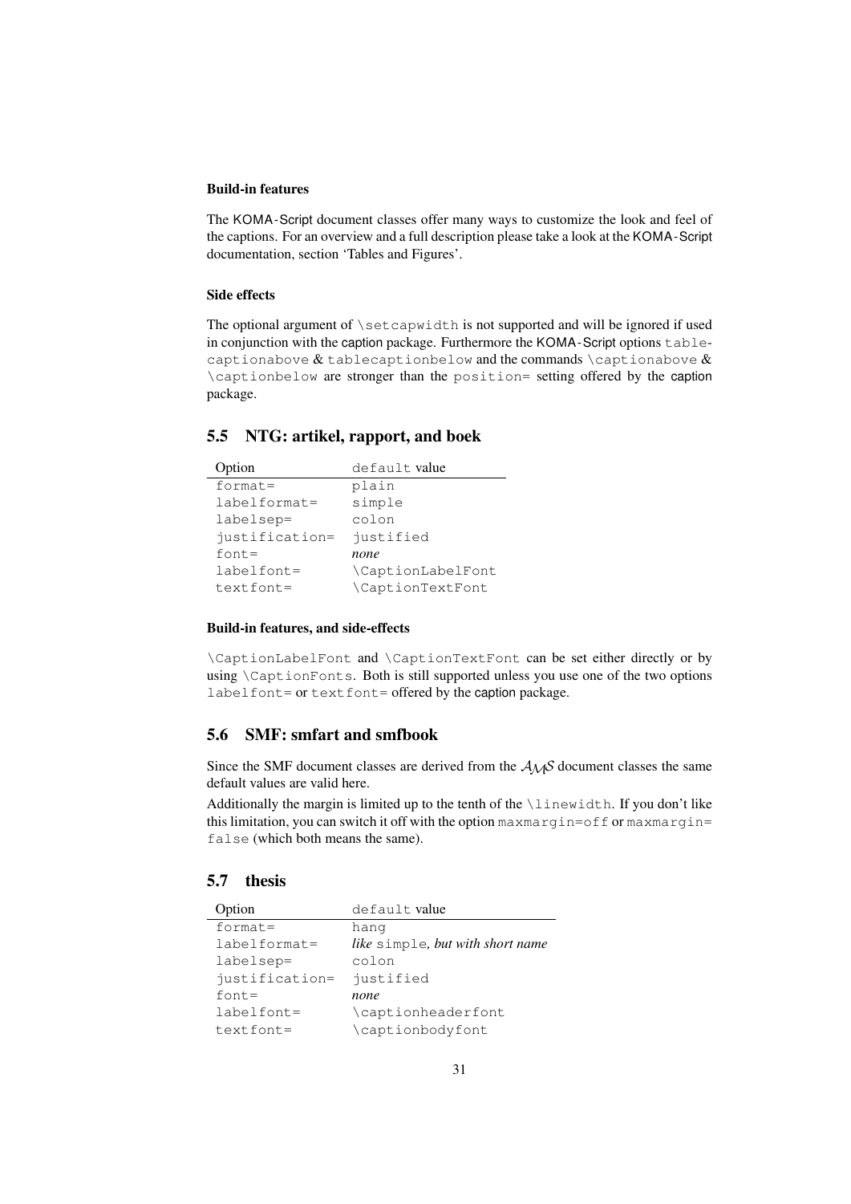#### Build-in features

The KOMA-Script document classes offer many ways to customize the look and feel of the captions. For an overview and a full description please take a look at the KOMA-Script documentation, section 'Tables and Figures'.

#### Side effects

The optional argument of `\setcapwidth` is not supported and will be ignored if used in conjunction with the caption package. Furthermore the KOMA-Script options `tablecaptionabove` & `tablecaptionbelow` and the commands `\captionabove` & `\captionbelow` are stronger than the `position=` setting offered by the caption package.

## 5.5 NTG: artikel, rapport, and boek

| Option | `default` value |
|---|---|
| `format=` | `plain` |
| `labelformat=` | `simple` |
| `labelsep=` | `colon` |
| `justification=` | `justified` |
| `font=` | *none* |
| `labelfont=` | `\CaptionLabelFont` |
| `textfont=` | `\CaptionTextFont` |

#### Build-in features, and side-effects

`\CaptionLabelFont` and `\CaptionTextFont` can be set either directly or by using `\CaptionFonts`. Both is still supported unless you use one of the two options `labelfont=` or `textfont=` offered by the caption package.

## 5.6 SMF: smfart and smfbook

Since the SMF document classes are derived from the $\mathcal{AMS}$ document classes the same default values are valid here.

Additionally the margin is limited up to the tenth of the `\linewidth`. If you don't like this limitation, you can switch it off with the option `maxmargin=off` or `maxmargin=false` (which both means the same).

## 5.7 thesis

| Option | `default` value |
|---|---|
| `format=` | `hang` |
| `labelformat=` | *like* `simple`*, but with short name* |
| `labelsep=` | `colon` |
| `justification=` | `justified` |
| `font=` | *none* |
| `labelfont=` | `\captionheaderfont` |
| `textfont=` | `\captionbodyfont` |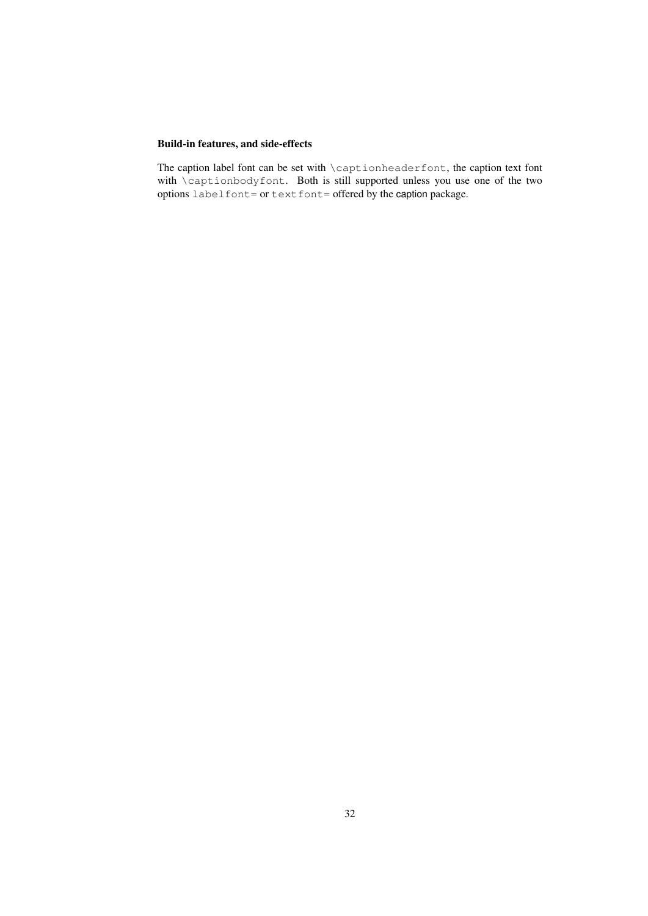#### Build-in features, and side-effects

The caption label font can be set with `\captionheaderfont`, the caption text font with `\captionbodyfont`. Both is still supported unless you use one of the two options `labelfont=` or `textfont=` offered by the caption package.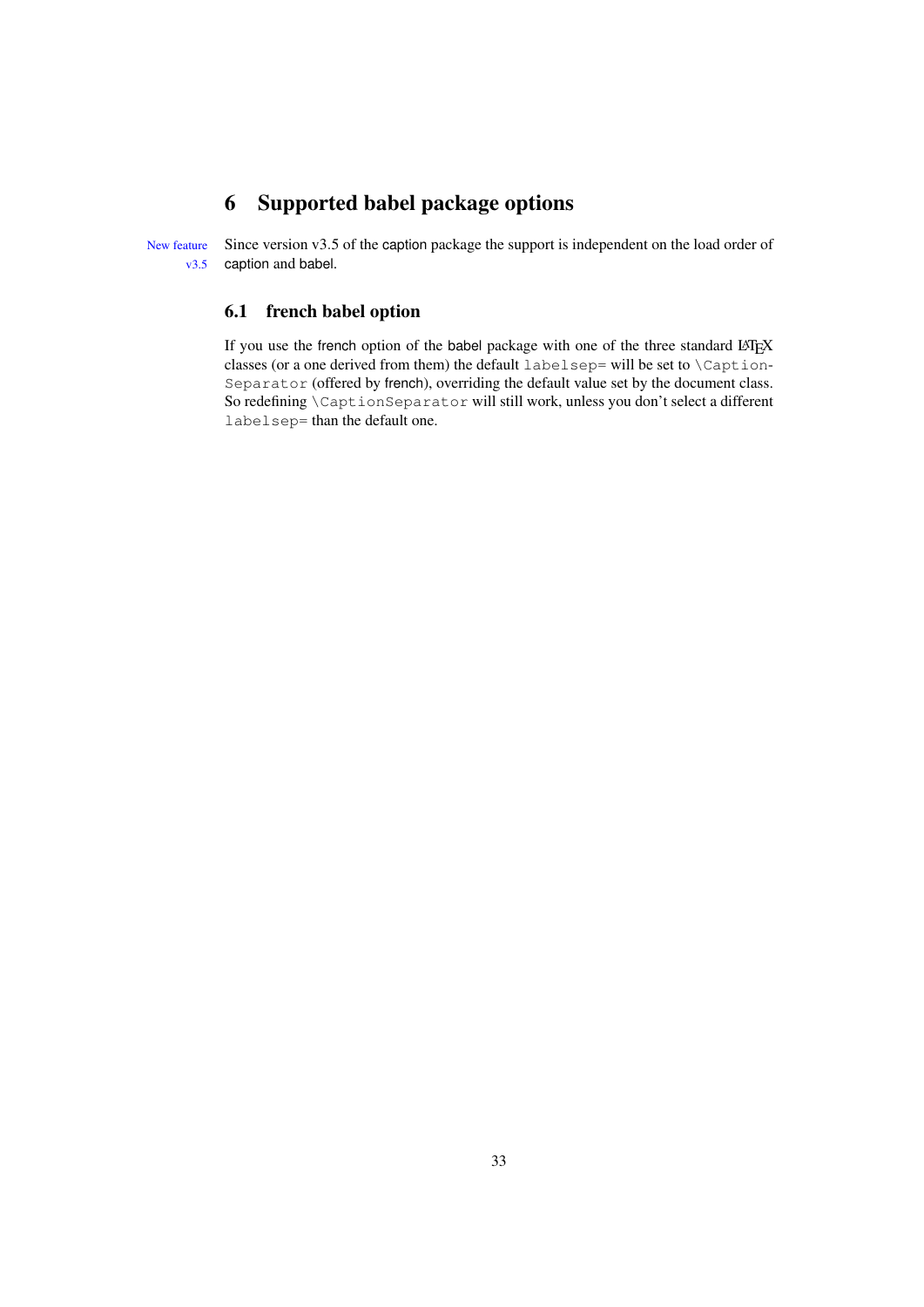# 6 Supported babel package options

New feature v3.5

Since version v3.5 of the caption package the support is independent on the load order of caption and babel.

## 6.1 french babel option

If you use the french option of the babel package with one of the three standard LaTeX classes (or a one derived from them) the default `labelsep=` will be set to `\CaptionSeparator` (offered by french), overriding the default value set by the document class. So redefining `\CaptionSeparator` will still work, unless you don't select a different `labelsep=` than the default one.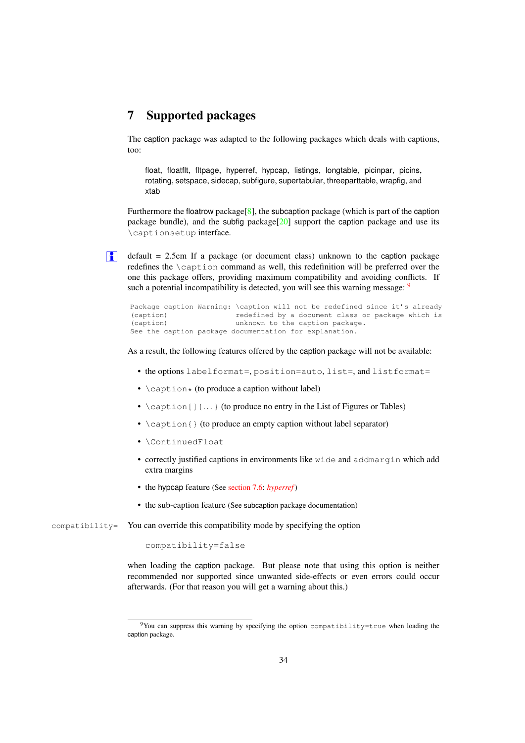# 7 Supported packages

The caption package was adapted to the following packages which deals with captions, too:

> float, floatflt, fltpage, hyperref, hypcap, listings, longtable, picinpar, picins, rotating, setspace, sidecap, subfigure, supertabular, threeparttable, wrapfig, and xtab

Furthermore the floatrow package[8], the subcaption package (which is part of the caption package bundle), and the subfig package[20] support the caption package and use its `\captionsetup` interface.

default = 2.5em If a package (or document class) unknown to the caption package redefines the `\caption` command as well, this redefinition will be preferred over the one this package offers, providing maximum compatibility and avoiding conflicts. If such a potential incompatibility is detected, you will see this warning message: [9]

```
Package caption Warning: \caption will not be redefined since it's already
(caption)                redefined by a document class or package which is
(caption)                unknown to the caption package.
See the caption package documentation for explanation.
```

As a result, the following features offered by the caption package will not be available:

- the options `labelformat=`, `position=auto`, `list=`, and `listformat=`
- `\caption*` (to produce a caption without label)
- `\caption[]{...}` (to produce no entry in the List of Figures or Tables)
- `\caption{}` (to produce an empty caption without label separator)
- `\ContinuedFloat`
- correctly justified captions in environments like `wide` and `addmargin` which add extra margins
- the hypcap feature (See section 7.6: *hyperref*)
- the sub-caption feature (See subcaption package documentation)

`compatibility=` You can override this compatibility mode by specifying the option

> `compatibility=false`

when loading the caption package. But please note that using this option is neither recommended nor supported since unwanted side-effects or even errors could occur afterwards. (For that reason you will get a warning about this.)

---

[9] You can suppress this warning by specifying the option `compatibility=true` when loading the caption package.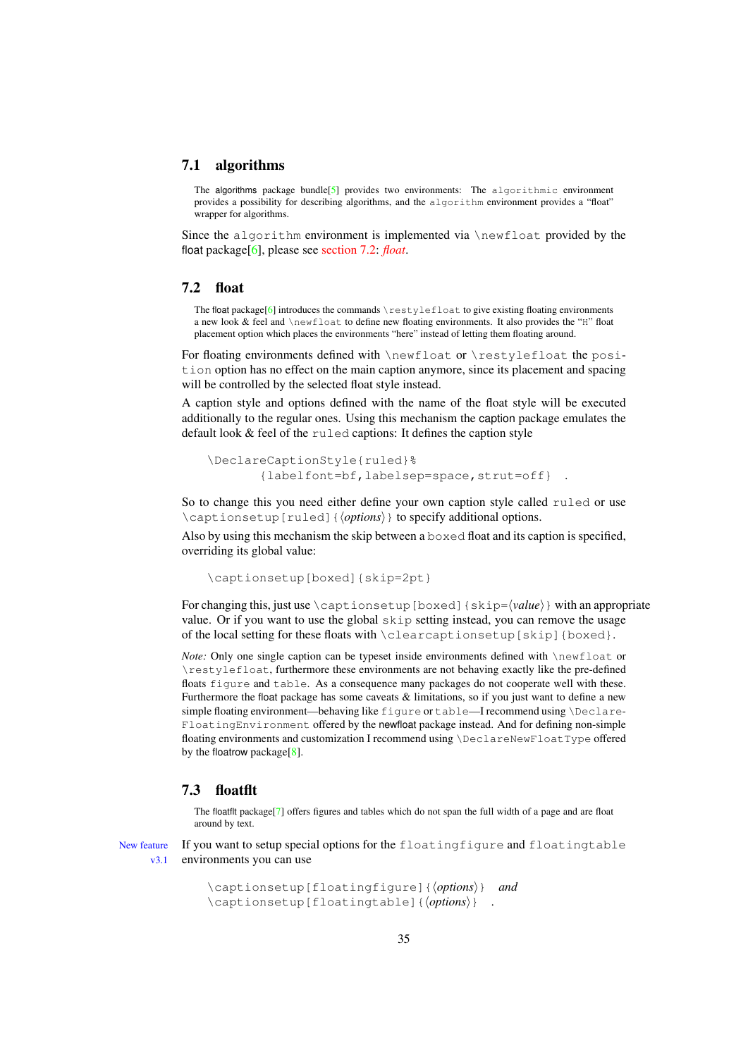## 7.1 algorithms

> The algorithms package bundle[5] provides two environments: The `algorithmic` environment provides a possibility for describing algorithms, and the `algorithm` environment provides a "float" wrapper for algorithms.

Since the `algorithm` environment is implemented via `\newfloat` provided by the float package[6], please see section 7.2: *float*.

## 7.2 float

> The float package[6] introduces the commands `\restylefloat` to give existing floating environments a new look & feel and `\newfloat` to define new floating environments. It also provides the "`H`" float placement option which places the environments "here" instead of letting them floating around.

For floating environments defined with `\newfloat` or `\restylefloat` the `position` option has no effect on the main caption anymore, since its placement and spacing will be controlled by the selected float style instead.

A caption style and options defined with the name of the float style will be executed additionally to the regular ones. Using this mechanism the caption package emulates the default look & feel of the `ruled` captions: It defines the caption style

```
\DeclareCaptionStyle{ruled}%
      {labelfont=bf,labelsep=space,strut=off}  .
```

So to change this you need either define your own caption style called `ruled` or use `\captionsetup[ruled]{⟨options⟩}` to specify additional options.

Also by using this mechanism the skip between a `boxed` float and its caption is specified, overriding its global value:

```
\captionsetup[boxed]{skip=2pt}
```

For changing this, just use `\captionsetup[boxed]{skip=⟨value⟩}` with an appropriate value. Or if you want to use the global `skip` setting instead, you can remove the usage of the local setting for these floats with `\clearcaptionsetup[skip]{boxed}`.

*Note:* Only one single caption can be typeset inside environments defined with `\newfloat` or `\restylefloat`, furthermore these environments are not behaving exactly like the pre-defined floats `figure` and `table`. As a consequence many packages do not cooperate well with these. Furthermore the float package has some caveats & limitations, so if you just want to define a new simple floating environment—behaving like `figure` or `table`—I recommend using `\DeclareFloatingEnvironment` offered by the newfloat package instead. And for defining non-simple floating environments and customization I recommend using `\DeclareNewFloatType` offered by the floatrow package[8].

## 7.3 floatflt

> The floatflt package[7] offers figures and tables which do not span the full width of a page and are float around by text.

New feature v3.1

If you want to setup special options for the `floatingfigure` and `floatingtable` environments you can use

```
\captionsetup[floatingfigure]{⟨options⟩}   and
\captionsetup[floatingtable]{⟨options⟩}   .
```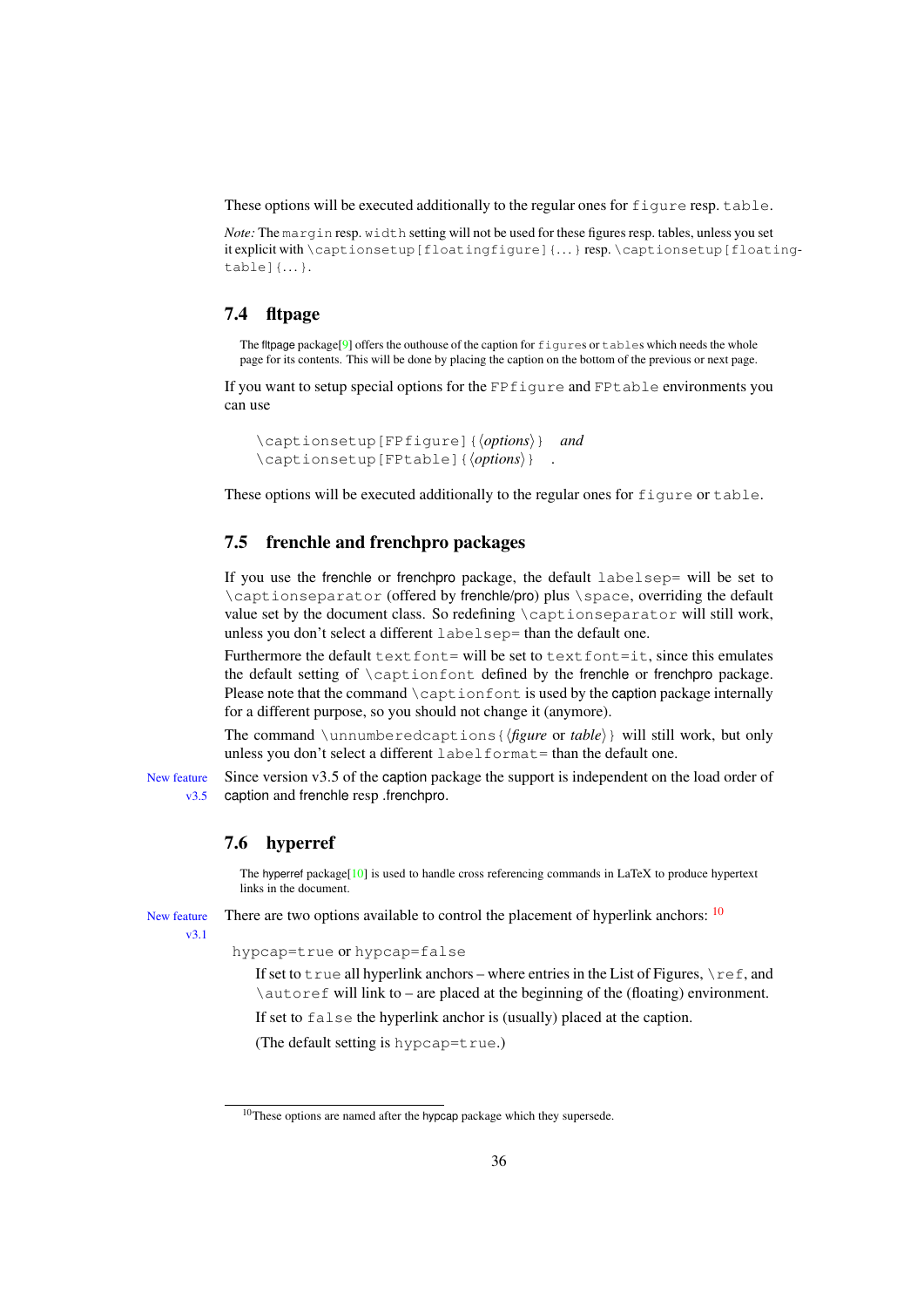These options will be executed additionally to the regular ones for `figure` resp. `table`.

*Note:* The `margin` resp. `width` setting will not be used for these figures resp. tables, unless you set it explicit with `\captionsetup[floatingfigure]{...}` resp. `\captionsetup[floatingtable]{...}`.

## 7.4 fltpage

The fltpage package[9] offers the outhouse of the caption for `figure`s or `table`s which needs the whole page for its contents. This will be done by placing the caption on the bottom of the previous or next page.

If you want to setup special options for the `FPfigure` and `FPtable` environments you can use

`\captionsetup[FPfigure]{⟨options⟩}` *and*
`\captionsetup[FPtable]{⟨options⟩}` .

These options will be executed additionally to the regular ones for `figure` or `table`.

## 7.5 frenchle and frenchpro packages

If you use the frenchle or frenchpro package, the default `labelsep=` will be set to `\captionseparator` (offered by frenchle/pro) plus `\space`, overriding the default value set by the document class. So redefining `\captionseparator` will still work, unless you don't select a different `labelsep=` than the default one.

Furthermore the default `textfont=` will be set to `textfont=it`, since this emulates the default setting of `\captionfont` defined by the frenchle or frenchpro package. Please note that the command `\captionfont` is used by the caption package internally for a different purpose, so you should not change it (anymore).

The command `\unnumberedcaptions{⟨figure or table⟩}` will still work, but only unless you don't select a different `labelformat=` than the default one.

New feature v3.5

Since version v3.5 of the caption package the support is independent on the load order of caption and frenchle resp .frenchpro.

## 7.6 hyperref

The hyperref package[10] is used to handle cross referencing commands in LaTeX to produce hypertext links in the document.

New feature v3.1

There are two options available to control the placement of hyperlink anchors: [10]

`hypcap=true` or `hypcap=false`

If set to `true` all hyperlink anchors – where entries in the List of Figures, `\ref`, and `\autoref` will link to – are placed at the beginning of the (floating) environment.

If set to `false` the hyperlink anchor is (usually) placed at the caption.

(The default setting is `hypcap=true`.)

---

[10] These options are named after the hypcap package which they supersede.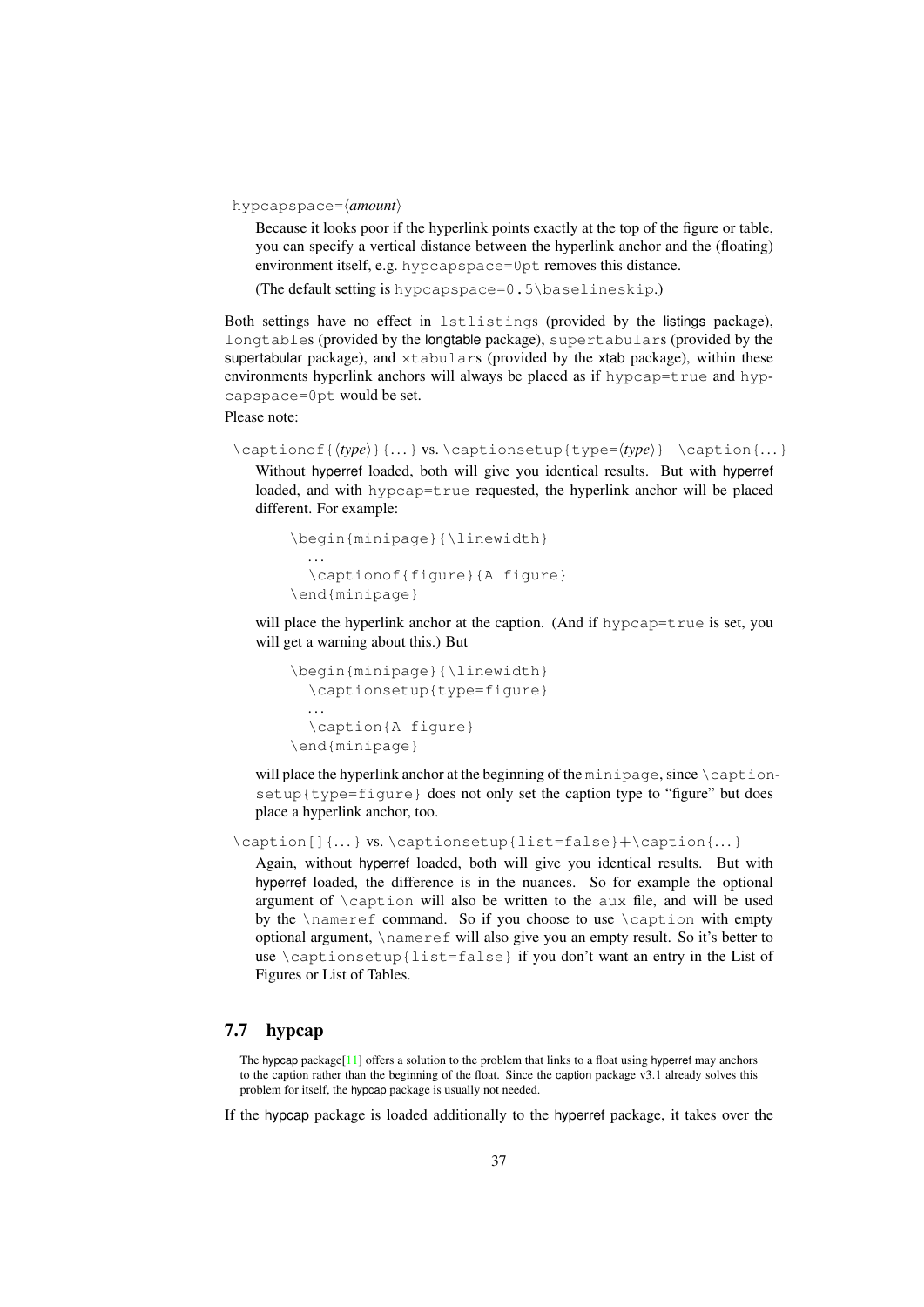`hypcapspace=⟨amount⟩`

Because it looks poor if the hyperlink points exactly at the top of the figure or table, you can specify a vertical distance between the hyperlink anchor and the (floating) environment itself, e.g. `hypcapspace=0pt` removes this distance.

(The default setting is `hypcapspace=0.5\baselineskip`.)

Both settings have no effect in `lstlisting`s (provided by the listings package), `longtable`s (provided by the longtable package), `supertabular`s (provided by the supertabular package), and `xtabular`s (provided by the xtab package), within these environments hyperlink anchors will always be placed as if `hypcap=true` and `hypcapspace=0pt` would be set.

Please note:

`\captionof{⟨type⟩}{...}` vs. `\captionsetup{type=⟨type⟩}+\caption{...}`

Without hyperref loaded, both will give you identical results. But with hyperref loaded, and with `hypcap=true` requested, the hyperlink anchor will be placed different. For example:

```
\begin{minipage}{\linewidth}
  ...
  \captionof{figure}{A figure}
\end{minipage}
```

will place the hyperlink anchor at the caption. (And if `hypcap=true` is set, you will get a warning about this.) But

```
\begin{minipage}{\linewidth}
  \captionsetup{type=figure}
  ...
  \caption{A figure}
\end{minipage}
```

will place the hyperlink anchor at the beginning of the `minipage`, since `\captionsetup{type=figure}` does not only set the caption type to "figure" but does place a hyperlink anchor, too.

`\caption[]{...}` vs. `\captionsetup{list=false}+\caption{...}`

Again, without hyperref loaded, both will give you identical results. But with hyperref loaded, the difference is in the nuances. So for example the optional argument of `\caption` will also be written to the `aux` file, and will be used by the `\nameref` command. So if you choose to use `\caption` with empty optional argument, `\nameref` will also give you an empty result. So it's better to use `\captionsetup{list=false}` if you don't want an entry in the List of Figures or List of Tables.

## 7.7 hypcap

The hypcap package[11] offers a solution to the problem that links to a float using hyperref may anchors to the caption rather than the beginning of the float. Since the caption package v3.1 already solves this problem for itself, the hypcap package is usually not needed.

If the hypcap package is loaded additionally to the hyperref package, it takes over the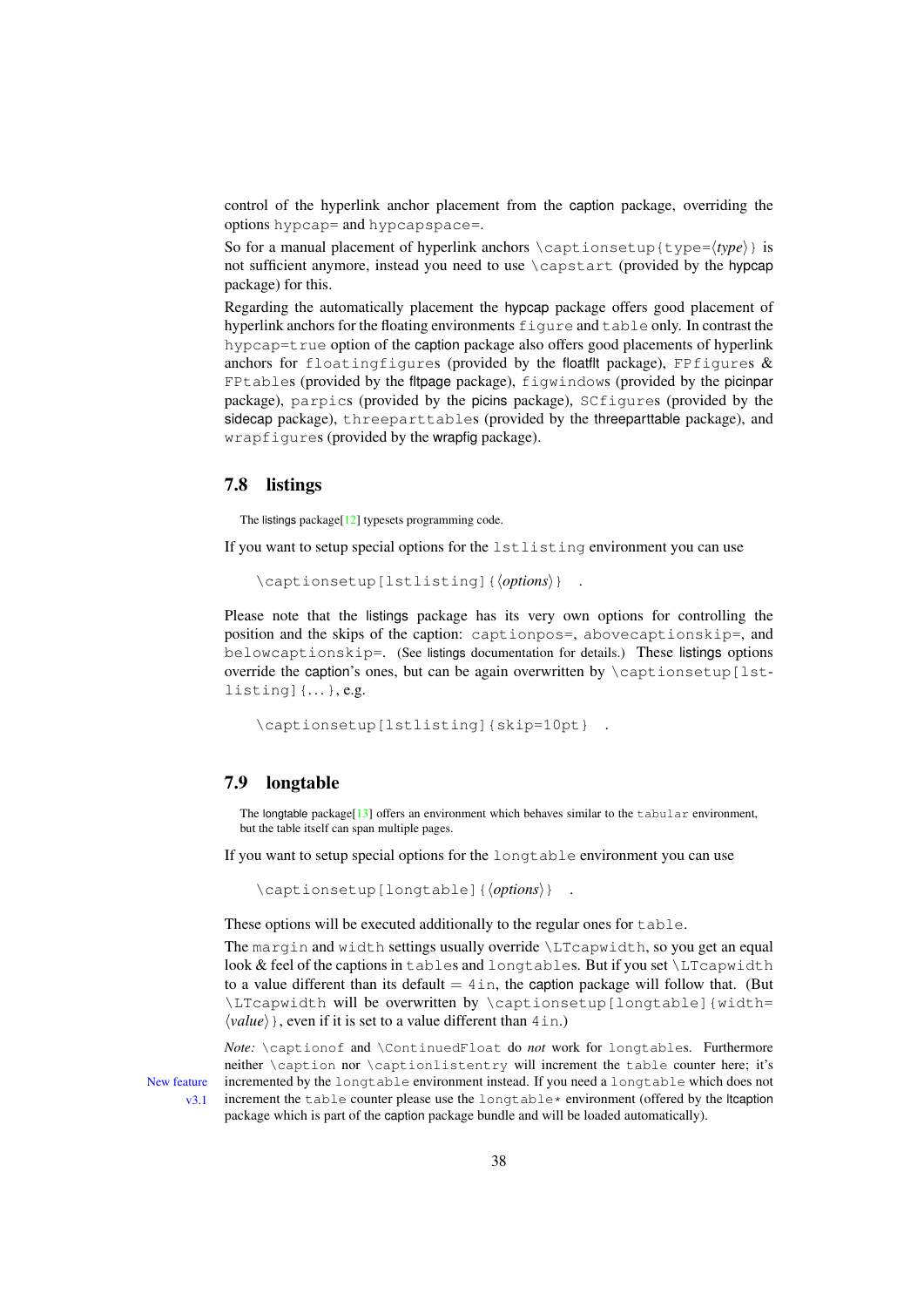control of the hyperlink anchor placement from the caption package, overriding the options `hypcap=` and `hypcapspace=`.

So for a manual placement of hyperlink anchors `\captionsetup{type=⟨type⟩}` is not sufficient anymore, instead you need to use `\capstart` (provided by the hypcap package) for this.

Regarding the automatically placement the hypcap package offers good placement of hyperlink anchors for the floating environments `figure` and `table` only. In contrast the `hypcap=true` option of the caption package also offers good placements of hyperlink anchors for `floatingfigure`s (provided by the floatflt package), `FPfigure`s & `FPtable`s (provided by the fltpage package), `figwindow`s (provided by the picinpar package), `parpic`s (provided by the picins package), `SCfigure`s (provided by the sidecap package), `threeparttable`s (provided by the threeparttable package), and `wrapfigure`s (provided by the wrapfig package).

## 7.8 listings

The listings package[12] typesets programming code.

If you want to setup special options for the `lstlisting` environment you can use

```
\captionsetup[lstlisting]{⟨options⟩} .
```

Please note that the listings package has its very own options for controlling the position and the skips of the caption: `captionpos=`, `abovecaptionskip=`, and `belowcaptionskip=`. (See listings documentation for details.) These listings options override the caption's ones, but can be again overwritten by `\captionsetup[lstlisting]{...}`, e.g.

```
\captionsetup[lstlisting]{skip=10pt} .
```

## 7.9 longtable

The longtable package[13] offers an environment which behaves similar to the `tabular` environment, but the table itself can span multiple pages.

If you want to setup special options for the `longtable` environment you can use

```
\captionsetup[longtable]{⟨options⟩} .
```

These options will be executed additionally to the regular ones for `table`.

The `margin` and `width` settings usually override `\LTcapwidth`, so you get an equal look & feel of the captions in `table`s and `longtable`s. But if you set `\LTcapwidth` to a value different than its default = `4in`, the caption package will follow that. (But `\LTcapwidth` will be overwritten by `\captionsetup[longtable]{width=⟨value⟩}`, even if it is set to a value different than `4in`.)

*Note:* `\captionof` and `\ContinuedFloat` do *not* work for `longtable`s. Furthermore neither `\caption` nor `\captionlistentry` will increment the `table` counter here; it's incremented by the `longtable` environment instead. If you need a `longtable` which does not increment the `table` counter please use the `longtable*` environment (offered by the ltcaption package which is part of the caption package bundle and will be loaded automatically). (New feature v3.1)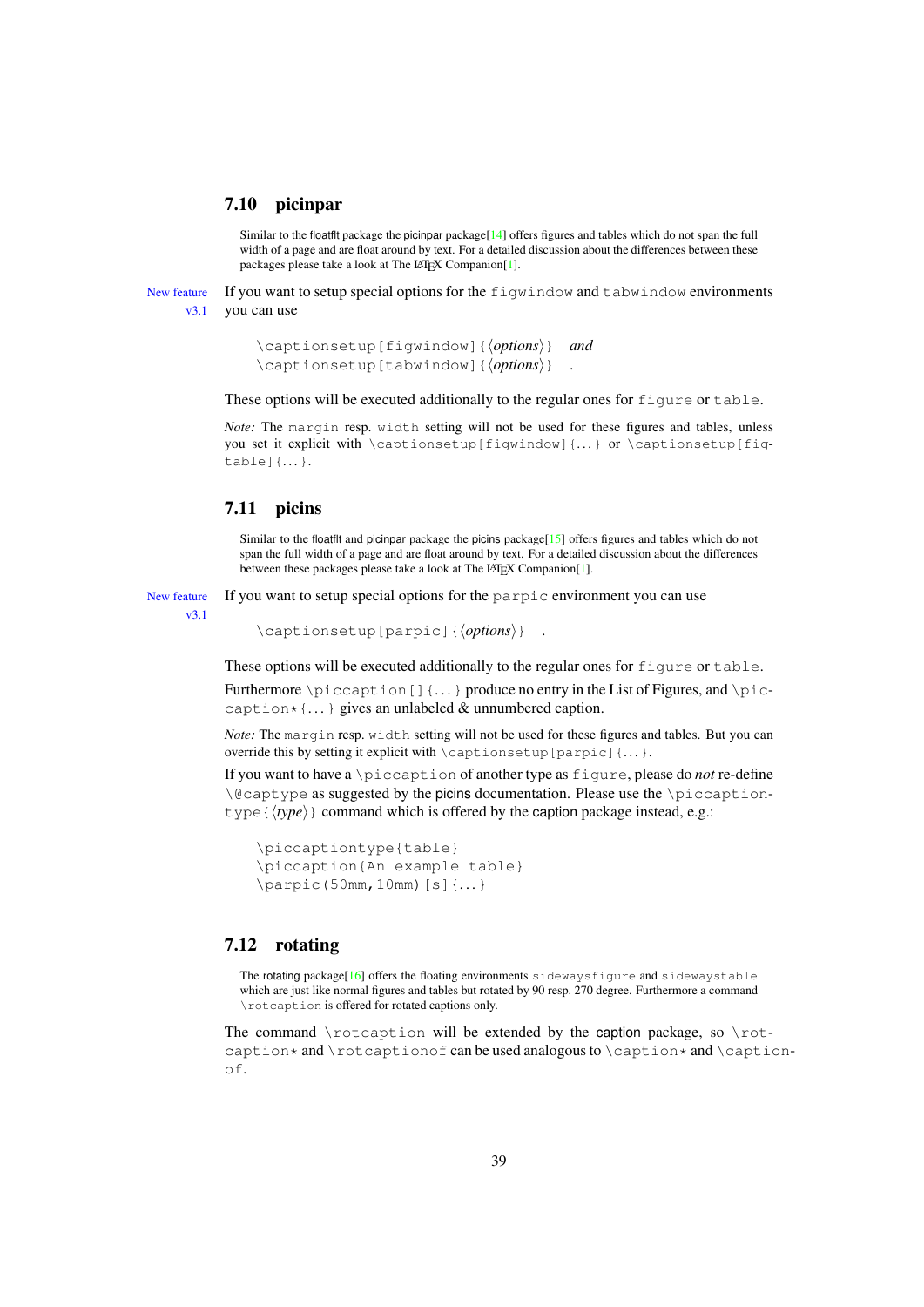## 7.10 picinpar

Similar to the floatflt package the picinpar package[14] offers figures and tables which do not span the full width of a page and are float around by text. For a detailed discussion about the differences between these packages please take a look at The LaTeX Companion[1].

New feature v3.1

If you want to setup special options for the `figwindow` and `tabwindow` environments you can use

```
\captionsetup[figwindow]{⟨options⟩}    and
\captionsetup[tabwindow]{⟨options⟩}    .
```

These options will be executed additionally to the regular ones for `figure` or `table`.

*Note:* The `margin` resp. `width` setting will not be used for these figures and tables, unless you set it explicit with `\captionsetup[figwindow]{...}` or `\captionsetup[figtable]{...}`.

## 7.11 picins

Similar to the floatflt and picinpar package the picins package[15] offers figures and tables which do not span the full width of a page and are float around by text. For a detailed discussion about the differences between these packages please take a look at The LaTeX Companion[1].

New feature v3.1

If you want to setup special options for the `parpic` environment you can use

```
\captionsetup[parpic]{⟨options⟩}    .
```

These options will be executed additionally to the regular ones for `figure` or `table`.

Furthermore `\piccaption[]{...}` produce no entry in the List of Figures, and `\piccaption*{...}` gives an unlabeled & unnumbered caption.

*Note:* The `margin` resp. `width` setting will not be used for these figures and tables. But you can override this by setting it explicit with `\captionsetup[parpic]{...}`.

If you want to have a `\piccaption` of another type as `figure`, please do *not* re-define `\@captype` as suggested by the picins documentation. Please use the `\piccaptiontype{⟨type⟩}` command which is offered by the caption package instead, e.g.:

```
\piccaptiontype{table}
\piccaption{An example table}
\parpic(50mm,10mm)[s]{...}
```

## 7.12 rotating

The rotating package[16] offers the floating environments `sidewaysfigure` and `sidewaystable` which are just like normal figures and tables but rotated by 90 resp. 270 degree. Furthermore a command `\rotcaption` is offered for rotated captions only.

The command `\rotcaption` will be extended by the caption package, so `\rotcaption*` and `\rotcaptionof` can be used analogous to `\caption*` and `\captionof`.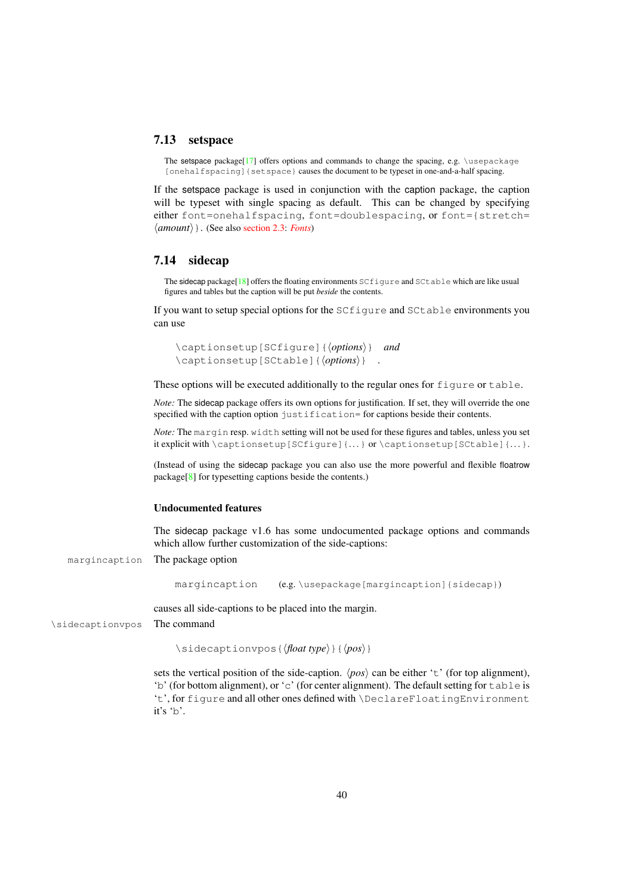## 7.13 setspace

> The setspace package[17] offers options and commands to change the spacing, e.g. `\usepackage[onehalfspacing]{setspace}` causes the document to be typeset in one-and-a-half spacing.

If the setspace package is used in conjunction with the caption package, the caption will be typeset with single spacing as default. This can be changed by specifying either `font=onehalfspacing`, `font=doublespacing`, or `font={stretch=`⟨*amount*⟩`}`. (See also section 2.3: *Fonts*)

## 7.14 sidecap

> The sidecap package[18] offers the floating environments `SCfigure` and `SCtable` which are like usual figures and tables but the caption will be put *beside* the contents.

If you want to setup special options for the `SCfigure` and `SCtable` environments you can use

`\captionsetup[SCfigure]{`⟨*options*⟩`}` *and*
`\captionsetup[SCtable]{`⟨*options*⟩`}` .

These options will be executed additionally to the regular ones for `figure` or `table`.

*Note:* The sidecap package offers its own options for justification. If set, they will override the one specified with the caption option `justification=` for captions beside their contents.

*Note:* The `margin` resp. `width` setting will not be used for these figures and tables, unless you set it explicit with `\captionsetup[SCfigure]{...}` or `\captionsetup[SCtable]{...}`.

(Instead of using the sidecap package you can also use the more powerful and flexible floatrow package[8] for typesetting captions beside the contents.)

### Undocumented features

The sidecap package v1.6 has some undocumented package options and commands which allow further customization of the side-captions:

`margincaption` The package option

`margincaption` (e.g. `\usepackage[margincaption]{sidecap}`)

causes all side-captions to be placed into the margin.

`\sidecaptionvpos` The command

`\sidecaptionvpos{`⟨*float type*⟩`}{`⟨*pos*⟩`}`

sets the vertical position of the side-caption. ⟨*pos*⟩ can be either '`t`' (for top alignment), '`b`' (for bottom alignment), or '`c`' (for center alignment). The default setting for `table` is '`t`', for `figure` and all other ones defined with `\DeclareFloatingEnvironment` it's '`b`'.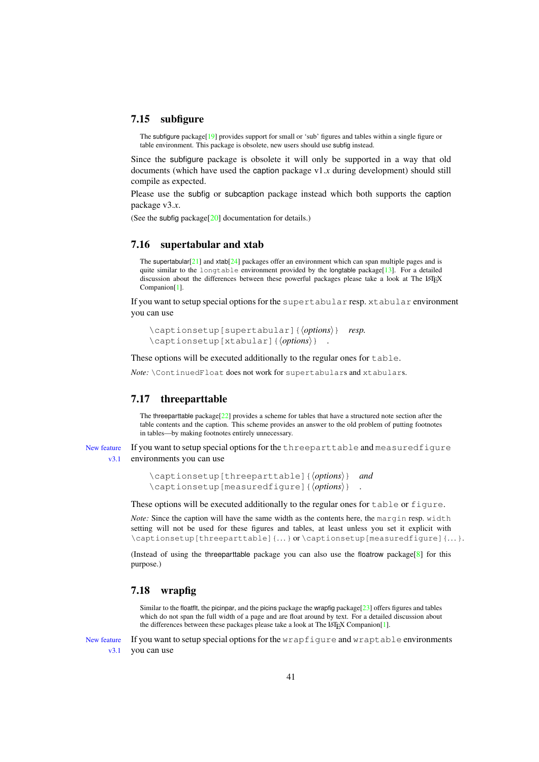## 7.15 subfigure

The subfigure package[19] provides support for small or 'sub' figures and tables within a single figure or table environment. This package is obsolete, new users should use subfig instead.

Since the subfigure package is obsolete it will only be supported in a way that old documents (which have used the caption package v1.*x* during development) should still compile as expected.

Please use the subfig or subcaption package instead which both supports the caption package v3.*x*.

(See the subfig package[20] documentation for details.)

## 7.16 supertabular and xtab

The supertabular[21] and xtab[24] packages offer an environment which can span multiple pages and is quite similar to the `longtable` environment provided by the longtable package[13]. For a detailed discussion about the differences between these powerful packages please take a look at The LaTeX Companion[1].

If you want to setup special options for the `supertabular` resp. `xtabular` environment you can use

```
\captionsetup[supertabular]{⟨options⟩}    resp.
\captionsetup[xtabular]{⟨options⟩}    .
```

These options will be executed additionally to the regular ones for `table`.

*Note:* `\ContinuedFloat` does not work for `supertabular`s and `xtabular`s.

## 7.17 threeparttable

The threeparttable package[22] provides a scheme for tables that have a structured note section after the table contents and the caption. This scheme provides an answer to the old problem of putting footnotes in tables—by making footnotes entirely unnecessary.

New feature v3.1

If you want to setup special options for the `threeparttable` and `measuredfigure` environments you can use

```
\captionsetup[threeparttable]{⟨options⟩}    and
\captionsetup[measuredfigure]{⟨options⟩}    .
```

These options will be executed additionally to the regular ones for `table` or `figure`.

*Note:* Since the caption will have the same width as the contents here, the `margin` resp. `width` setting will not be used for these figures and tables, at least unless you set it explicit with `\captionsetup[threeparttable]{...}` or `\captionsetup[measuredfigure]{...}`.

(Instead of using the threeparttable package you can also use the floatrow package[8] for this purpose.)

## 7.18 wrapfig

Similar to the floatflt, the picinpar, and the picins package the wrapfig package[23] offers figures and tables which do not span the full width of a page and are float around by text. For a detailed discussion about the differences between these packages please take a look at The LaTeX Companion[1].

New feature v3.1

If you want to setup special options for the `wrapfigure` and `wraptable` environments you can use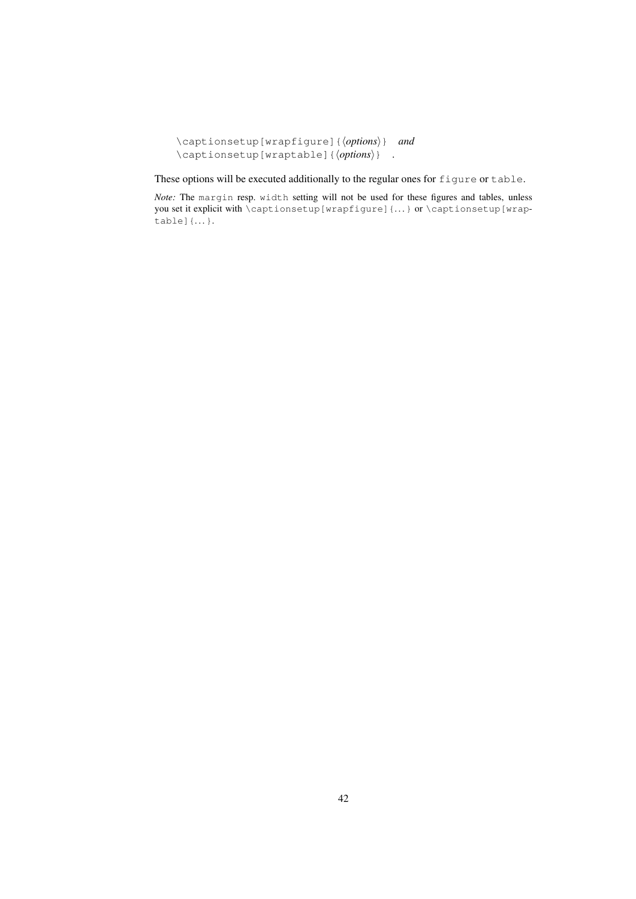`\captionsetup[wrapfigure]{⟨options⟩}` *and*
`\captionsetup[wraptable]{⟨options⟩}` .

These options will be executed additionally to the regular ones for `figure` or `table`.

*Note:* The `margin` resp. `width` setting will not be used for these figures and tables, unless you set it explicit with `\captionsetup[wrapfigure]{...}` or `\captionsetup[wraptable]{...}`.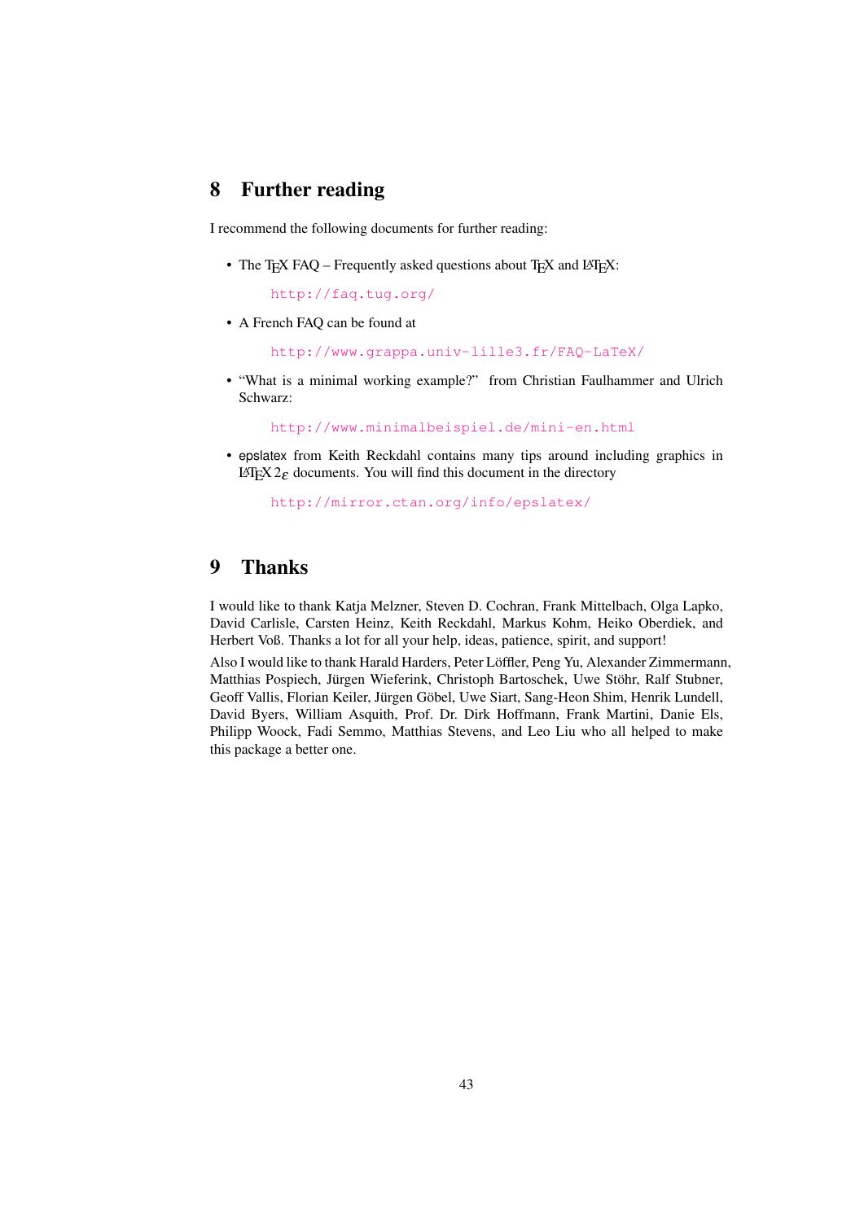## 8 Further reading

I recommend the following documents for further reading:

- The TeX FAQ – Frequently asked questions about TeX and LaTeX:

  http://faq.tug.org/

- A French FAQ can be found at

  http://www.grappa.univ-lille3.fr/FAQ-LaTeX/

- "What is a minimal working example?" from Christian Faulhammer and Ulrich Schwarz:

  http://www.minimalbeispiel.de/mini-en.html

- epslatex from Keith Reckdahl contains many tips around including graphics in LaTeX $2_\varepsilon$ documents. You will find this document in the directory

  http://mirror.ctan.org/info/epslatex/

## 9 Thanks

I would like to thank Katja Melzner, Steven D. Cochran, Frank Mittelbach, Olga Lapko, David Carlisle, Carsten Heinz, Keith Reckdahl, Markus Kohm, Heiko Oberdiek, and Herbert Voß. Thanks a lot for all your help, ideas, patience, spirit, and support!

Also I would like to thank Harald Harders, Peter Löffler, Peng Yu, Alexander Zimmermann, Matthias Pospiech, Jürgen Wieferink, Christoph Bartoschek, Uwe Stöhr, Ralf Stubner, Geoff Vallis, Florian Keiler, Jürgen Göbel, Uwe Siart, Sang-Heon Shim, Henrik Lundell, David Byers, William Asquith, Prof. Dr. Dirk Hoffmann, Frank Martini, Danie Els, Philipp Woock, Fadi Semmo, Matthias Stevens, and Leo Liu who all helped to make this package a better one.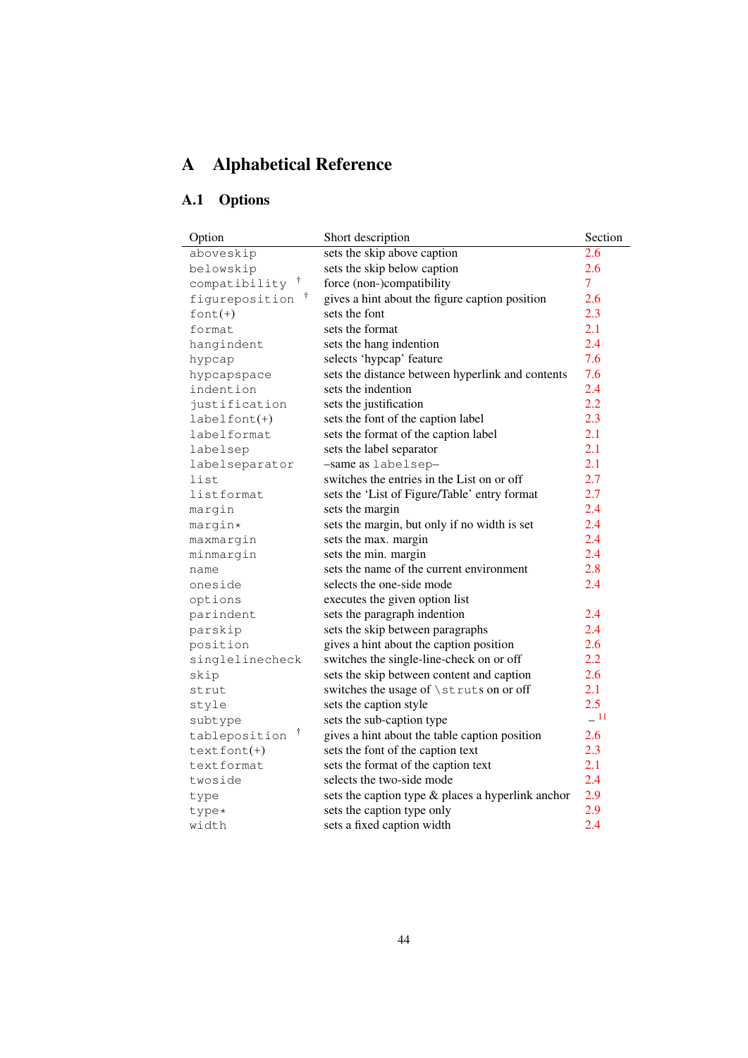# A Alphabetical Reference

## A.1 Options

| Option | Short description | Section |
|---|---|---|
| aboveskip | sets the skip above caption | 2.6 |
| belowskip | sets the skip below caption | 2.6 |
| compatibility † | force (non-)compatibility | 7 |
| figureposition † | gives a hint about the figure caption position | 2.6 |
| font(+) | sets the font | 2.3 |
| format | sets the format | 2.1 |
| hangindent | sets the hang indention | 2.4 |
| hypcap | selects 'hypcap' feature | 7.6 |
| hypcapspace | sets the distance between hyperlink and contents | 7.6 |
| indention | sets the indention | 2.4 |
| justification | sets the justification | 2.2 |
| labelfont(+) | sets the font of the caption label | 2.3 |
| labelformat | sets the format of the caption label | 2.1 |
| labelsep | sets the label separator | 2.1 |
| labelseparator | –same as labelsep– | 2.1 |
| list | switches the entries in the List on or off | 2.7 |
| listformat | sets the 'List of Figure/Table' entry format | 2.7 |
| margin | sets the margin | 2.4 |
| margin* | sets the margin, but only if no width is set | 2.4 |
| maxmargin | sets the max. margin | 2.4 |
| minmargin | sets the min. margin | 2.4 |
| name | sets the name of the current environment | 2.8 |
| oneside | selects the one-side mode | 2.4 |
| options | executes the given option list | |
| parindent | sets the paragraph indention | 2.4 |
| parskip | sets the skip between paragraphs | 2.4 |
| position | gives a hint about the caption position | 2.6 |
| singlelinecheck | switches the single-line-check on or off | 2.2 |
| skip | sets the skip between content and caption | 2.6 |
| strut | switches the usage of \struts on or off | 2.1 |
| style | sets the caption style | 2.5 |
| subtype | sets the sub-caption type | –[11] |
| tableposition † | gives a hint about the table caption position | 2.6 |
| textfont(+) | sets the font of the caption text | 2.3 |
| textformat | sets the format of the caption text | 2.1 |
| twoside | selects the two-side mode | 2.4 |
| type | sets the caption type & places a hyperlink anchor | 2.9 |
| type* | sets the caption type only | 2.9 |
| width | sets a fixed caption width | 2.4 |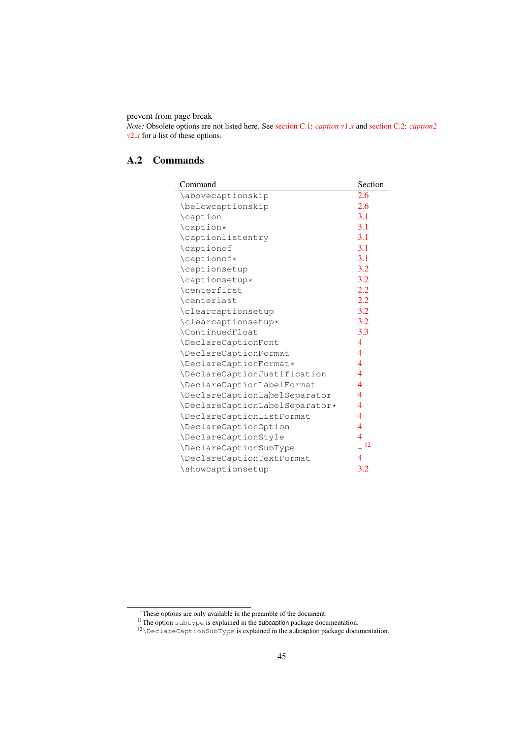prevent from page break

*Note:* Obsolete options are not listed here. See section C.1: *caption v1.x* and section C.2: *caption2 v2.x* for a list of these options.

## A.2 Commands

| Command | Section |
|---|---|
| `\abovecaptionskip` | 2.6 |
| `\belowcaptionskip` | 2.6 |
| `\caption` | 3.1 |
| `\caption*` | 3.1 |
| `\captionlistentry` | 3.1 |
| `\captionof` | 3.1 |
| `\captionof*` | 3.1 |
| `\captionsetup` | 3.2 |
| `\captionsetup*` | 3.2 |
| `\centerfirst` | 2.2 |
| `\centerlast` | 2.2 |
| `\clearcaptionsetup` | 3.2 |
| `\clearcaptionsetup*` | 3.2 |
| `\ContinuedFloat` | 3.3 |
| `\DeclareCaptionFont` | 4 |
| `\DeclareCaptionFormat` | 4 |
| `\DeclareCaptionFormat*` | 4 |
| `\DeclareCaptionJustification` | 4 |
| `\DeclareCaptionLabelFormat` | 4 |
| `\DeclareCaptionLabelSeparator` | 4 |
| `\DeclareCaptionLabelSeparator*` | 4 |
| `\DeclareCaptionListFormat` | 4 |
| `\DeclareCaptionOption` | 4 |
| `\DeclareCaptionStyle` | 4 |
| `\DeclareCaptionSubType` | – [12] |
| `\DeclareCaptionTextFormat` | 4 |
| `\showcaptionsetup` | 3.2 |

---

[†] These options are only available in the preamble of the document.

[11] The option `subtype` is explained in the subcaption package documentation.

[12] `\DeclareCaptionSubType` is explained in the subcaption package documentation.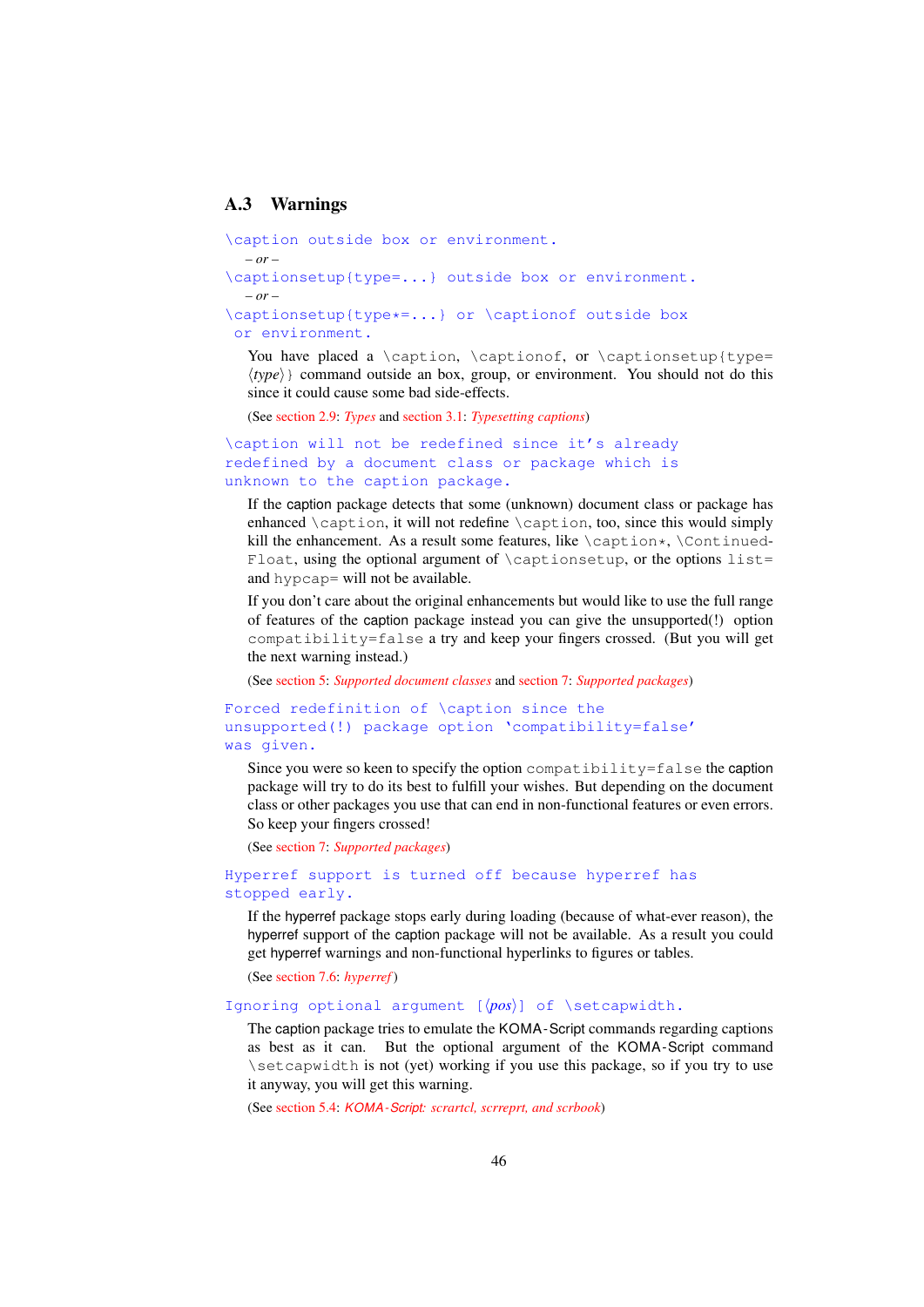## A.3 Warnings

`\caption outside box or environment.`

*– or –*

`\captionsetup{type=...} outside box or environment.`

*– or –*

`\captionsetup{type*=...} or \captionof outside box or environment.`

You have placed a `\caption`, `\captionof`, or `\captionsetup{type=⟨type⟩}` command outside an box, group, or environment. You should not do this since it could cause some bad side-effects.

(See section 2.9: *Types* and section 3.1: *Typesetting captions*)

`\caption will not be redefined since it's already redefined by a document class or package which is unknown to the caption package.`

If the caption package detects that some (unknown) document class or package has enhanced `\caption`, it will not redefine `\caption`, too, since this would simply kill the enhancement. As a result some features, like `\caption*`, `\ContinuedFloat`, using the optional argument of `\captionsetup`, or the options `list=` and `hypcap=` will not be available.

If you don't care about the original enhancements but would like to use the full range of features of the caption package instead you can give the unsupported(!) option `compatibility=false` a try and keep your fingers crossed. (But you will get the next warning instead.)

(See section 5: *Supported document classes* and section 7: *Supported packages*)

`Forced redefinition of \caption since the unsupported(!) package option 'compatibility=false' was given.`

Since you were so keen to specify the option `compatibility=false` the caption package will try to do its best to fulfill your wishes. But depending on the document class or other packages you use that can end in non-functional features or even errors. So keep your fingers crossed!

(See section 7: *Supported packages*)

`Hyperref support is turned off because hyperref has stopped early.`

If the hyperref package stops early during loading (because of what-ever reason), the hyperref support of the caption package will not be available. As a result you could get hyperref warnings and non-functional hyperlinks to figures or tables.

(See section 7.6: *hyperref*)

`Ignoring optional argument [⟨pos⟩] of \setcapwidth.`

The caption package tries to emulate the KOMA-Script commands regarding captions as best as it can. But the optional argument of the KOMA-Script command `\setcapwidth` is not (yet) working if you use this package, so if you try to use it anyway, you will get this warning.

(See section 5.4: *KOMA-Script: scrartcl, scrreprt, and scrbook*)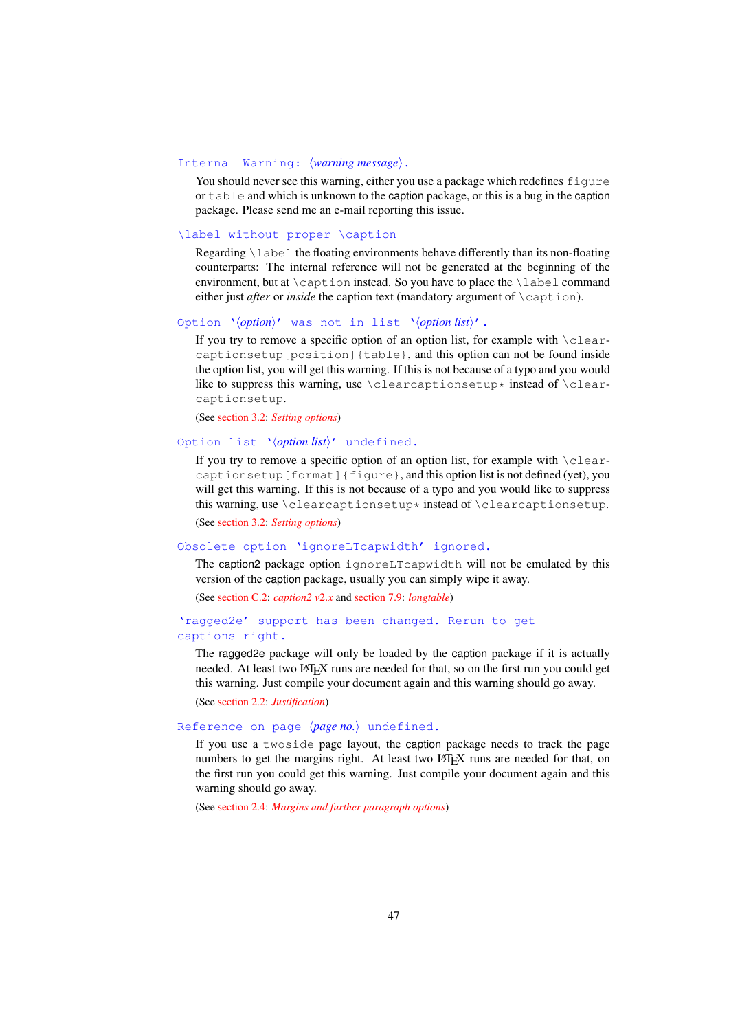`Internal Warning:` ⟨*warning message*⟩`.`

You should never see this warning, either you use a package which redefines `figure` or `table` and which is unknown to the caption package, or this is a bug in the caption package. Please send me an e-mail reporting this issue.

`\label without proper \caption`

Regarding `\label` the floating environments behave differently than its non-floating counterparts: The internal reference will not be generated at the beginning of the environment, but at `\caption` instead. So you have to place the `\label` command either just *after* or *inside* the caption text (mandatory argument of `\caption`).

`Option '`⟨*option*⟩`' was not in list '`⟨*option list*⟩`'.`

If you try to remove a specific option of an option list, for example with `\clearcaptionsetup[position]{table}`, and this option can not be found inside the option list, you will get this warning. If this is not because of a typo and you would like to suppress this warning, use `\clearcaptionsetup*` instead of `\clearcaptionsetup`.

(See section 3.2: *Setting options*)

`Option list '`⟨*option list*⟩`' undefined.`

If you try to remove a specific option of an option list, for example with `\clearcaptionsetup[format]{figure}`, and this option list is not defined (yet), you will get this warning. If this is not because of a typo and you would like to suppress this warning, use `\clearcaptionsetup*` instead of `\clearcaptionsetup`.

(See section 3.2: *Setting options*)

`Obsolete option 'ignoreLTcapwidth' ignored.`

The caption2 package option `ignoreLTcapwidth` will not be emulated by this version of the caption package, usually you can simply wipe it away.

(See section C.2: *caption2 v2.x* and section 7.9: *longtable*)

`'ragged2e' support has been changed. Rerun to get captions right.`

The ragged2e package will only be loaded by the caption package if it is actually needed. At least two LaTeX runs are needed for that, so on the first run you could get this warning. Just compile your document again and this warning should go away.

(See section 2.2: *Justification*)

`Reference on page` ⟨*page no.*⟩ `undefined.`

If you use a `twoside` page layout, the caption package needs to track the page numbers to get the margins right. At least two LaTeX runs are needed for that, on the first run you could get this warning. Just compile your document again and this warning should go away.

(See section 2.4: *Margins and further paragraph options*)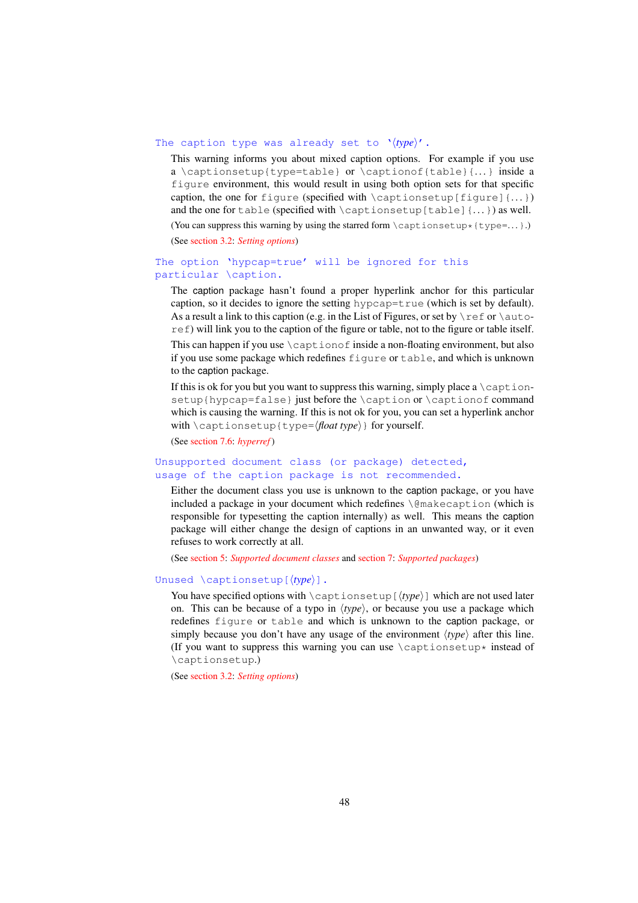`The caption type was already set to '⟨type⟩'.`

This warning informs you about mixed caption options. For example if you use a `\captionsetup{type=table}` or `\captionof{table}{...}` inside a `figure` environment, this would result in using both option sets for that specific caption, the one for `figure` (specified with `\captionsetup[figure]{...}`) and the one for `table` (specified with `\captionsetup[table]{...}`) as well.

(You can suppress this warning by using the starred form `\captionsetup*{type=...}`.)

(See section 3.2: *Setting options*)

`The option 'hypcap=true' will be ignored for this particular \caption.`

The caption package hasn't found a proper hyperlink anchor for this particular caption, so it decides to ignore the setting `hypcap=true` (which is set by default). As a result a link to this caption (e.g. in the List of Figures, or set by `\ref` or `\autoref`) will link you to the caption of the figure or table, not to the figure or table itself.

This can happen if you use `\captionof` inside a non-floating environment, but also if you use some package which redefines `figure` or `table`, and which is unknown to the caption package.

If this is ok for you but you want to suppress this warning, simply place a `\captionsetup{hypcap=false}` just before the `\caption` or `\captionof` command which is causing the warning. If this is not ok for you, you can set a hyperlink anchor with `\captionsetup{type=⟨float type⟩}` for yourself.

(See section 7.6: *hyperref*)

`Unsupported document class (or package) detected, usage of the caption package is not recommended.`

Either the document class you use is unknown to the caption package, or you have included a package in your document which redefines `\@makecaption` (which is responsible for typesetting the caption internally) as well. This means the caption package will either change the design of captions in an unwanted way, or it even refuses to work correctly at all.

(See section 5: *Supported document classes* and section 7: *Supported packages*)

`Unused \captionsetup[⟨type⟩].`

You have specified options with `\captionsetup[⟨type⟩]` which are not used later on. This can be because of a typo in ⟨type⟩, or because you use a package which redefines `figure` or `table` and which is unknown to the caption package, or simply because you don't have any usage of the environment ⟨type⟩ after this line. (If you want to suppress this warning you can use `\captionsetup*` instead of `\captionsetup`.)

(See section 3.2: *Setting options*)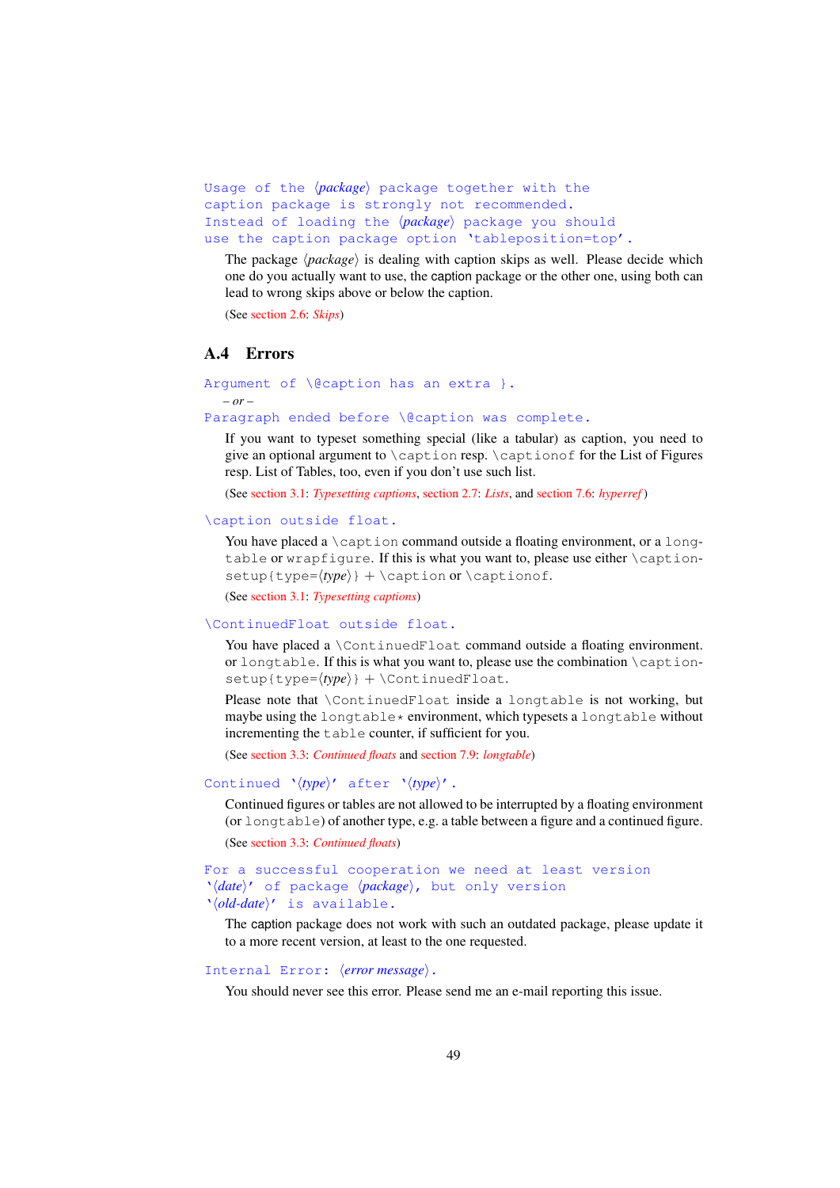```
Usage of the ⟨package⟩ package together with the
caption package is strongly not recommended.
Instead of loading the ⟨package⟩ package you should
use the caption package option 'tableposition=top'.
```

The package ⟨*package*⟩ is dealing with caption skips as well. Please decide which one do you actually want to use, the caption package or the other one, using both can lead to wrong skips above or below the caption.

(See section 2.6: *Skips*)

## A.4 Errors

```
Argument of \@caption has an extra }.
```

*– or –*

```
Paragraph ended before \@caption was complete.
```

If you want to typeset something special (like a tabular) as caption, you need to give an optional argument to `\caption` resp. `\captionof` for the List of Figures resp. List of Tables, too, even if you don't use such list.

(See section 3.1: *Typesetting captions*, section 2.7: *Lists*, and section 7.6: *hyperref*)

```
\caption outside float.
```

You have placed a `\caption` command outside a floating environment, or a `longtable` or `wrapfigure`. If this is what you want to, please use either `\captionsetup{type=`⟨*type*⟩`}` + `\caption` or `\captionof`.

(See section 3.1: *Typesetting captions*)

```
\ContinuedFloat outside float.
```

You have placed a `\ContinuedFloat` command outside a floating environment. or `longtable`. If this is what you want to, please use the combination `\captionsetup{type=`⟨*type*⟩`}` + `\ContinuedFloat`.

Please note that `\ContinuedFloat` inside a `longtable` is not working, but maybe using the `longtable*` environment, which typesets a `longtable` without incrementing the `table` counter, if sufficient for you.

(See section 3.3: *Continued floats* and section 7.9: *longtable*)

```
Continued '⟨type⟩' after '⟨type⟩'.
```

Continued figures or tables are not allowed to be interrupted by a floating environment (or `longtable`) of another type, e.g. a table between a figure and a continued figure.

(See section 3.3: *Continued floats*)

```
For a successful cooperation we need at least version
'⟨date⟩' of package ⟨package⟩, but only version
'⟨old-date⟩' is available.
```

The caption package does not work with such an outdated package, please update it to a more recent version, at least to the one requested.

```
Internal Error: ⟨error message⟩.
```

You should never see this error. Please send me an e-mail reporting this issue.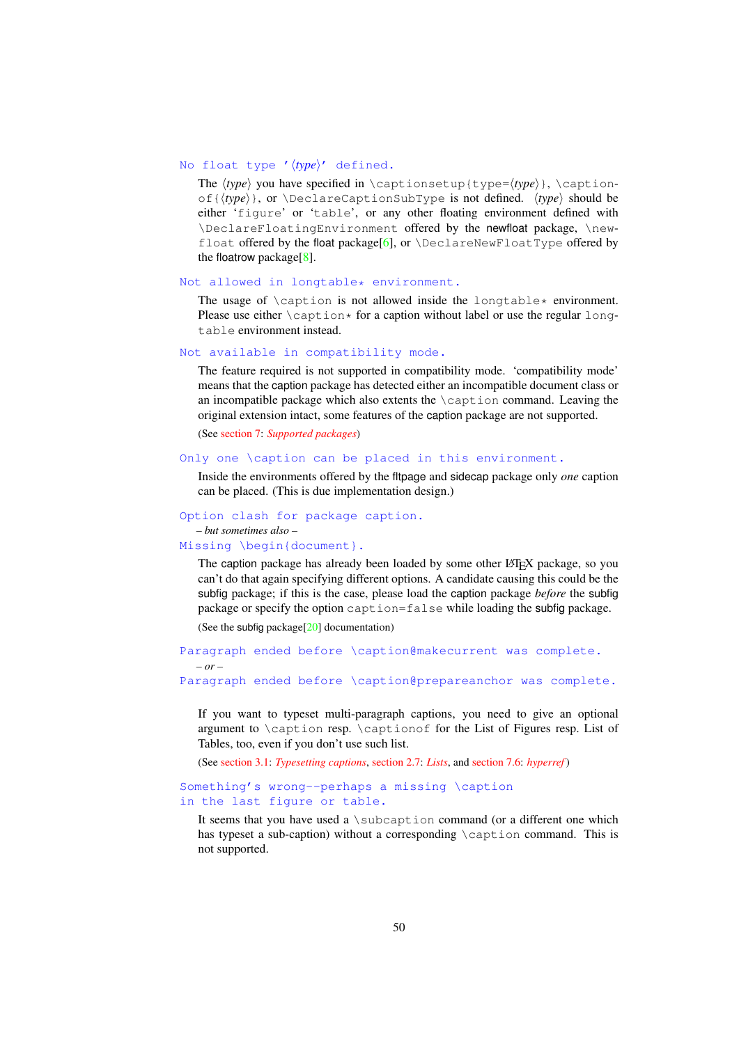`No float type '⟨type⟩' defined.`

The ⟨*type*⟩ you have specified in `\captionsetup{type=`⟨*type*⟩`}`, `\captionof{`⟨*type*⟩`}`, or `\DeclareCaptionSubType` is not defined. ⟨*type*⟩ should be either '`figure`' or '`table`', or any other floating environment defined with `\DeclareFloatingEnvironment` offered by the newfloat package, `\newfloat` offered by the float package[6], or `\DeclareNewFloatType` offered by the floatrow package[8].

`Not allowed in longtable* environment.`

The usage of `\caption` is not allowed inside the `longtable*` environment. Please use either `\caption*` for a caption without label or use the regular `longtable` environment instead.

`Not available in compatibility mode.`

The feature required is not supported in compatibility mode. 'compatibility mode' means that the caption package has detected either an incompatible document class or an incompatible package which also extents the `\caption` command. Leaving the original extension intact, some features of the caption package are not supported.

(See section 7: *Supported packages*)

`Only one \caption can be placed in this environment.`

Inside the environments offered by the fltpage and sidecap package only *one* caption can be placed. (This is due implementation design.)

`Option clash for package caption.`
*– but sometimes also –*
`Missing \begin{document}.`

The caption package has already been loaded by some other LaTeX package, so you can't do that again specifying different options. A candidate causing this could be the subfig package; if this is the case, please load the caption package *before* the subfig package or specify the option `caption=false` while loading the subfig package.

(See the subfig package[20] documentation)

`Paragraph ended before \caption@makecurrent was complete.`
*– or –*
`Paragraph ended before \caption@prepareanchor was complete.`

If you want to typeset multi-paragraph captions, you need to give an optional argument to `\caption` resp. `\captionof` for the List of Figures resp. List of Tables, too, even if you don't use such list.

(See section 3.1: *Typesetting captions*, section 2.7: *Lists*, and section 7.6: *hyperref*)

`Something's wrong--perhaps a missing \caption in the last figure or table.`

It seems that you have used a `\subcaption` command (or a different one which has typeset a sub-caption) without a corresponding `\caption` command. This is not supported.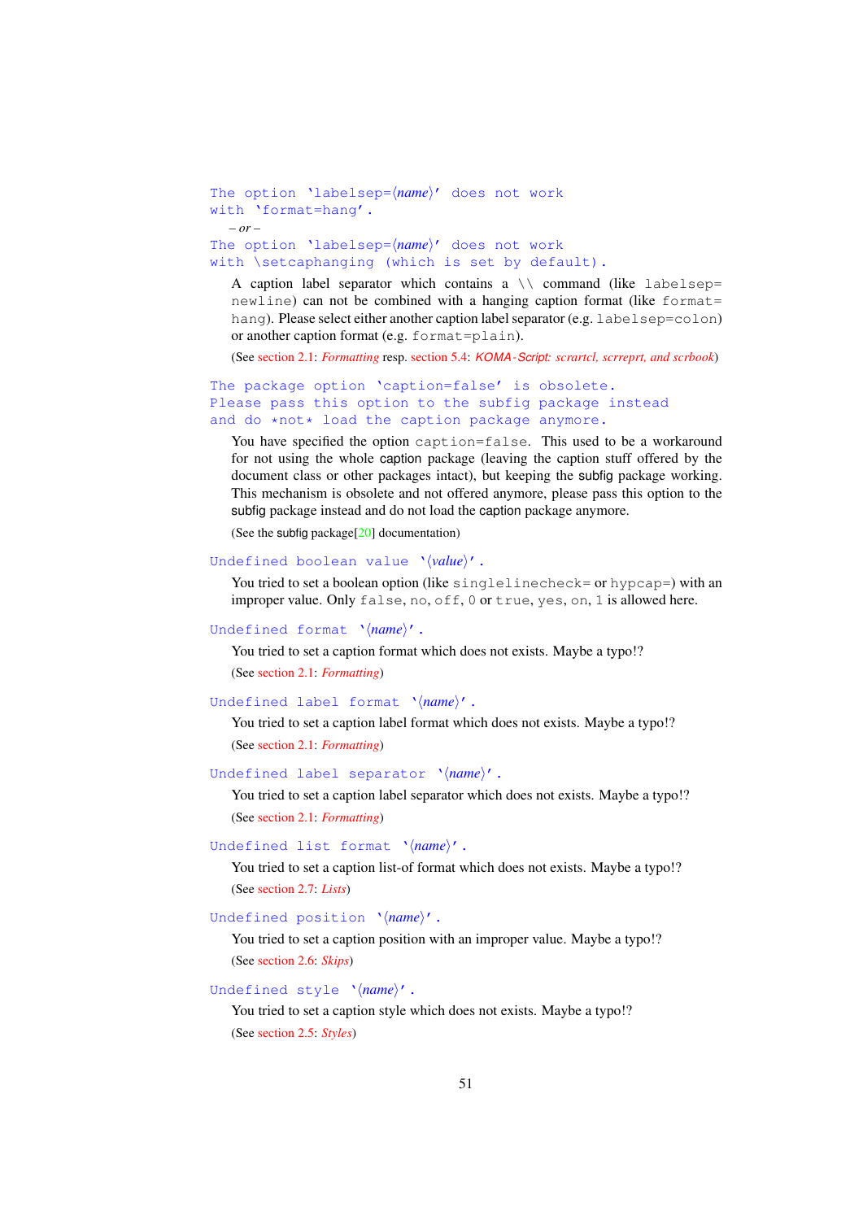`The option 'labelsep=⟨name⟩' does not work with 'format=hang'.`

*– or –*

`The option 'labelsep=⟨name⟩' does not work with \setcaphanging (which is set by default).`

A caption label separator which contains a `\\` command (like `labelsep=newline`) can not be combined with a hanging caption format (like `format=hang`). Please select either another caption label separator (e.g. `labelsep=colon`) or another caption format (e.g. `format=plain`).

(See section 2.1: *Formatting* resp. section 5.4: *KOMA-Script: scrartcl, scrreprt, and scrbook*)

`The package option 'caption=false' is obsolete. Please pass this option to the subfig package instead and do *not* load the caption package anymore.`

You have specified the option `caption=false`. This used to be a workaround for not using the whole caption package (leaving the caption stuff offered by the document class or other packages intact), but keeping the subfig package working. This mechanism is obsolete and not offered anymore, please pass this option to the subfig package instead and do not load the caption package anymore.

(See the subfig package[20] documentation)

`Undefined boolean value '⟨value⟩'.`

You tried to set a boolean option (like `singlelinecheck=` or `hypcap=`) with an improper value. Only `false`, `no`, `off`, `0` or `true`, `yes`, `on`, `1` is allowed here.

`Undefined format '⟨name⟩'.`

You tried to set a caption format which does not exists. Maybe a typo!?

(See section 2.1: *Formatting*)

`Undefined label format '⟨name⟩'.`

You tried to set a caption label format which does not exists. Maybe a typo!?

(See section 2.1: *Formatting*)

`Undefined label separator '⟨name⟩'.`

You tried to set a caption label separator which does not exists. Maybe a typo!?

(See section 2.1: *Formatting*)

`Undefined list format '⟨name⟩'.`

You tried to set a caption list-of format which does not exists. Maybe a typo!?

(See section 2.7: *Lists*)

`Undefined position '⟨name⟩'.`

You tried to set a caption position with an improper value. Maybe a typo!?

(See section 2.6: *Skips*)

`Undefined style '⟨name⟩'.`

You tried to set a caption style which does not exists. Maybe a typo!?

(See section 2.5: *Styles*)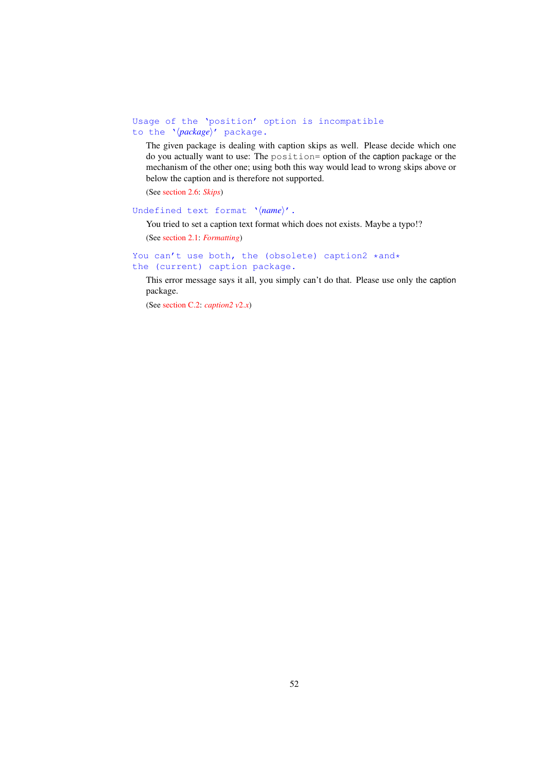`Usage of the 'position' option is incompatible to the '⟨package⟩' package.`

The given package is dealing with caption skips as well. Please decide which one do you actually want to use: The `position=` option of the caption package or the mechanism of the other one; using both this way would lead to wrong skips above or below the caption and is therefore not supported.

(See section 2.6: *Skips*)

`Undefined text format '⟨name⟩'.`

You tried to set a caption text format which does not exists. Maybe a typo!?

(See section 2.1: *Formatting*)

`You can't use both, the (obsolete) caption2 *and* the (current) caption package.`

This error message says it all, you simply can't do that. Please use only the caption package.

(See section C.2: *caption2 v2.x*)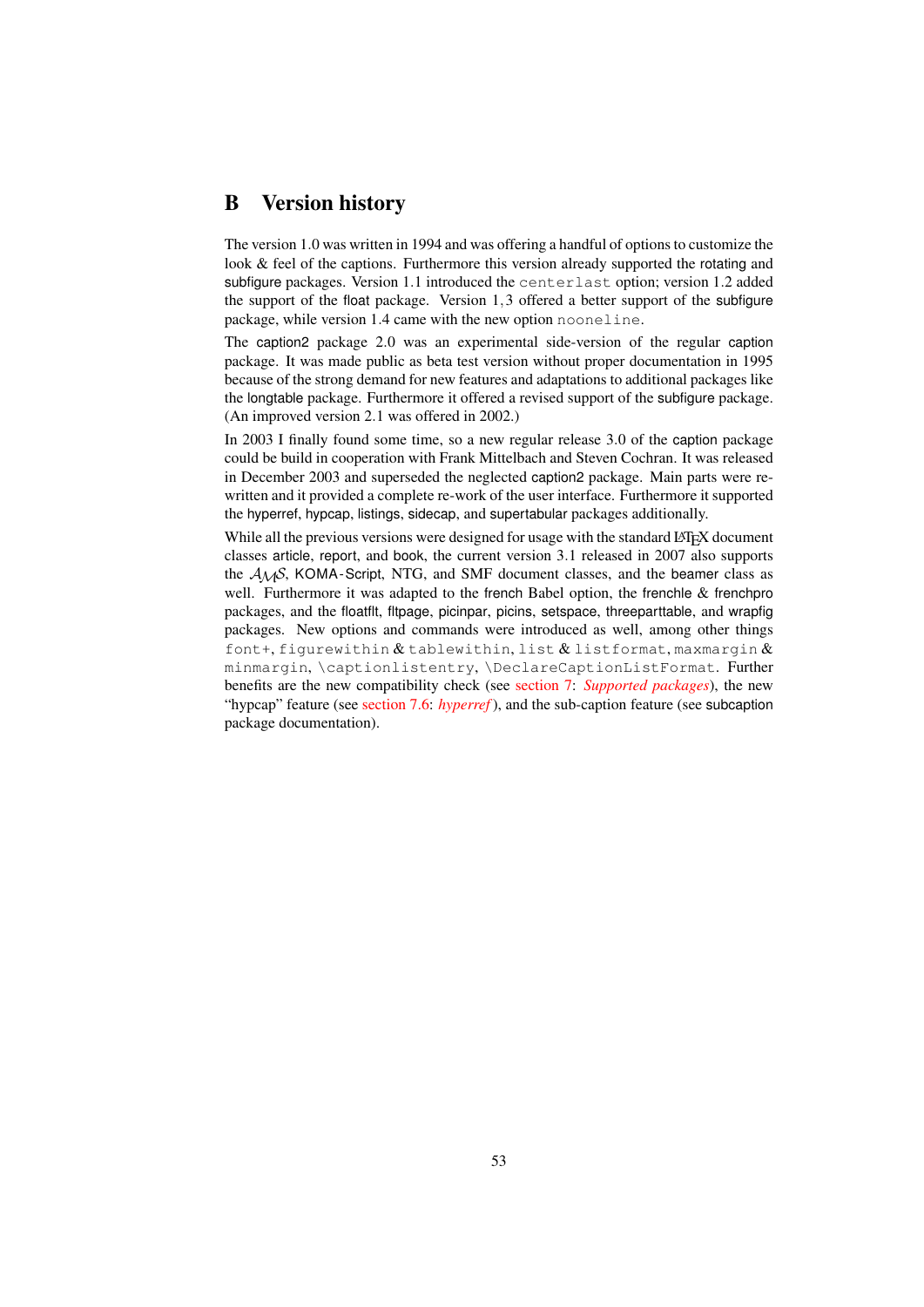# B Version history

The version 1.0 was written in 1994 and was offering a handful of options to customize the look & feel of the captions. Furthermore this version already supported the rotating and subfigure packages. Version 1.1 introduced the `centerlast` option; version 1.2 added the support of the float package. Version 1,3 offered a better support of the subfigure package, while version 1.4 came with the new option `nooneline`.

The caption2 package 2.0 was an experimental side-version of the regular caption package. It was made public as beta test version without proper documentation in 1995 because of the strong demand for new features and adaptations to additional packages like the longtable package. Furthermore it offered a revised support of the subfigure package. (An improved version 2.1 was offered in 2002.)

In 2003 I finally found some time, so a new regular release 3.0 of the caption package could be build in cooperation with Frank Mittelbach and Steven Cochran. It was released in December 2003 and superseded the neglected caption2 package. Main parts were re-written and it provided a complete re-work of the user interface. Furthermore it supported the hyperref, hypcap, listings, sidecap, and supertabular packages additionally.

While all the previous versions were designed for usage with the standard LaTeX document classes article, report, and book, the current version 3.1 released in 2007 also supports the $\mathcal{AMS}$, KOMA-Script, NTG, and SMF document classes, and the beamer class as well. Furthermore it was adapted to the french Babel option, the frenchle & frenchpro packages, and the floatflt, fltpage, picinpar, picins, setspace, threeparttable, and wrapfig packages. New options and commands were introduced as well, among other things `font+`, `figurewithin` & `tablewithin`, `list` & `listformat`, `maxmargin` & `minmargin`, `\captionlistentry`, `\DeclareCaptionListFormat`. Further benefits are the new compatibility check (see section 7: *Supported packages*), the new "hypcap" feature (see section 7.6: *hyperref*), and the sub-caption feature (see subcaption package documentation).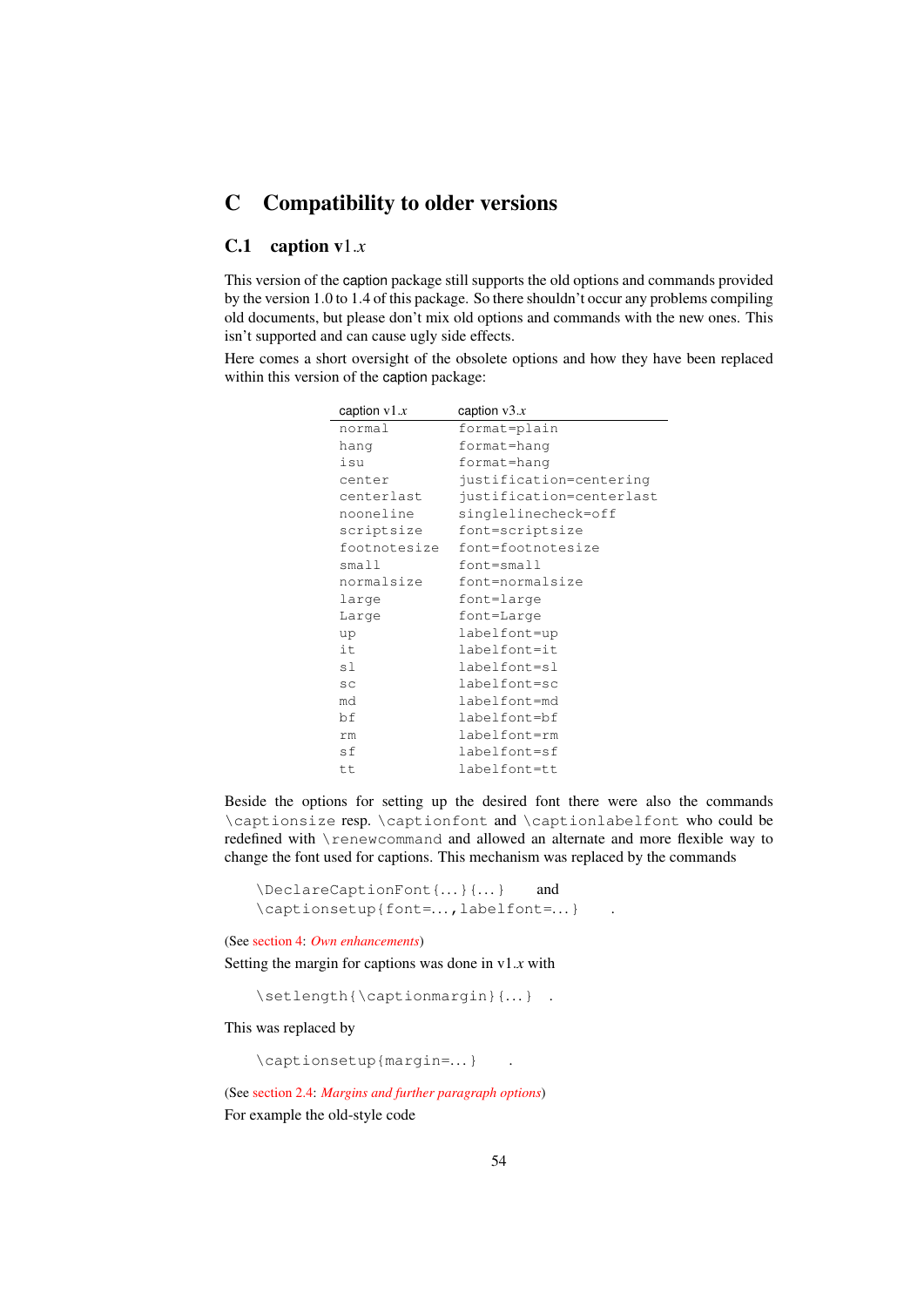# C Compatibility to older versions

## C.1 caption v1.*x*

This version of the caption package still supports the old options and commands provided by the version 1.0 to 1.4 of this package. So there shouldn't occur any problems compiling old documents, but please don't mix old options and commands with the new ones. This isn't supported and can cause ugly side effects.

Here comes a short oversight of the obsolete options and how they have been replaced within this version of the caption package:

| caption v1.*x* | caption v3.*x* |
|---|---|
| `normal` | `format=plain` |
| `hang` | `format=hang` |
| `isu` | `format=hang` |
| `center` | `justification=centering` |
| `centerlast` | `justification=centerlast` |
| `nooneline` | `singlelinecheck=off` |
| `scriptsize` | `font=scriptsize` |
| `footnotesize` | `font=footnotesize` |
| `small` | `font=small` |
| `normalsize` | `font=normalsize` |
| `large` | `font=large` |
| `Large` | `font=Large` |
| `up` | `labelfont=up` |
| `it` | `labelfont=it` |
| `sl` | `labelfont=sl` |
| `sc` | `labelfont=sc` |
| `md` | `labelfont=md` |
| `bf` | `labelfont=bf` |
| `rm` | `labelfont=rm` |
| `sf` | `labelfont=sf` |
| `tt` | `labelfont=tt` |

Beside the options for setting up the desired font there were also the commands `\captionsize` resp. `\captionfont` and `\captionlabelfont` who could be redefined with `\renewcommand` and allowed an alternate and more flexible way to change the font used for captions. This mechanism was replaced by the commands

```
\DeclareCaptionFont{...}{...}     and
\captionsetup{font=...,labelfont=...}     .
```

(See section 4: *Own enhancements*)

Setting the margin for captions was done in v1.*x* with

```
\setlength{\captionmargin}{...}   .
```

This was replaced by

```
\captionsetup{margin=...}     .
```

(See section 2.4: *Margins and further paragraph options*)

For example the old-style code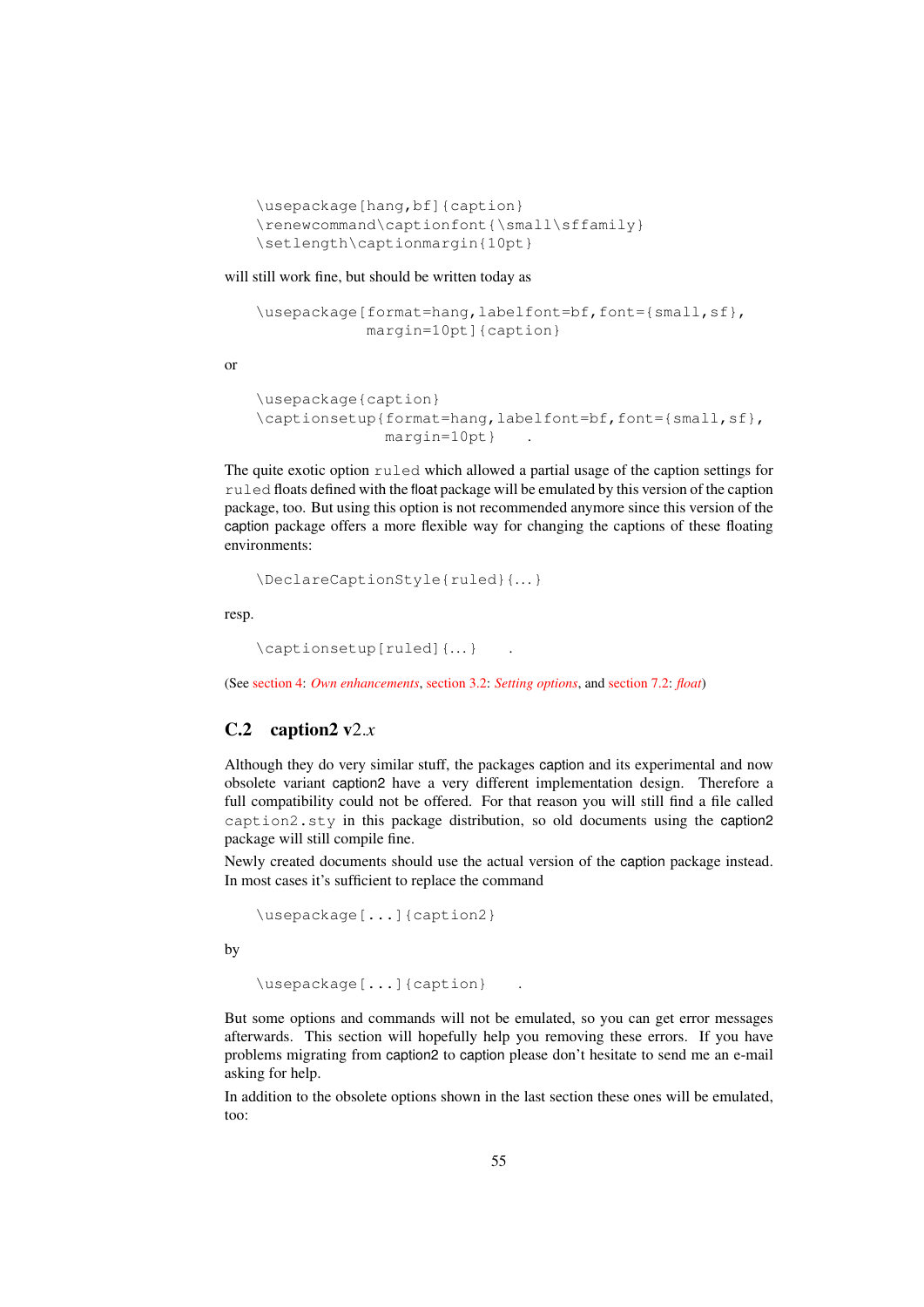```
\usepackage[hang,bf]{caption}
\renewcommand\captionfont{\small\sffamily}
\setlength\captionmargin{10pt}
```

will still work fine, but should be written today as

```
\usepackage[format=hang,labelfont=bf,font={small,sf},
            margin=10pt]{caption}
```

or

```
\usepackage{caption}
\captionsetup{format=hang,labelfont=bf,font={small,sf},
              margin=10pt}    .
```

The quite exotic option `ruled` which allowed a partial usage of the caption settings for `ruled` floats defined with the float package will be emulated by this version of the caption package, too. But using this option is not recommended anymore since this version of the caption package offers a more flexible way for changing the captions of these floating environments:

```
\DeclareCaptionStyle{ruled}{...}
```

resp.

```
\captionsetup[ruled]{...}    .
```

(See section 4: *Own enhancements*, section 3.2: *Setting options*, and section 7.2: *float*)

## C.2 caption2 v2.*x*

Although they do very similar stuff, the packages caption and its experimental and now obsolete variant caption2 have a very different implementation design. Therefore a full compatibility could not be offered. For that reason you will still find a file called `caption2.sty` in this package distribution, so old documents using the caption2 package will still compile fine.

Newly created documents should use the actual version of the caption package instead. In most cases it's sufficient to replace the command

```
\usepackage[...]{caption2}
```

by

```
\usepackage[...]{caption}    .
```

But some options and commands will not be emulated, so you can get error messages afterwards. This section will hopefully help you removing these errors. If you have problems migrating from caption2 to caption please don't hesitate to send me an e-mail asking for help.

In addition to the obsolete options shown in the last section these ones will be emulated, too: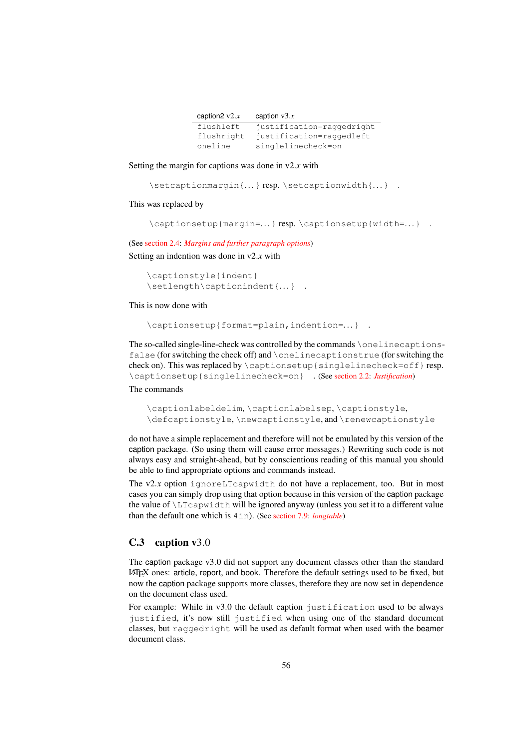| caption2 v2.*x* | caption v3.*x* |
|---|---|
| `flushleft` | `justification=raggedright` |
| `flushright` | `justification=raggedleft` |
| `oneline` | `singlelinecheck=on` |

Setting the margin for captions was done in v2.*x* with

`\setcaptionmargin{...}` resp. `\setcaptionwidth{...}` .

This was replaced by

`\captionsetup{margin=...}` resp. `\captionsetup{width=...}` .

(See section 2.4: *Margins and further paragraph options*)

Setting an indention was done in v2.*x* with

```
\captionstyle{indent}
\setlength\captionindent{...} .
```

This is now done with

`\captionsetup{format=plain,indention=...}` .

The so-called single-line-check was controlled by the commands `\onelinecaptionsfalse` (for switching the check off) and `\onelinecaptionstrue` (for switching the check on). This was replaced by `\captionsetup{singlelinecheck=off}` resp. `\captionsetup{singlelinecheck=on}` . (See section 2.2: *Justification*)

The commands

`\captionlabeldelim`, `\captionlabelsep`, `\captionstyle`, `\defcaptionstyle`, `\newcaptionstyle`, and `\renewcaptionstyle`

do not have a simple replacement and therefore will not be emulated by this version of the caption package. (So using them will cause error messages.) Rewriting such code is not always easy and straight-ahead, but by conscientious reading of this manual you should be able to find appropriate options and commands instead.

The v2.*x* option `ignoreLTcapwidth` do not have a replacement, too. But in most cases you can simply drop using that option because in this version of the caption package the value of `\LTcapwidth` will be ignored anyway (unless you set it to a different value than the default one which is `4in`). (See section 7.9: *longtable*)

## C.3 caption v3.0

The caption package v3.0 did not support any document classes other than the standard LaTeX ones: article, report, and book. Therefore the default settings used to be fixed, but now the caption package supports more classes, therefore they are now set in dependence on the document class used.

For example: While in v3.0 the default caption `justification` used to be always `justified`, it's now still `justified` when using one of the standard document classes, but `raggedright` will be used as default format when used with the beamer document class.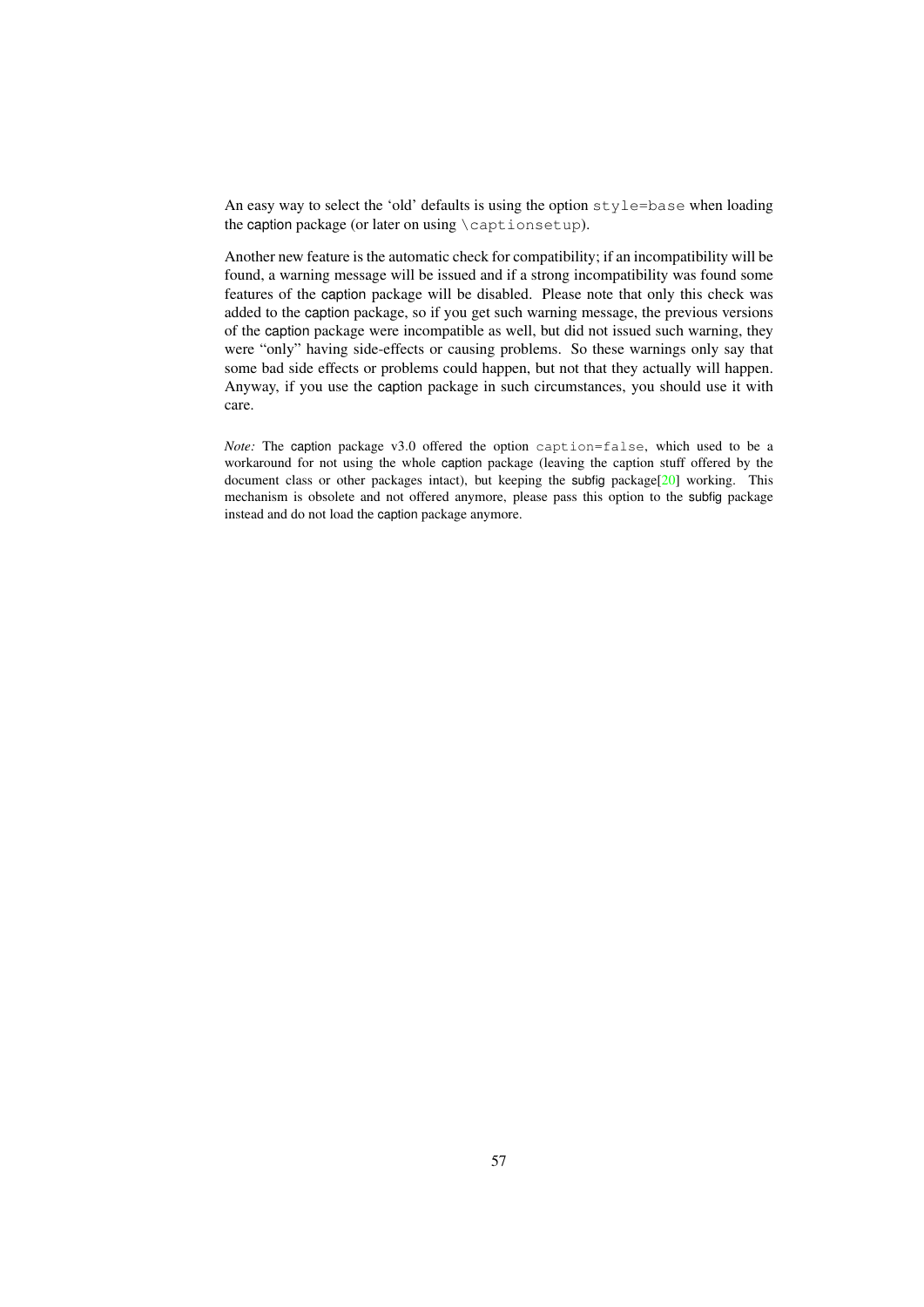An easy way to select the 'old' defaults is using the option `style=base` when loading the caption package (or later on using `\captionsetup`).

Another new feature is the automatic check for compatibility; if an incompatibility will be found, a warning message will be issued and if a strong incompatibility was found some features of the caption package will be disabled. Please note that only this check was added to the caption package, so if you get such warning message, the previous versions of the caption package were incompatible as well, but did not issued such warning, they were "only" having side-effects or causing problems. So these warnings only say that some bad side effects or problems could happen, but not that they actually will happen. Anyway, if you use the caption package in such circumstances, you should use it with care.

*Note:* The caption package v3.0 offered the option `caption=false`, which used to be a workaround for not using the whole caption package (leaving the caption stuff offered by the document class or other packages intact), but keeping the subfig package[20] working. This mechanism is obsolete and not offered anymore, please pass this option to the subfig package instead and do not load the caption package anymore.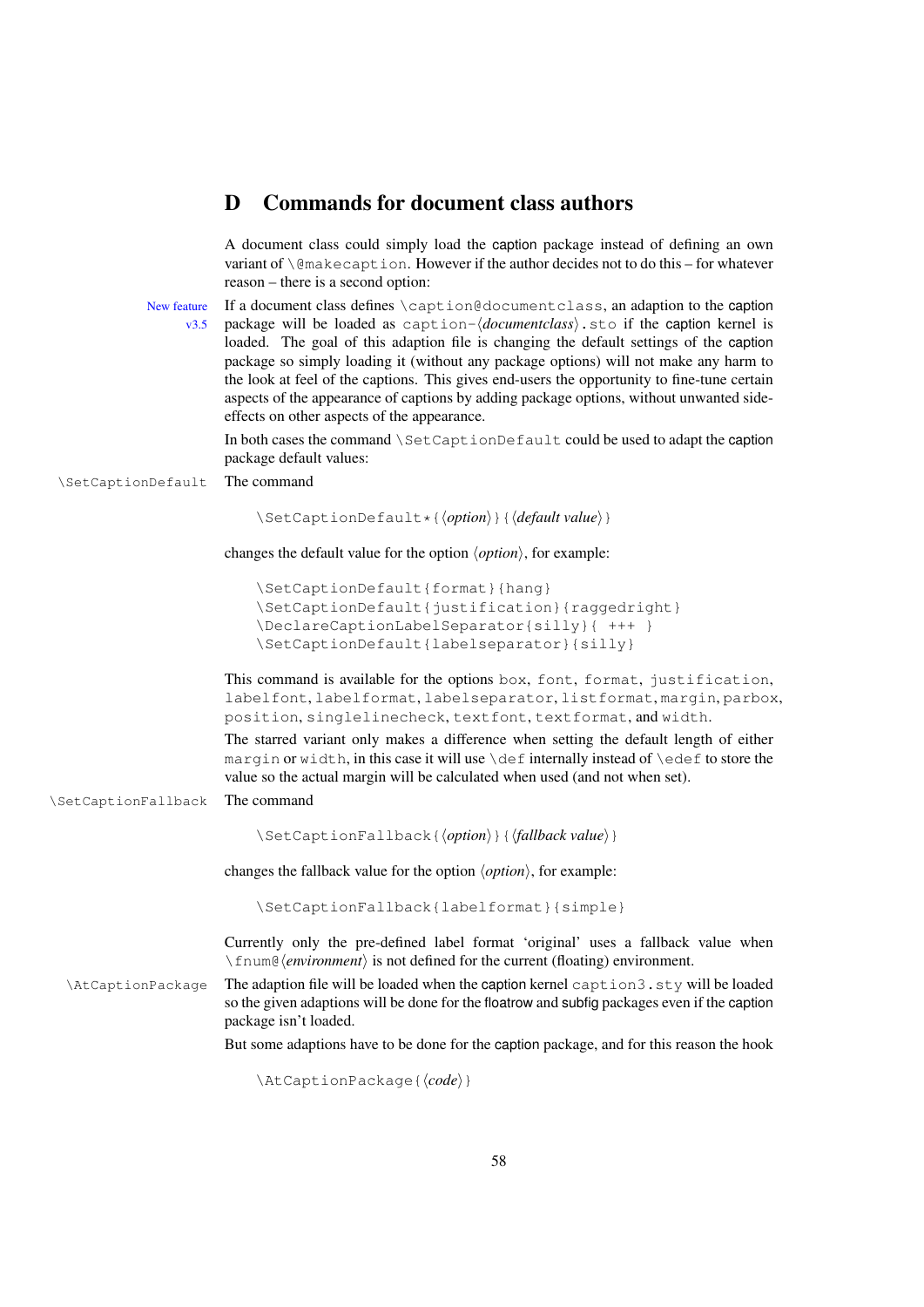# D Commands for document class authors

A document class could simply load the caption package instead of defining an own variant of `\@makecaption`. However if the author decides not to do this – for whatever reason – there is a second option:

New feature v3.5

If a document class defines `\caption@documentclass`, an adaption to the caption package will be loaded as `caption-`⟨*documentclass*⟩`.sto` if the caption kernel is loaded. The goal of this adaption file is changing the default settings of the caption package so simply loading it (without any package options) will not make any harm to the look at feel of the captions. This gives end-users the opportunity to fine-tune certain aspects of the appearance of captions by adding package options, without unwanted side-effects on other aspects of the appearance.

In both cases the command `\SetCaptionDefault` could be used to adapt the caption package default values:

`\SetCaptionDefault` The command

```
\SetCaptionDefault*{⟨option⟩}{⟨default value⟩}
```

changes the default value for the option ⟨*option*⟩, for example:

```
\SetCaptionDefault{format}{hang}
\SetCaptionDefault{justification}{raggedright}
\DeclareCaptionLabelSeparator{silly}{ +++ }
\SetCaptionDefault{labelseparator}{silly}
```

This command is available for the options `box`, `font`, `format`, `justification`, `labelfont`, `labelformat`, `labelseparator`, `listformat`, `margin`, `parbox`, `position`, `singlelinecheck`, `textfont`, `textformat`, and `width`.

The starred variant only makes a difference when setting the default length of either `margin` or `width`, in this case it will use `\def` internally instead of `\edef` to store the value so the actual margin will be calculated when used (and not when set).

`\SetCaptionFallback` The command

```
\SetCaptionFallback{⟨option⟩}{⟨fallback value⟩}
```

changes the fallback value for the option ⟨*option*⟩, for example:

```
\SetCaptionFallback{labelformat}{simple}
```

Currently only the pre-defined label format 'original' uses a fallback value when `\fnum@`⟨*environment*⟩ is not defined for the current (floating) environment.

`\AtCaptionPackage` The adaption file will be loaded when the caption kernel `caption3.sty` will be loaded so the given adaptions will be done for the floatrow and subfig packages even if the caption package isn't loaded.

But some adaptions have to be done for the caption package, and for this reason the hook

```
\AtCaptionPackage{⟨code⟩}
```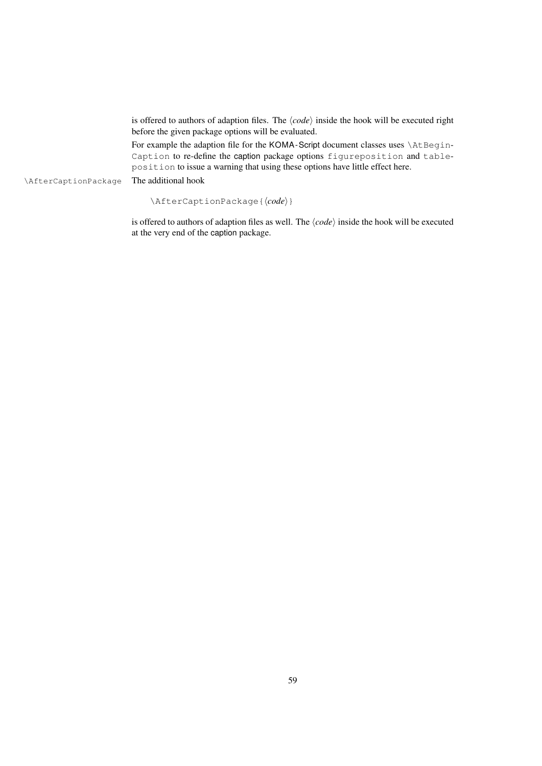is offered to authors of adaption files. The ⟨*code*⟩ inside the hook will be executed right before the given package options will be evaluated.

For example the adaption file for the KOMA-Script document classes uses `\AtBeginCaption` to re-define the caption package options `figureposition` and `tableposition` to issue a warning that using these options have little effect here.

`\AfterCaptionPackage` The additional hook

```
\AfterCaptionPackage{⟨code⟩}
```

is offered to authors of adaption files as well. The ⟨*code*⟩ inside the hook will be executed at the very end of the caption package.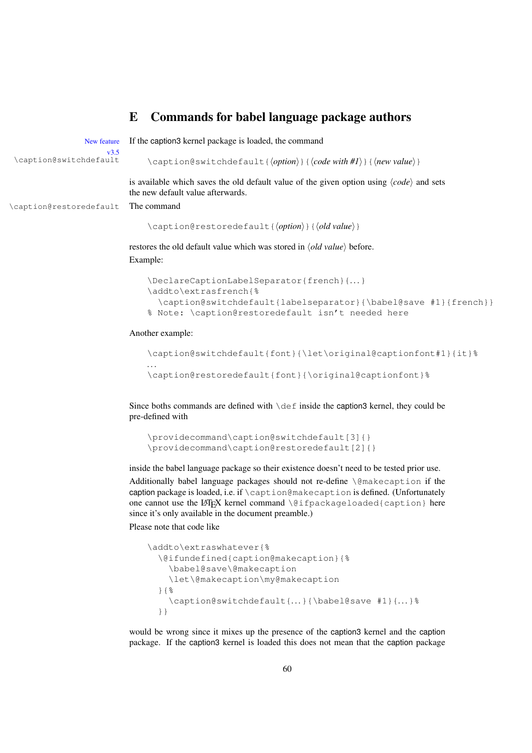# E Commands for babel language package authors

New feature v3.5

\caption@switchdefault

If the caption3 kernel package is loaded, the command

```
\caption@switchdefault{⟨option⟩}{⟨code with #1⟩}{⟨new value⟩}
```

is available which saves the old default value of the given option using ⟨*code*⟩ and sets the new default value afterwards.

\caption@restoredefault

The command

```
\caption@restoredefault{⟨option⟩}{⟨old value⟩}
```

restores the old default value which was stored in ⟨*old value*⟩ before.

Example:

```
\DeclareCaptionLabelSeparator{french}{...}
\addto\extrasfrench{%
  \caption@switchdefault{labelseparator}{\babel@save #1}{french}}
% Note: \caption@restoredefault isn't needed here
```

Another example:

```
\caption@switchdefault{font}{\let\original@captionfont#1}{it}%
...
\caption@restoredefault{font}{\original@captionfont}%
```

Since boths commands are defined with `\def` inside the caption3 kernel, they could be pre-defined with

```
\providecommand\caption@switchdefault[3]{}
\providecommand\caption@restoredefault[2]{}
```

inside the babel language package so their existence doesn't need to be tested prior use.

Additionally babel language packages should not re-define `\@makecaption` if the caption package is loaded, i.e. if `\caption@makecaption` is defined. (Unfortunately one cannot use the LaTeX kernel command `\@ifpackageloaded{caption}` here since it's only available in the document preamble.)

Please note that code like

```
\addto\extraswhatever{%
  \@ifundefined{caption@makecaption}{%
    \babel@save\@makecaption
    \let\@makecaption\my@makecaption
  }{%
    \caption@switchdefault{...}{\babel@save #1}{...}%
  }}
```

would be wrong since it mixes up the presence of the caption3 kernel and the caption package. If the caption3 kernel is loaded this does not mean that the caption package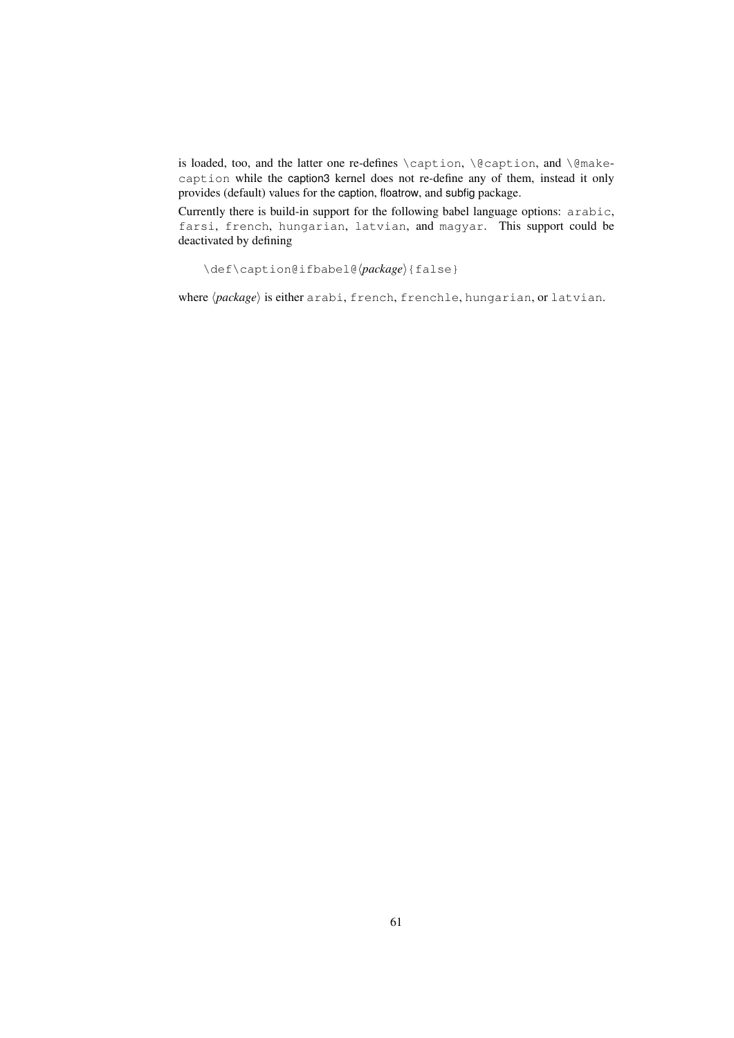is loaded, too, and the latter one re-defines `\caption`, `\@caption`, and `\@makecaption` while the caption3 kernel does not re-define any of them, instead it only provides (default) values for the caption, floatrow, and subfig package.

Currently there is build-in support for the following babel language options: `arabic`, `farsi`, `french`, `hungarian`, `latvian`, and `magyar`. This support could be deactivated by defining

```
\def\caption@ifbabel@⟨package⟩{false}
```

where ⟨*package*⟩ is either `arabi`, `french`, `frenchle`, `hungarian`, or `latvian`.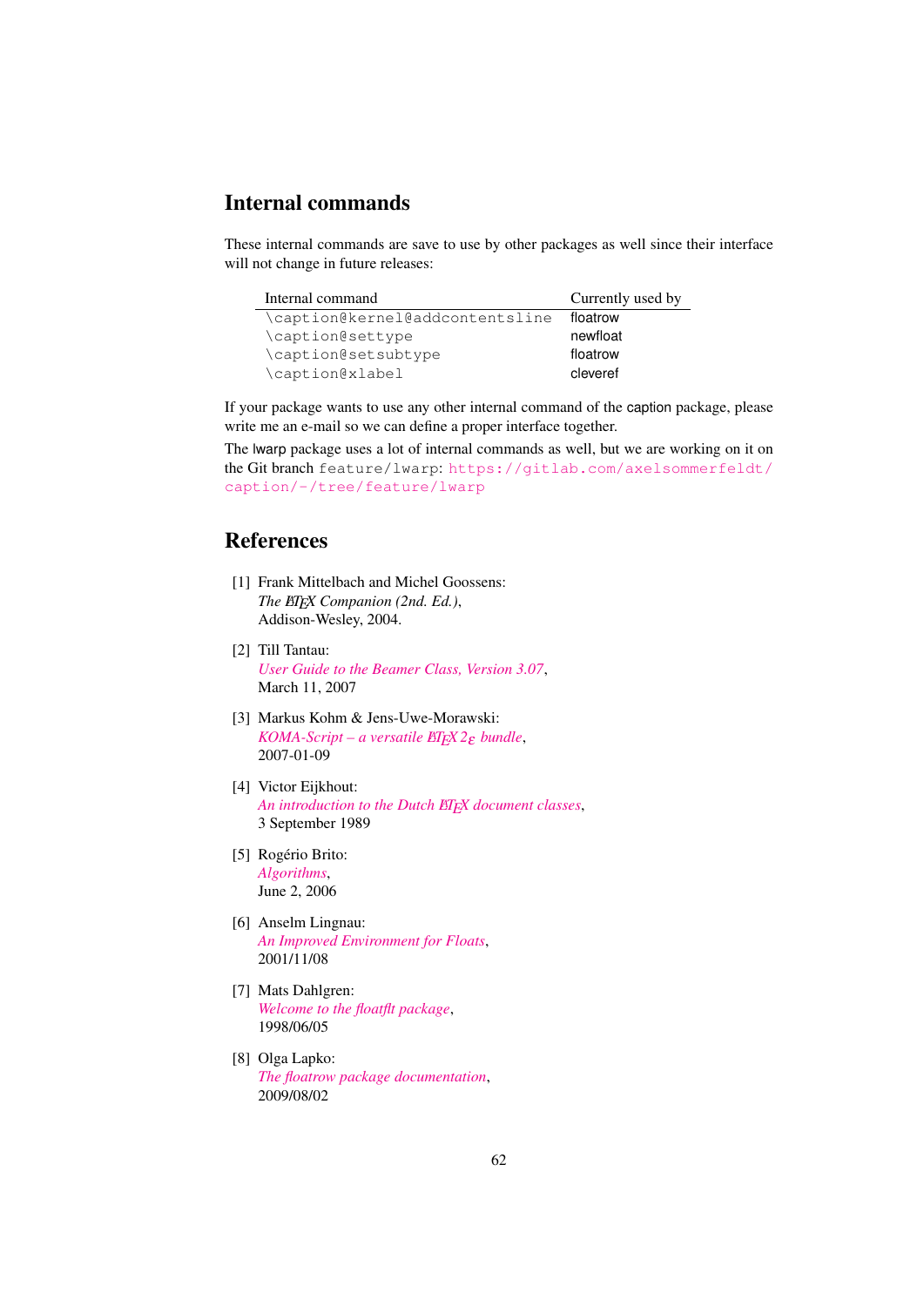## Internal commands

These internal commands are save to use by other packages as well since their interface will not change in future releases:

| Internal command | Currently used by |
|---|---|
| `\caption@kernel@addcontentsline` | floatrow |
| `\caption@settype` | newfloat |
| `\caption@setsubtype` | floatrow |
| `\caption@xlabel` | cleveref |

If your package wants to use any other internal command of the caption package, please write me an e-mail so we can define a proper interface together.

The lwarp package uses a lot of internal commands as well, but we are working on it on the Git branch `feature/lwarp`: https://gitlab.com/axelsommerfeldt/caption/-/tree/feature/lwarp

## References

[1] Frank Mittelbach and Michel Goossens:
*The LaTeX Companion (2nd. Ed.)*,
Addison-Wesley, 2004.

[2] Till Tantau:
*User Guide to the Beamer Class, Version 3.07*,
March 11, 2007

[3] Markus Kohm & Jens-Uwe-Morawski:
*KOMA-Script – a versatile LaTeX $2_\varepsilon$ bundle*,
2007-01-09

[4] Victor Eijkhout:
*An introduction to the Dutch LaTeX document classes*,
3 September 1989

[5] Rogério Brito:
*Algorithms*,
June 2, 2006

[6] Anselm Lingnau:
*An Improved Environment for Floats*,
2001/11/08

[7] Mats Dahlgren:
*Welcome to the floatflt package*,
1998/06/05

[8] Olga Lapko:
*The floatrow package documentation*,
2009/08/02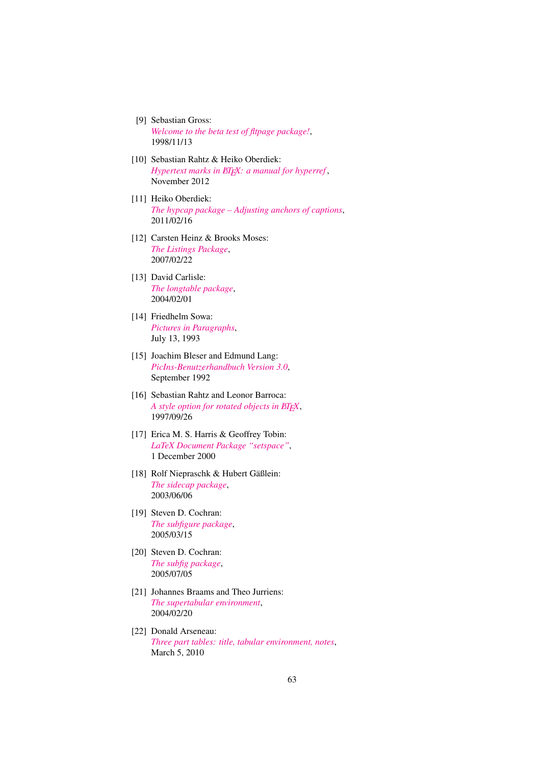[9] Sebastian Gross:
*Welcome to the beta test of fltpage package!*,
1998/11/13

[10] Sebastian Rahtz & Heiko Oberdiek:
*Hypertext marks in LaTeX: a manual for hyperref*,
November 2012

[11] Heiko Oberdiek:
*The hypcap package – Adjusting anchors of captions*,
2011/02/16

[12] Carsten Heinz & Brooks Moses:
*The Listings Package*,
2007/02/22

[13] David Carlisle:
*The longtable package*,
2004/02/01

[14] Friedhelm Sowa:
*Pictures in Paragraphs*,
July 13, 1993

[15] Joachim Bleser and Edmund Lang:
*PicIns-Benutzerhandbuch Version 3.0*,
September 1992

[16] Sebastian Rahtz and Leonor Barroca:
*A style option for rotated objects in LaTeX*,
1997/09/26

[17] Erica M. S. Harris & Geoffrey Tobin:
*LaTeX Document Package "setspace"*,
1 December 2000

[18] Rolf Niepraschk & Hubert Gäßlein:
*The sidecap package*,
2003/06/06

[19] Steven D. Cochran:
*The subfigure package*,
2005/03/15

[20] Steven D. Cochran:
*The subfig package*,
2005/07/05

[21] Johannes Braams and Theo Jurriens:
*The supertabular environment*,
2004/02/20

[22] Donald Arseneau:
*Three part tables: title, tabular environment, notes*,
March 5, 2010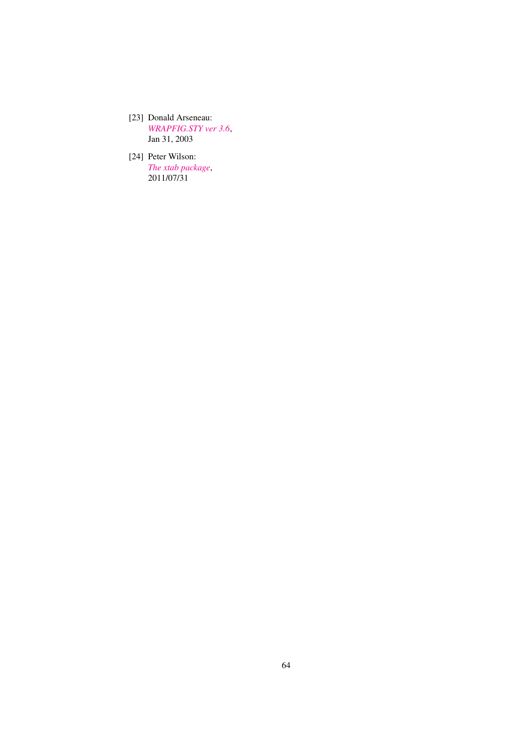[23] Donald Arseneau:
*WRAPFIG.STY ver 3.6*,
Jan 31, 2003

[24] Peter Wilson:
*The xtab package*,
2011/07/31